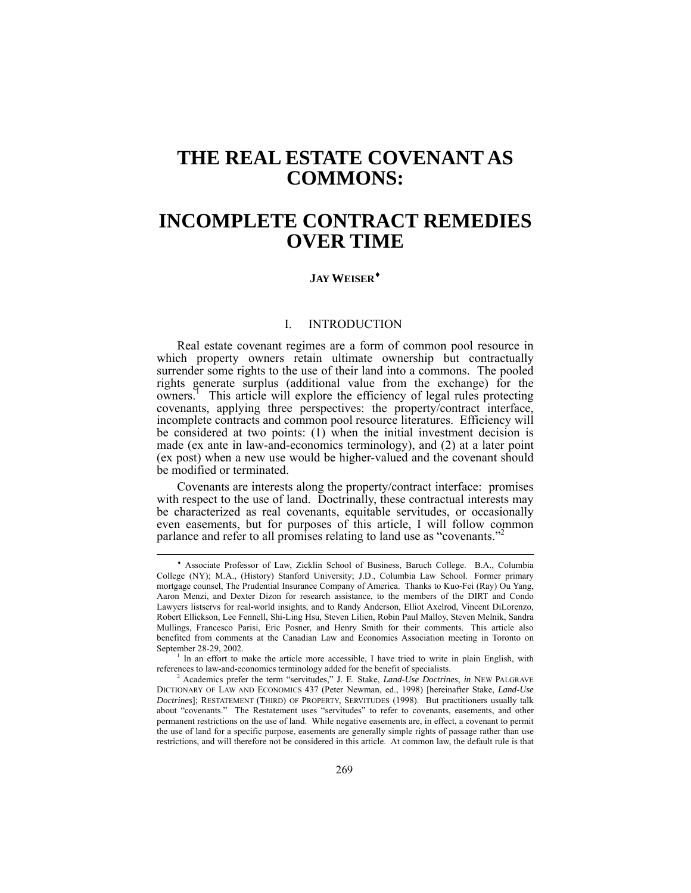# THE REAL ESTATE COVENANT AS COMMONS:

# INCOMPLETE CONTRACT REMEDIES OVER TIME

**JAY WEISER**[♦]

## I. INTRODUCTION

Real estate covenant regimes are a form of common pool resource in which property owners retain ultimate ownership but contractually surrender some rights to the use of their land into a commons. The pooled rights generate surplus (additional value from the exchange) for the owners.[1] This article will explore the efficiency of legal rules protecting covenants, applying three perspectives: the property/contract interface, incomplete contracts and common pool resource literatures. Efficiency will be considered at two points: (1) when the initial investment decision is made (ex ante in law-and-economics terminology), and (2) at a later point (ex post) when a new use would be higher-valued and the covenant should be modified or terminated.

Covenants are interests along the property/contract interface: promises with respect to the use of land. Doctrinally, these contractual interests may be characterized as real covenants, equitable servitudes, or occasionally even easements, but for purposes of this article, I will follow common parlance and refer to all promises relating to land use as "covenants."[2]

---

♦ Associate Professor of Law, Zicklin School of Business, Baruch College. B.A., Columbia College (NY); M.A., (History) Stanford University; J.D., Columbia Law School. Former primary mortgage counsel, The Prudential Insurance Company of America. Thanks to Kuo-Fei (Ray) Ou Yang, Aaron Menzi, and Dexter Dizon for research assistance, to the members of the DIRT and Condo Lawyers listservs for real-world insights, and to Randy Anderson, Elliot Axelrod, Vincent DiLorenzo, Robert Ellickson, Lee Fennell, Shi-Ling Hsu, Steven Lilien, Robin Paul Malloy, Steven Melnik, Sandra Mullings, Francesco Parisi, Eric Posner, and Henry Smith for their comments. This article also benefited from comments at the Canadian Law and Economics Association meeting in Toronto on September 28-29, 2002.

[1] In an effort to make the article more accessible, I have tried to write in plain English, with references to law-and-economics terminology added for the benefit of specialists.

[2] Academics prefer the term "servitudes," J. E. Stake, *Land-Use Doctrines*, *in* NEW PALGRAVE DICTIONARY OF LAW AND ECONOMICS 437 (Peter Newman, ed., 1998) [hereinafter Stake, *Land-Use Doctrines*]; RESTATEMENT (THIRD) OF PROPERTY, SERVITUDES (1998). But practitioners usually talk about "covenants." The Restatement uses "servitudes" to refer to covenants, easements, and other permanent restrictions on the use of land. While negative easements are, in effect, a covenant to permit the use of land for a specific purpose, easements are generally simple rights of passage rather than use restrictions, and will therefore not be considered in this article. At common law, the default rule is that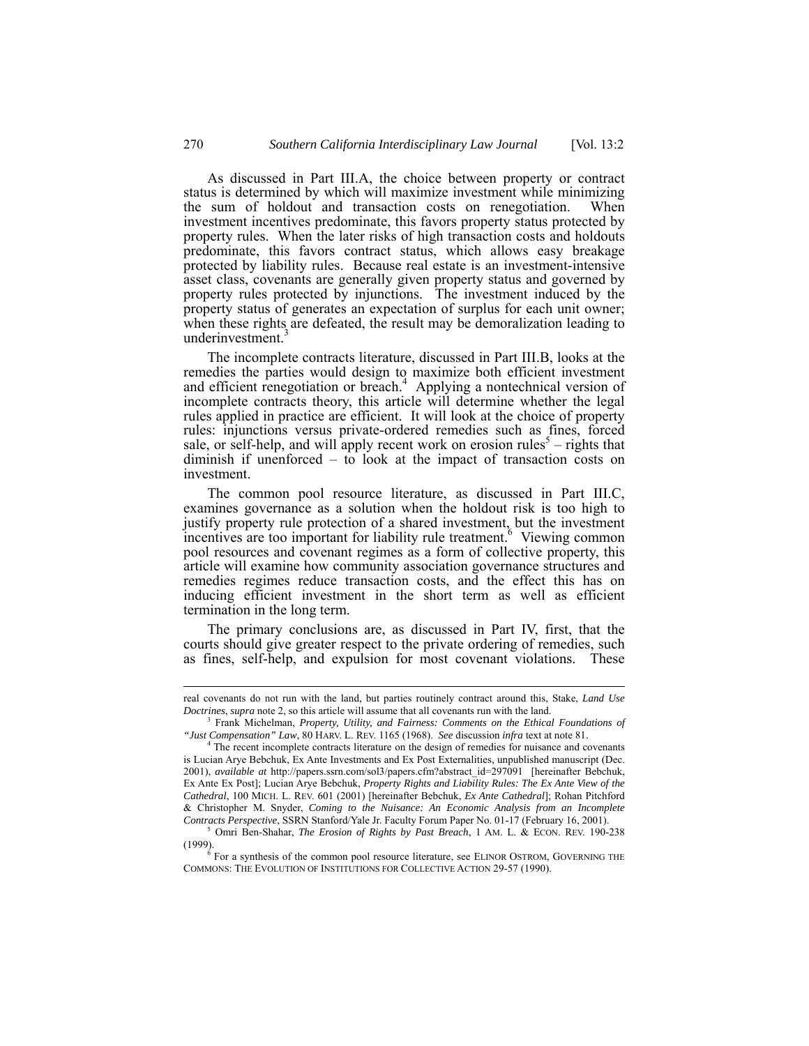As discussed in Part III.A, the choice between property or contract status is determined by which will maximize investment while minimizing the sum of holdout and transaction costs on renegotiation. When investment incentives predominate, this favors property status protected by property rules. When the later risks of high transaction costs and holdouts predominate, this favors contract status, which allows easy breakage protected by liability rules. Because real estate is an investment-intensive asset class, covenants are generally given property status and governed by property rules protected by injunctions. The investment induced by the property status of generates an expectation of surplus for each unit owner; when these rights are defeated, the result may be demoralization leading to underinvestment.[3]

The incomplete contracts literature, discussed in Part III.B, looks at the remedies the parties would design to maximize both efficient investment and efficient renegotiation or breach.[4] Applying a nontechnical version of incomplete contracts theory, this article will determine whether the legal rules applied in practice are efficient. It will look at the choice of property rules: injunctions versus private-ordered remedies such as fines, forced sale, or self-help, and will apply recent work on erosion rules[5] – rights that diminish if unenforced – to look at the impact of transaction costs on investment.

The common pool resource literature, as discussed in Part III.C, examines governance as a solution when the holdout risk is too high to justify property rule protection of a shared investment, but the investment incentives are too important for liability rule treatment.[6] Viewing common pool resources and covenant regimes as a form of collective property, this article will examine how community association governance structures and remedies regimes reduce transaction costs, and the effect this has on inducing efficient investment in the short term as well as efficient termination in the long term.

The primary conclusions are, as discussed in Part IV, first, that the courts should give greater respect to the private ordering of remedies, such as fines, self-help, and expulsion for most covenant violations. These

---

real covenants do not run with the land, but parties routinely contract around this, Stake, *Land Use Doctrines*, *supra* note 2, so this article will assume that all covenants run with the land.

[3] Frank Michelman, *Property, Utility, and Fairness: Comments on the Ethical Foundations of "Just Compensation" Law*, 80 HARV. L. REV. 1165 (1968). *See* discussion *infra* text at note 81.

[4] The recent incomplete contracts literature on the design of remedies for nuisance and covenants is Lucian Arye Bebchuk, Ex Ante Investments and Ex Post Externalities, unpublished manuscript (Dec. 2001), *available at* http://papers.ssrn.com/sol3/papers.cfm?abstract_id=297091 [hereinafter Bebchuk, Ex Ante Ex Post]; Lucian Arye Bebchuk, *Property Rights and Liability Rules: The Ex Ante View of the Cathedral*, 100 MICH. L. REV. 601 (2001) [hereinafter Bebchuk, *Ex Ante Cathedral*]; Rohan Pitchford & Christopher M. Snyder, *Coming to the Nuisance: An Economic Analysis from an Incomplete Contracts Perspective*, SSRN Stanford/Yale Jr. Faculty Forum Paper No. 01-17 (February 16, 2001).

[5] Omri Ben-Shahar, *The Erosion of Rights by Past Breach*, 1 AM. L. & ECON. REV. 190-238 (1999).

[6] For a synthesis of the common pool resource literature, see ELINOR OSTROM, GOVERNING THE COMMONS: THE EVOLUTION OF INSTITUTIONS FOR COLLECTIVE ACTION 29-57 (1990).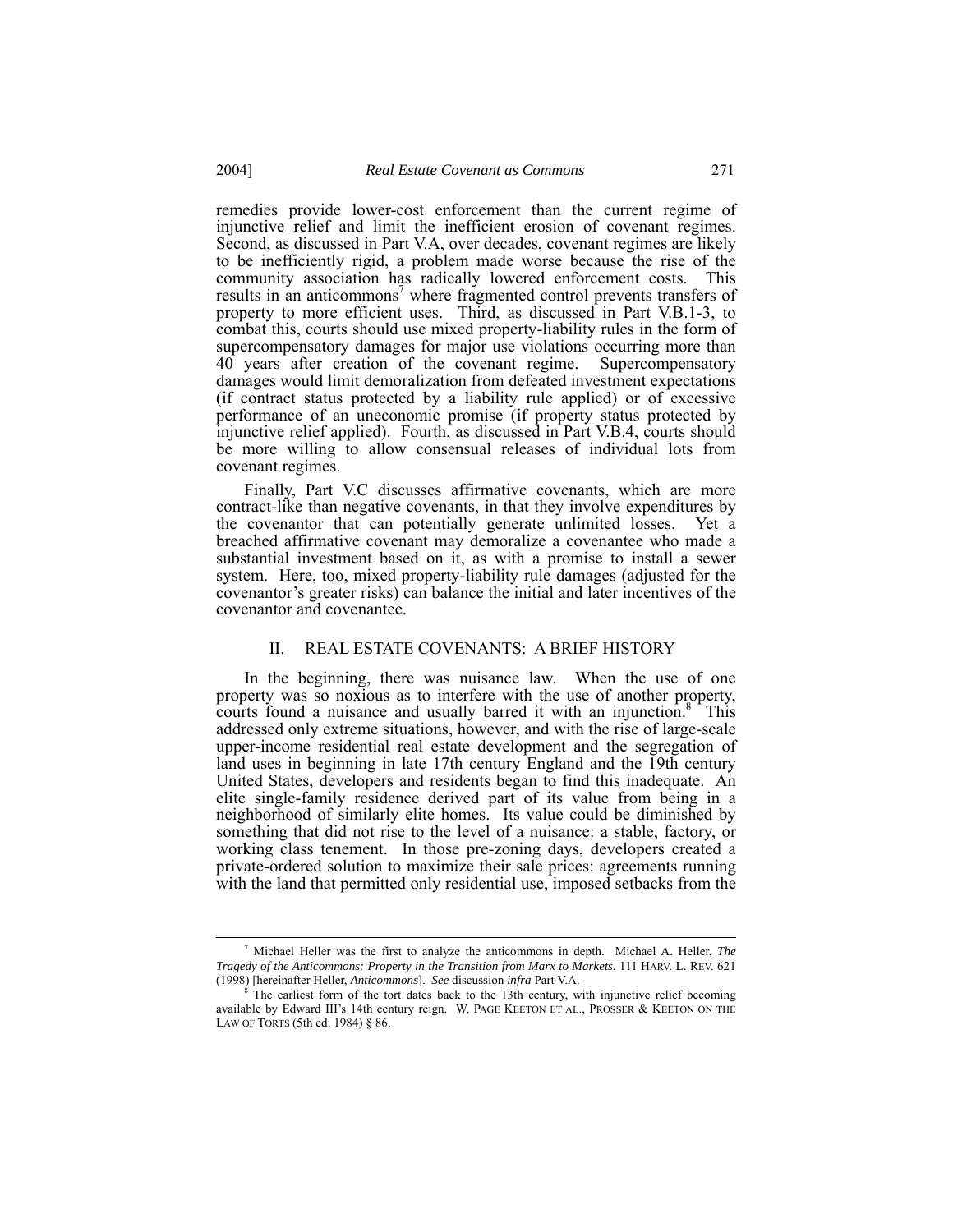remedies provide lower-cost enforcement than the current regime of injunctive relief and limit the inefficient erosion of covenant regimes. Second, as discussed in Part V.A, over decades, covenant regimes are likely to be inefficiently rigid, a problem made worse because the rise of the community association has radically lowered enforcement costs. This results in an anticommons[7] where fragmented control prevents transfers of property to more efficient uses. Third, as discussed in Part V.B.1-3, to combat this, courts should use mixed property-liability rules in the form of supercompensatory damages for major use violations occurring more than 40 years after creation of the covenant regime. Supercompensatory damages would limit demoralization from defeated investment expectations (if contract status protected by a liability rule applied) or of excessive performance of an uneconomic promise (if property status protected by injunctive relief applied). Fourth, as discussed in Part V.B.4, courts should be more willing to allow consensual releases of individual lots from covenant regimes.

Finally, Part V.C discusses affirmative covenants, which are more contract-like than negative covenants, in that they involve expenditures by the covenantor that can potentially generate unlimited losses. Yet a breached affirmative covenant may demoralize a covenantee who made a substantial investment based on it, as with a promise to install a sewer system. Here, too, mixed property-liability rule damages (adjusted for the covenantor's greater risks) can balance the initial and later incentives of the covenantor and covenantee.

## II. REAL ESTATE COVENANTS: A BRIEF HISTORY

In the beginning, there was nuisance law. When the use of one property was so noxious as to interfere with the use of another property, courts found a nuisance and usually barred it with an injunction.[8] This addressed only extreme situations, however, and with the rise of large-scale upper-income residential real estate development and the segregation of land uses in beginning in late 17th century England and the 19th century United States, developers and residents began to find this inadequate. An elite single-family residence derived part of its value from being in a neighborhood of similarly elite homes. Its value could be diminished by something that did not rise to the level of a nuisance: a stable, factory, or working class tenement. In those pre-zoning days, developers created a private-ordered solution to maximize their sale prices: agreements running with the land that permitted only residential use, imposed setbacks from the

---

[7] Michael Heller was the first to analyze the anticommons in depth. Michael A. Heller, *The Tragedy of the Anticommons: Property in the Transition from Marx to Markets*, 111 HARV. L. REV. 621 (1998) [hereinafter Heller, *Anticommons*]. *See* discussion *infra* Part V.A.

[8] The earliest form of the tort dates back to the 13th century, with injunctive relief becoming available by Edward III's 14th century reign. W. PAGE KEETON ET AL., PROSSER & KEETON ON THE LAW OF TORTS (5th ed. 1984) § 86.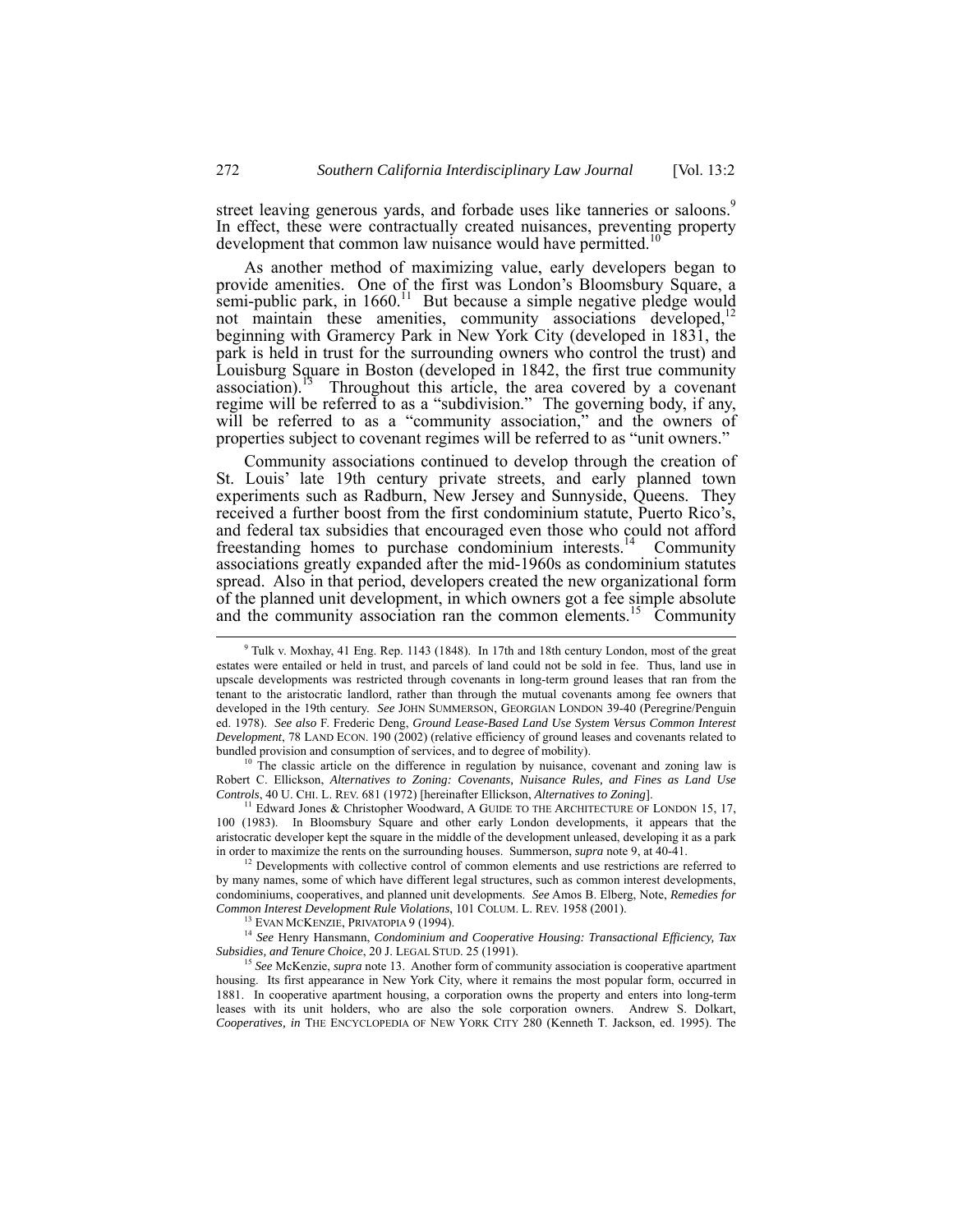street leaving generous yards, and forbade uses like tanneries or saloons.[9] In effect, these were contractually created nuisances, preventing property development that common law nuisance would have permitted.[10]

As another method of maximizing value, early developers began to provide amenities. One of the first was London's Bloomsbury Square, a semi-public park, in 1660.[11] But because a simple negative pledge would not maintain these amenities, community associations developed,[12] beginning with Gramercy Park in New York City (developed in 1831, the park is held in trust for the surrounding owners who control the trust) and Louisburg Square in Boston (developed in 1842, the first true community association).[13] Throughout this article, the area covered by a covenant regime will be referred to as a "subdivision." The governing body, if any, will be referred to as a "community association," and the owners of properties subject to covenant regimes will be referred to as "unit owners."

Community associations continued to develop through the creation of St. Louis' late 19th century private streets, and early planned town experiments such as Radburn, New Jersey and Sunnyside, Queens. They received a further boost from the first condominium statute, Puerto Rico's, and federal tax subsidies that encouraged even those who could not afford freestanding homes to purchase condominium interests.[14] Community associations greatly expanded after the mid-1960s as condominium statutes spread. Also in that period, developers created the new organizational form of the planned unit development, in which owners got a fee simple absolute and the community association ran the common elements.[15] Community

---

[9] Tulk v. Moxhay, 41 Eng. Rep. 1143 (1848). In 17th and 18th century London, most of the great estates were entailed or held in trust, and parcels of land could not be sold in fee. Thus, land use in upscale developments was restricted through covenants in long-term ground leases that ran from the tenant to the aristocratic landlord, rather than through the mutual covenants among fee owners that developed in the 19th century. *See* JOHN SUMMERSON, GEORGIAN LONDON 39-40 (Peregrine/Penguin ed. 1978). *See also* F. Frederic Deng, *Ground Lease-Based Land Use System Versus Common Interest Development*, 78 LAND ECON. 190 (2002) (relative efficiency of ground leases and covenants related to bundled provision and consumption of services, and to degree of mobility).

[10] The classic article on the difference in regulation by nuisance, covenant and zoning law is Robert C. Ellickson, *Alternatives to Zoning: Covenants, Nuisance Rules, and Fines as Land Use Controls*, 40 U. CHI. L. REV. 681 (1972) [hereinafter Ellickson, *Alternatives to Zoning*].

[11] Edward Jones & Christopher Woodward, A GUIDE TO THE ARCHITECTURE OF LONDON 15, 17, 100 (1983). In Bloomsbury Square and other early London developments, it appears that the aristocratic developer kept the square in the middle of the development unleased, developing it as a park in order to maximize the rents on the surrounding houses. Summerson, *supra* note 9, at 40-41.

[12] Developments with collective control of common elements and use restrictions are referred to by many names, some of which have different legal structures, such as common interest developments, condominiums, cooperatives, and planned unit developments. *See* Amos B. Elberg, Note, *Remedies for Common Interest Development Rule Violations*, 101 COLUM. L. REV. 1958 (2001).

[13] EVAN MCKENZIE, PRIVATOPIA 9 (1994).

[14] *See* Henry Hansmann, *Condominium and Cooperative Housing: Transactional Efficiency, Tax Subsidies, and Tenure Choice*, 20 J. LEGAL STUD. 25 (1991).

[15] *See* McKenzie, *supra* note 13. Another form of community association is cooperative apartment housing. Its first appearance in New York City, where it remains the most popular form, occurred in 1881. In cooperative apartment housing, a corporation owns the property and enters into long-term leases with its unit holders, who are also the sole corporation owners. Andrew S. Dolkart, *Cooperatives, in* THE ENCYCLOPEDIA OF NEW YORK CITY 280 (Kenneth T. Jackson, ed. 1995). The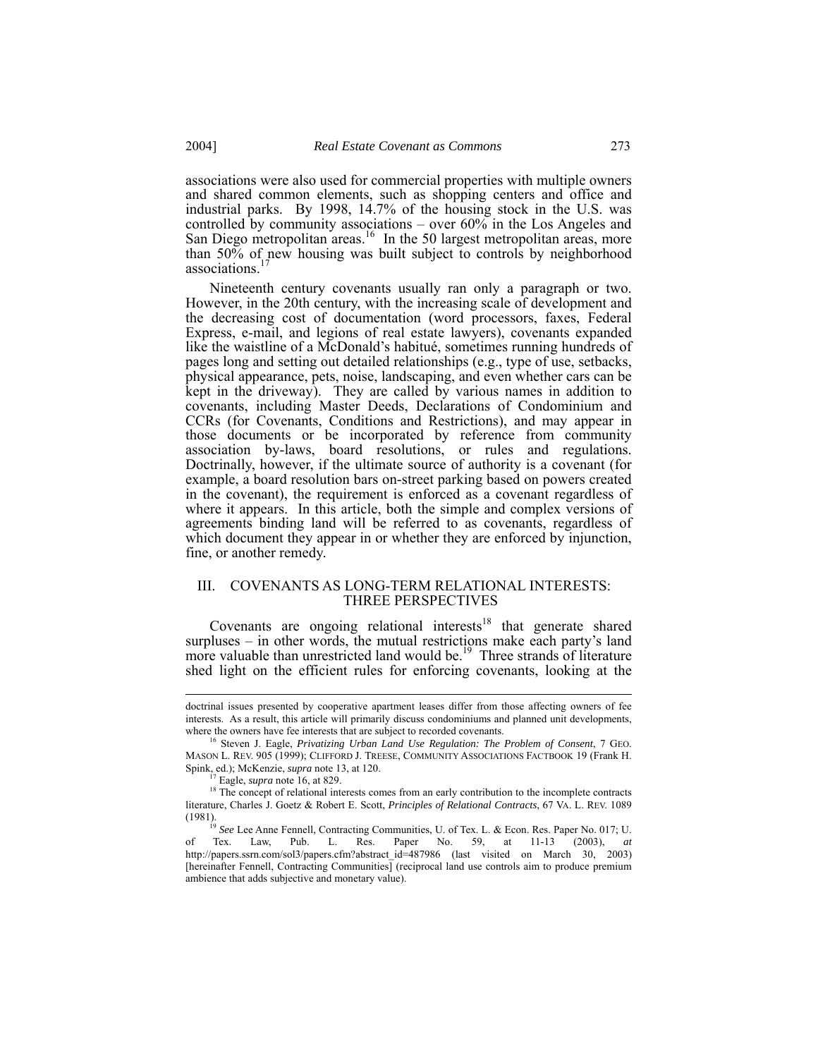associations were also used for commercial properties with multiple owners and shared common elements, such as shopping centers and office and industrial parks. By 1998, 14.7% of the housing stock in the U.S. was controlled by community associations – over 60% in the Los Angeles and San Diego metropolitan areas.[16] In the 50 largest metropolitan areas, more than 50% of new housing was built subject to controls by neighborhood associations.[17]

Nineteenth century covenants usually ran only a paragraph or two. However, in the 20th century, with the increasing scale of development and the decreasing cost of documentation (word processors, faxes, Federal Express, e-mail, and legions of real estate lawyers), covenants expanded like the waistline of a McDonald's habitué, sometimes running hundreds of pages long and setting out detailed relationships (e.g., type of use, setbacks, physical appearance, pets, noise, landscaping, and even whether cars can be kept in the driveway). They are called by various names in addition to covenants, including Master Deeds, Declarations of Condominium and CCRs (for Covenants, Conditions and Restrictions), and may appear in those documents or be incorporated by reference from community association by-laws, board resolutions, or rules and regulations. Doctrinally, however, if the ultimate source of authority is a covenant (for example, a board resolution bars on-street parking based on powers created in the covenant), the requirement is enforced as a covenant regardless of where it appears. In this article, both the simple and complex versions of agreements binding land will be referred to as covenants, regardless of which document they appear in or whether they are enforced by injunction, fine, or another remedy.

## III. COVENANTS AS LONG-TERM RELATIONAL INTERESTS: THREE PERSPECTIVES

Covenants are ongoing relational interests[18] that generate shared surpluses – in other words, the mutual restrictions make each party's land more valuable than unrestricted land would be.[19] Three strands of literature shed light on the efficient rules for enforcing covenants, looking at the

---

doctrinal issues presented by cooperative apartment leases differ from those affecting owners of fee interests. As a result, this article will primarily discuss condominiums and planned unit developments, where the owners have fee interests that are subject to recorded covenants.

[16] Steven J. Eagle, *Privatizing Urban Land Use Regulation: The Problem of Consent*, 7 GEO. MASON L. REV. 905 (1999); CLIFFORD J. TREESE, COMMUNITY ASSOCIATIONS FACTBOOK 19 (Frank H. Spink, ed.); McKenzie, *supra* note 13, at 120.

[17] Eagle, *supra* note 16, at 829.

[18] The concept of relational interests comes from an early contribution to the incomplete contracts literature, Charles J. Goetz & Robert E. Scott, *Principles of Relational Contracts*, 67 VA. L. REV. 1089 (1981).

[19] *See* Lee Anne Fennell, Contracting Communities, U. of Tex. L. & Econ. Res. Paper No. 017; U. of Tex. Law, Pub. L. Res. Paper No. 59, at 11-13 (2003), *at* http://papers.ssrn.com/sol3/papers.cfm?abstract_id=487986 (last visited on March 30, 2003) [hereinafter Fennell, Contracting Communities] (reciprocal land use controls aim to produce premium ambience that adds subjective and monetary value).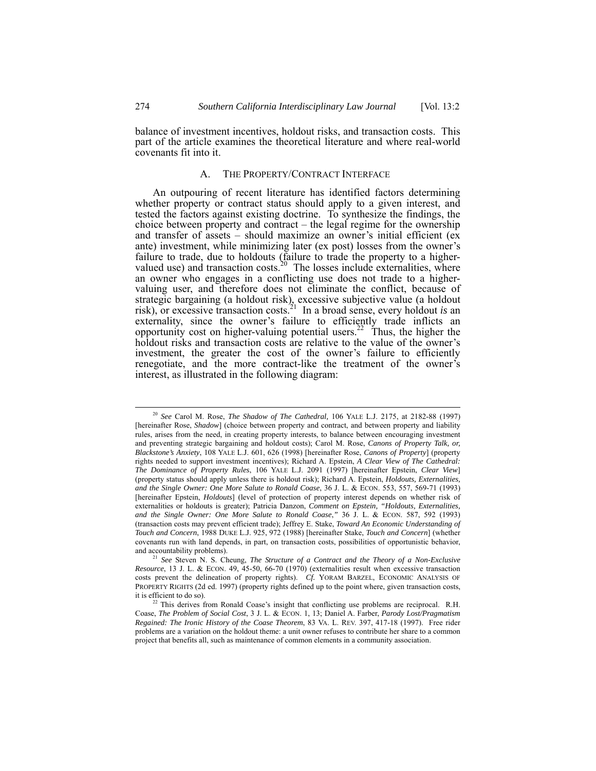balance of investment incentives, holdout risks, and transaction costs. This part of the article examines the theoretical literature and where real-world covenants fit into it.

### A. THE PROPERTY/CONTRACT INTERFACE

An outpouring of recent literature has identified factors determining whether property or contract status should apply to a given interest, and tested the factors against existing doctrine. To synthesize the findings, the choice between property and contract – the legal regime for the ownership and transfer of assets – should maximize an owner's initial efficient (ex ante) investment, while minimizing later (ex post) losses from the owner's failure to trade, due to holdouts (failure to trade the property to a higher-valued use) and transaction costs.[20] The losses include externalities, where an owner who engages in a conflicting use does not trade to a higher-valuing user, and therefore does not eliminate the conflict, because of strategic bargaining (a holdout risk), excessive subjective value (a holdout risk), or excessive transaction costs.[21] In a broad sense, every holdout *is* an externality, since the owner's failure to efficiently trade inflicts an opportunity cost on higher-valuing potential users.[22] Thus, the higher the holdout risks and transaction costs are relative to the value of the owner's investment, the greater the cost of the owner's failure to efficiently renegotiate, and the more contract-like the treatment of the owner's interest, as illustrated in the following diagram:

---

[20] *See* Carol M. Rose, *The Shadow of The Cathedral,* 106 YALE L.J. 2175, at 2182-88 (1997) [hereinafter Rose, *Shadow*] (choice between property and contract, and between property and liability rules, arises from the need, in creating property interests, to balance between encouraging investment and preventing strategic bargaining and holdout costs); Carol M. Rose, *Canons of Property Talk, or, Blackstone's Anxiety*, 108 YALE L.J. 601, 626 (1998) [hereinafter Rose, *Canons of Property*] (property rights needed to support investment incentives); Richard A. Epstein, *A Clear View of The Cathedral: The Dominance of Property Rules*, 106 YALE L.J. 2091 (1997) [hereinafter Epstein, *Clear View*] (property status should apply unless there is holdout risk); Richard A. Epstein, *Holdouts, Externalities, and the Single Owner: One More Salute to Ronald Coase*, 36 J. L. & ECON. 553, 557, 569-71 (1993) [hereinafter Epstein, *Holdouts*] (level of protection of property interest depends on whether risk of externalities or holdouts is greater); Patricia Danzon, *Comment on Epstein, "Holdouts, Externalities, and the Single Owner: One More Salute to Ronald Coase,"* 36 J. L. & ECON. 587, 592 (1993) (transaction costs may prevent efficient trade); Jeffrey E. Stake, *Toward An Economic Understanding of Touch and Concern*, 1988 DUKE L.J. 925, 972 (1988) [hereinafter Stake, *Touch and Concern*] (whether covenants run with land depends, in part, on transaction costs, possibilities of opportunistic behavior, and accountability problems).

[21] *See* Steven N. S. Cheung, *The Structure of a Contract and the Theory of a Non-Exclusive Resource*, 13 J. L. & ECON. 49, 45-50, 66-70 (1970) (externalities result when excessive transaction costs prevent the delineation of property rights). *Cf.* YORAM BARZEL, ECONOMIC ANALYSIS OF PROPERTY RIGHTS (2d ed. 1997) (property rights defined up to the point where, given transaction costs, it is efficient to do so).

[22] This derives from Ronald Coase's insight that conflicting use problems are reciprocal. R.H. Coase, *The Problem of Social Cost*, 3 J. L. & ECON. 1, 13; Daniel A. Farber, *Parody Lost/Pragmatism Regained: The Ironic History of the Coase Theorem*, 83 VA. L. REV. 397, 417-18 (1997). Free rider problems are a variation on the holdout theme: a unit owner refuses to contribute her share to a common project that benefits all, such as maintenance of common elements in a community association.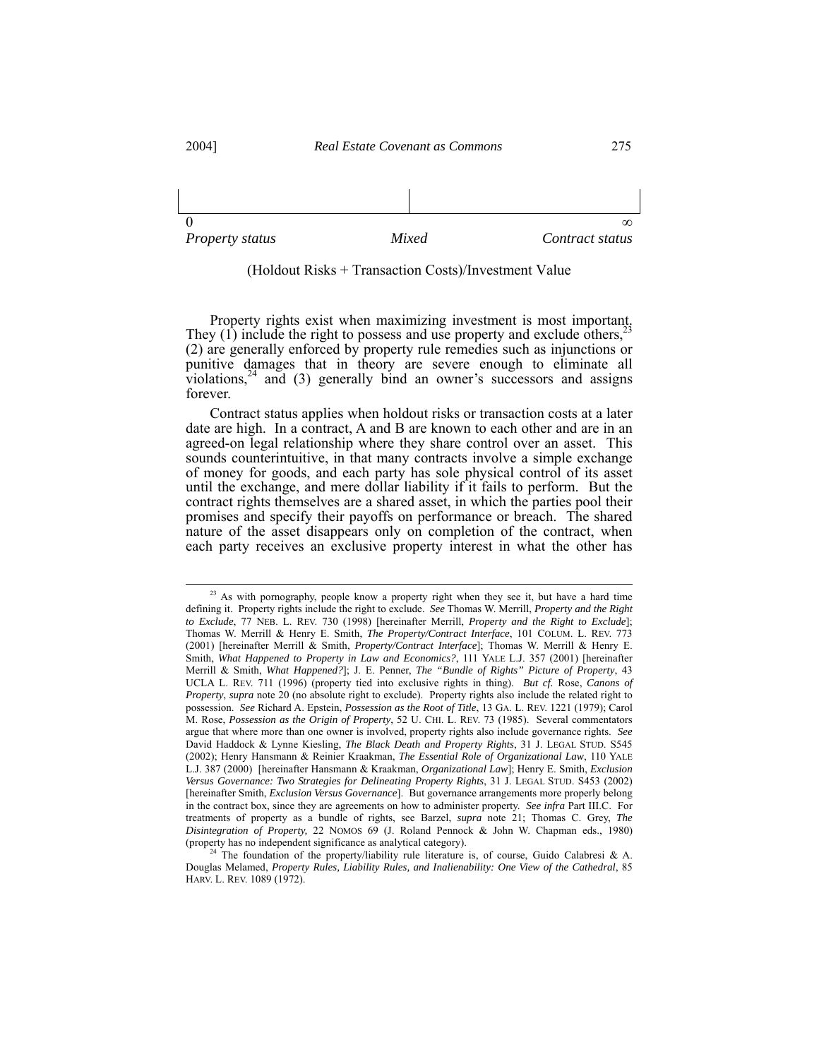| 0 | | ∞ |
|---|---|---|
| *Property status* | *Mixed* | *Contract status* |

(Holdout Risks + Transaction Costs)/Investment Value

Property rights exist when maximizing investment is most important. They (1) include the right to possess and use property and exclude others,[23] (2) are generally enforced by property rule remedies such as injunctions or punitive damages that in theory are severe enough to eliminate all violations,[24] and (3) generally bind an owner's successors and assigns forever.

Contract status applies when holdout risks or transaction costs at a later date are high. In a contract, A and B are known to each other and are in an agreed-on legal relationship where they share control over an asset. This sounds counterintuitive, in that many contracts involve a simple exchange of money for goods, and each party has sole physical control of its asset until the exchange, and mere dollar liability if it fails to perform. But the contract rights themselves are a shared asset, in which the parties pool their promises and specify their payoffs on performance or breach. The shared nature of the asset disappears only on completion of the contract, when each party receives an exclusive property interest in what the other has

---

[23] As with pornography, people know a property right when they see it, but have a hard time defining it. Property rights include the right to exclude. *See* Thomas W. Merrill, *Property and the Right to Exclude*, 77 NEB. L. REV. 730 (1998) [hereinafter Merrill, *Property and the Right to Exclude*]; Thomas W. Merrill & Henry E. Smith, *The Property/Contract Interface*, 101 COLUM. L. REV. 773 (2001) [hereinafter Merrill & Smith, *Property/Contract Interface*]; Thomas W. Merrill & Henry E. Smith, *What Happened to Property in Law and Economics?*, 111 YALE L.J. 357 (2001) [hereinafter Merrill & Smith, *What Happened?*]; J. E. Penner, *The "Bundle of Rights" Picture of Property*, 43 UCLA L. REV. 711 (1996) (property tied into exclusive rights in thing). *But cf.* Rose, *Canons of Property*, *supra* note 20 (no absolute right to exclude). Property rights also include the related right to possession. *See* Richard A. Epstein, *Possession as the Root of Title*, 13 GA. L. REV. 1221 (1979); Carol M. Rose, *Possession as the Origin of Property*, 52 U. CHI. L. REV. 73 (1985). Several commentators argue that where more than one owner is involved, property rights also include governance rights. *See* David Haddock & Lynne Kiesling, *The Black Death and Property Rights*, 31 J. LEGAL STUD. S545 (2002); Henry Hansmann & Reinier Kraakman, *The Essential Role of Organizational Law*, 110 YALE L.J. 387 (2000) [hereinafter Hansmann & Kraakman, *Organizational Law*]; Henry E. Smith, *Exclusion Versus Governance: Two Strategies for Delineating Property Rights*, 31 J. LEGAL STUD. S453 (2002) [hereinafter Smith, *Exclusion Versus Governance*]. But governance arrangements more properly belong in the contract box, since they are agreements on how to administer property. *See infra* Part III.C. For treatments of property as a bundle of rights, see Barzel, *supra* note 21; Thomas C. Grey, *The Disintegration of Property,* 22 NOMOS 69 (J. Roland Pennock & John W. Chapman eds., 1980) (property has no independent significance as analytical category).

[24] The foundation of the property/liability rule literature is, of course, Guido Calabresi & A. Douglas Melamed, *Property Rules, Liability Rules, and Inalienability: One View of the Cathedral*, 85 HARV. L. REV. 1089 (1972).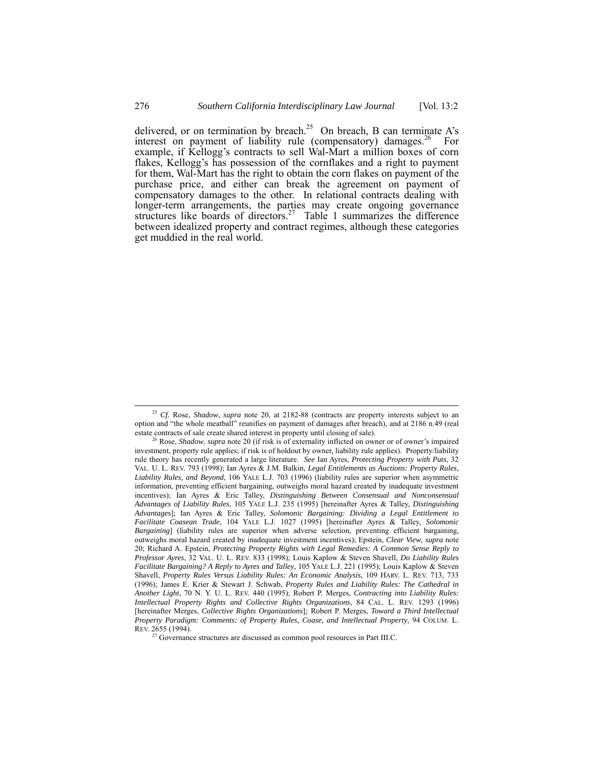delivered, or on termination by breach.[25] On breach, B can terminate A's interest on payment of liability rule (compensatory) damages.[26] For example, if Kellogg's contracts to sell Wal-Mart a million boxes of corn flakes, Kellogg's has possession of the cornflakes and a right to payment for them, Wal-Mart has the right to obtain the corn flakes on payment of the purchase price, and either can break the agreement on payment of compensatory damages to the other. In relational contracts dealing with longer-term arrangements, the parties may create ongoing governance structures like boards of directors.[27] Table 1 summarizes the difference between idealized property and contract regimes, although these categories get muddied in the real world.

---

[25] *Cf.* Rose, *Shadow*, *supra* note 20, at 2182-88 (contracts are property interests subject to an option and "the whole meatball" reunifies on payment of damages after breach), and at 2186 n.49 (real estate contracts of sale create shared interest in property until closing of sale).

[26] Rose, *Shadow*, *supra* note 20 (if risk is of externality inflicted on owner or of owner's impaired investment, property rule applies; if risk is of holdout by owner, liability rule applies). Property/liability rule theory has recently generated a large literature. *See* Ian Ayres, *Protecting Property with Puts*, 32 VAL. U. L. REV. 793 (1998); Ian Ayres & J.M. Balkin, *Legal Entitlements as Auctions: Property Rules, Liability Rules, and Beyond*, 106 YALE L.J. 703 (1996) (liability rules are superior when asymmetric information, preventing efficient bargaining, outweighs moral hazard created by inadequate investment incentives); Ian Ayres & Eric Talley, *Distinguishing Between Consensual and Nonconsensual Advantages of Liability Rules*, 105 YALE L.J. 235 (1995) [hereinafter Ayres & Talley, *Distinguishing Advantages*]; Ian Ayres & Eric Talley, *Solomonic Bargaining: Dividing a Legal Entitlement to Facilitate Coasean Trade*, 104 YALE L.J. 1027 (1995) [hereinafter Ayres & Talley, *Solomonic Bargaining*] (liability rules are superior when adverse selection, preventing efficient bargaining, outweighs moral hazard created by inadequate investment incentives); Epstein, *Clear View*, *supra* note 20; Richard A. Epstein, *Protecting Property Rights with Legal Remedies: A Common Sense Reply to Professor Ayres*, 32 VAL. U. L. REV. 833 (1998); Louis Kaplow & Steven Shavell, *Do Liability Rules Facilitate Bargaining? A Reply to Ayres and Talley*, 105 YALE L.J. 221 (1995); Louis Kaplow & Steven Shavell, *Property Rules Versus Liability Rules: An Economic Analysis*, 109 HARV. L. REV. 713, 733 (1996); James E. Krier & Stewart J. Schwab, *Property Rules and Liability Rules: The Cathedral in Another Light*, 70 N. Y. U. L. REV. 440 (1995); Robert P. Merges, *Contracting into Liability Rules: Intellectual Property Rights and Collective Rights Organizations*, 84 CAL. L. REV. 1293 (1996) [hereinafter Merges, *Collective Rights Organizations*]*;* Robert P. Merges, *Toward a Third Intellectual Property Paradigm: Comments: of Property Rules, Coase, and Intellectual Property*, 94 COLUM. L. REV. 2655 (1994).

[27] Governance structures are discussed as common pool resources in Part III.C.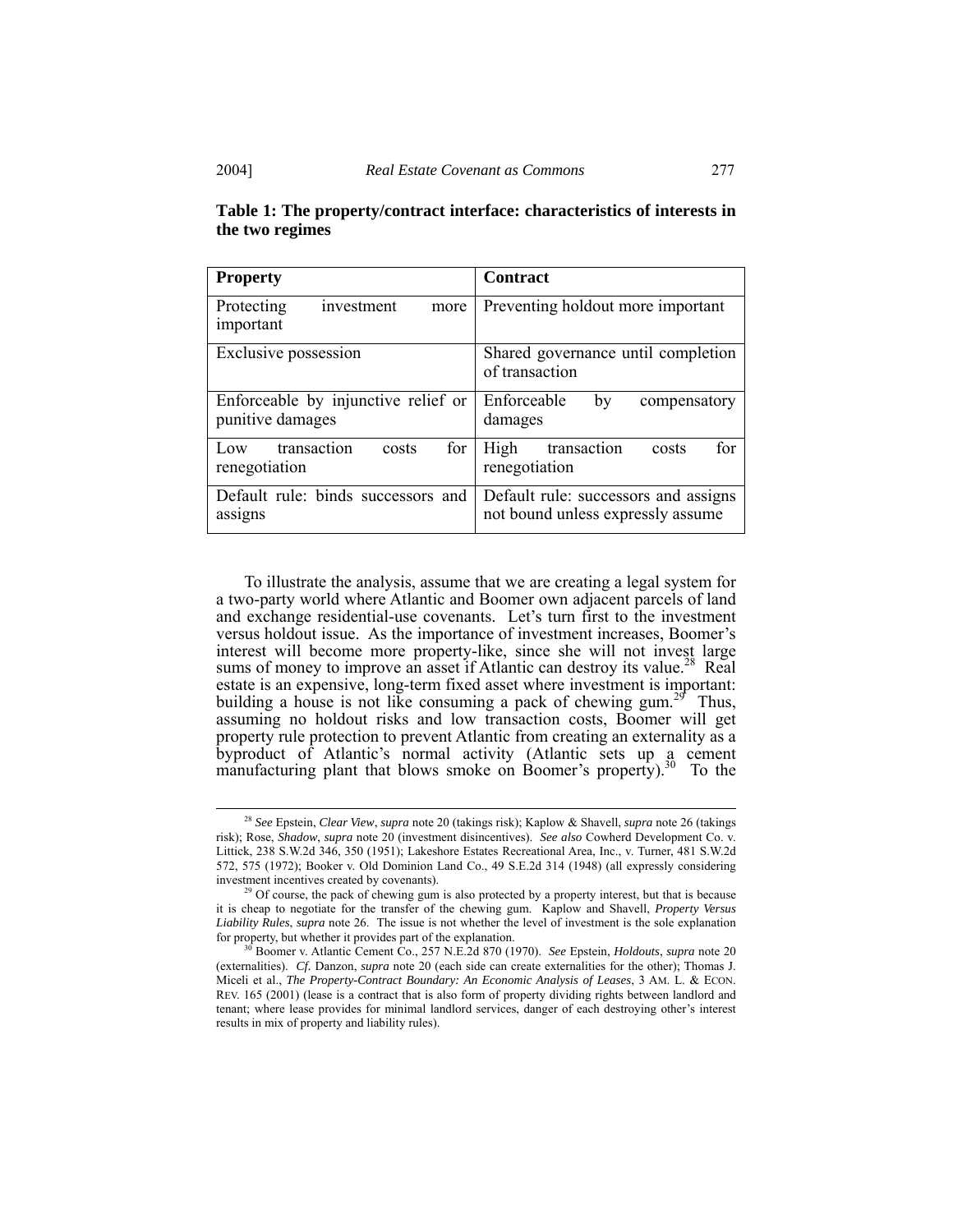**Table 1: The property/contract interface: characteristics of interests in the two regimes**

| Property | Contract |
|---|---|
| Protecting investment more important | Preventing holdout more important |
| Exclusive possession | Shared governance until completion of transaction |
| Enforceable by injunctive relief or punitive damages | Enforceable by compensatory damages |
| Low transaction costs for renegotiation | High transaction costs for renegotiation |
| Default rule: binds successors and assigns | Default rule: successors and assigns not bound unless expressly assume |

To illustrate the analysis, assume that we are creating a legal system for a two-party world where Atlantic and Boomer own adjacent parcels of land and exchange residential-use covenants. Let's turn first to the investment versus holdout issue. As the importance of investment increases, Boomer's interest will become more property-like, since she will not invest large sums of money to improve an asset if Atlantic can destroy its value.[28] Real estate is an expensive, long-term fixed asset where investment is important: building a house is not like consuming a pack of chewing gum.[29] Thus, assuming no holdout risks and low transaction costs, Boomer will get property rule protection to prevent Atlantic from creating an externality as a byproduct of Atlantic's normal activity (Atlantic sets up a cement manufacturing plant that blows smoke on Boomer's property).[30] To the

---

[28] *See* Epstein, *Clear View*, *supra* note 20 (takings risk); Kaplow & Shavell, *supra* note 26 (takings risk); Rose, *Shadow*, *supra* note 20 (investment disincentives). *See also* Cowherd Development Co. v. Littick, 238 S.W.2d 346, 350 (1951); Lakeshore Estates Recreational Area, Inc., v. Turner, 481 S.W.2d 572, 575 (1972); Booker v. Old Dominion Land Co., 49 S.E.2d 314 (1948) (all expressly considering investment incentives created by covenants).

[29] Of course, the pack of chewing gum is also protected by a property interest, but that is because it is cheap to negotiate for the transfer of the chewing gum. Kaplow and Shavell, *Property Versus Liability Rules*, *supra* note 26. The issue is not whether the level of investment is the sole explanation for property, but whether it provides part of the explanation.

[30] Boomer v. Atlantic Cement Co., 257 N.E.2d 870 (1970). *See* Epstein, *Holdouts*, *supra* note 20 (externalities). *Cf.* Danzon, *supra* note 20 (each side can create externalities for the other); Thomas J. Miceli et al., *The Property-Contract Boundary: An Economic Analysis of Leases*, 3 AM. L. & ECON. REV. 165 (2001) (lease is a contract that is also form of property dividing rights between landlord and tenant; where lease provides for minimal landlord services, danger of each destroying other's interest results in mix of property and liability rules).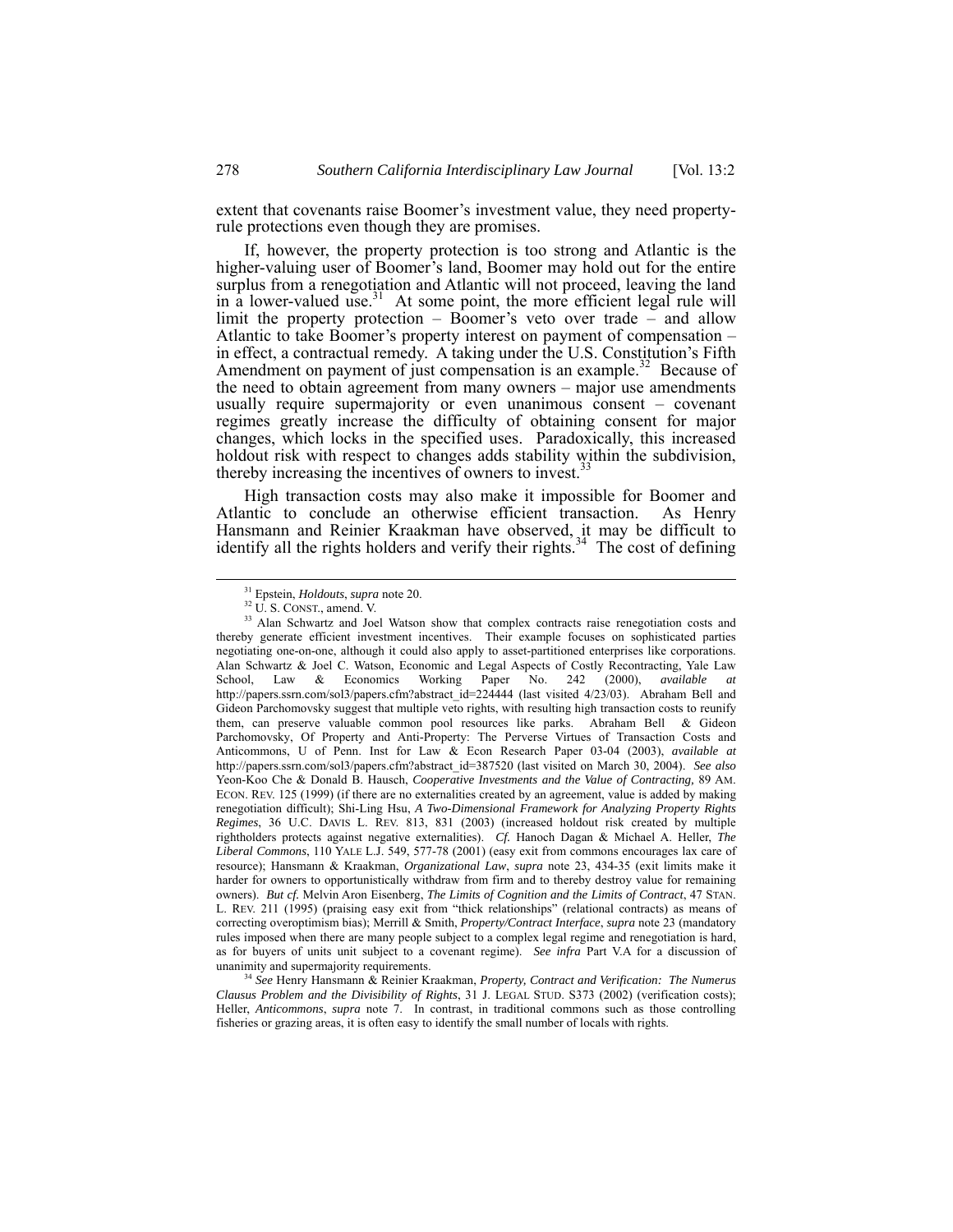extent that covenants raise Boomer's investment value, they need property-rule protections even though they are promises.

If, however, the property protection is too strong and Atlantic is the higher-valuing user of Boomer's land, Boomer may hold out for the entire surplus from a renegotiation and Atlantic will not proceed, leaving the land in a lower-valued use.[31] At some point, the more efficient legal rule will limit the property protection – Boomer's veto over trade – and allow Atlantic to take Boomer's property interest on payment of compensation – in effect, a contractual remedy. A taking under the U.S. Constitution's Fifth Amendment on payment of just compensation is an example.[32] Because of the need to obtain agreement from many owners – major use amendments usually require supermajority or even unanimous consent – covenant regimes greatly increase the difficulty of obtaining consent for major changes, which locks in the specified uses. Paradoxically, this increased holdout risk with respect to changes adds stability within the subdivision, thereby increasing the incentives of owners to invest.[33]

High transaction costs may also make it impossible for Boomer and Atlantic to conclude an otherwise efficient transaction. As Henry Hansmann and Reinier Kraakman have observed, it may be difficult to identify all the rights holders and verify their rights.[34] The cost of defining

---

[31] Epstein, *Holdouts*, *supra* note 20.

[32] U. S. CONST., amend. V.

[33] Alan Schwartz and Joel Watson show that complex contracts raise renegotiation costs and thereby generate efficient investment incentives. Their example focuses on sophisticated parties negotiating one-on-one, although it could also apply to asset-partitioned enterprises like corporations. Alan Schwartz & Joel C. Watson, Economic and Legal Aspects of Costly Recontracting, Yale Law School, Law & Economics Working Paper No. 242 (2000), *available at* http://papers.ssrn.com/sol3/papers.cfm?abstract_id=224444 (last visited 4/23/03). Abraham Bell and Gideon Parchomovsky suggest that multiple veto rights, with resulting high transaction costs to reunify them, can preserve valuable common pool resources like parks. Abraham Bell & Gideon Parchomovsky, Of Property and Anti-Property: The Perverse Virtues of Transaction Costs and Anticommons, U of Penn. Inst for Law & Econ Research Paper 03-04 (2003), *available at* http://papers.ssrn.com/sol3/papers.cfm?abstract_id=387520 (last visited on March 30, 2004). *See also* Yeon-Koo Che & Donald B. Hausch, *Cooperative Investments and the Value of Contracting*, 89 AM. ECON. REV. 125 (1999) (if there are no externalities created by an agreement, value is added by making renegotiation difficult); Shi-Ling Hsu, *A Two-Dimensional Framework for Analyzing Property Rights Regimes*, 36 U.C. DAVIS L. REV. 813, 831 (2003) (increased holdout risk created by multiple rightholders protects against negative externalities). *Cf.* Hanoch Dagan & Michael A. Heller, *The Liberal Commons*, 110 YALE L.J. 549, 577-78 (2001) (easy exit from commons encourages lax care of resource); Hansmann & Kraakman, *Organizational Law*, *supra* note 23, 434-35 (exit limits make it harder for owners to opportunistically withdraw from firm and to thereby destroy value for remaining owners). *But cf.* Melvin Aron Eisenberg, *The Limits of Cognition and the Limits of Contract*, 47 STAN. L. REV. 211 (1995) (praising easy exit from "thick relationships" (relational contracts) as means of correcting overoptimism bias); Merrill & Smith, *Property/Contract Interface*, *supra* note 23 (mandatory rules imposed when there are many people subject to a complex legal regime and renegotiation is hard, as for buyers of units unit subject to a covenant regime). *See infra* Part V.A for a discussion of unanimity and supermajority requirements.

[34] *See* Henry Hansmann & Reinier Kraakman, *Property, Contract and Verification: The Numerus Clausus Problem and the Divisibility of Rights*, 31 J. LEGAL STUD. S373 (2002) (verification costs); Heller, *Anticommons*, *supra* note 7. In contrast, in traditional commons such as those controlling fisheries or grazing areas, it is often easy to identify the small number of locals with rights.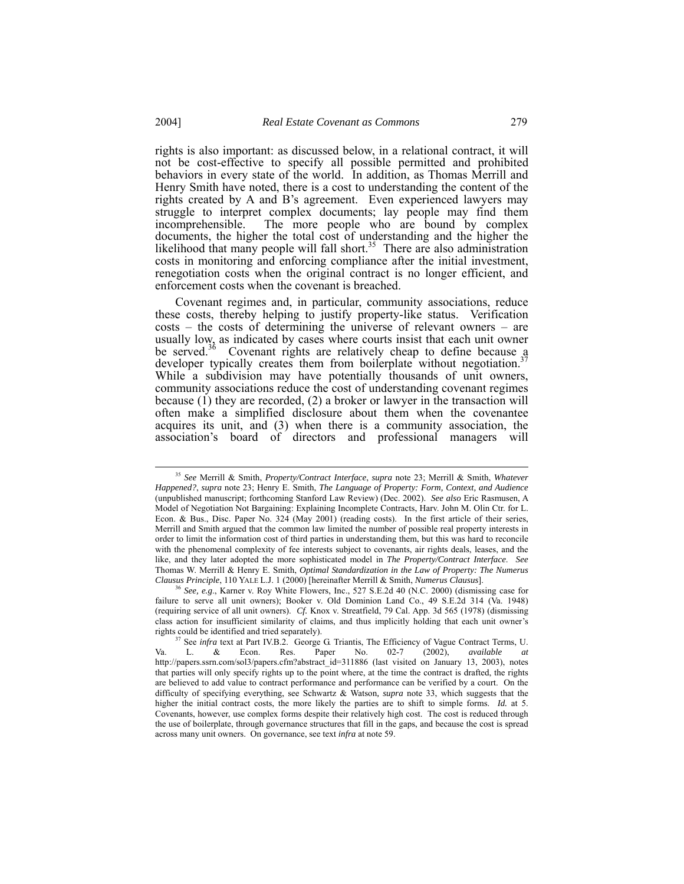rights is also important: as discussed below, in a relational contract, it will not be cost-effective to specify all possible permitted and prohibited behaviors in every state of the world. In addition, as Thomas Merrill and Henry Smith have noted, there is a cost to understanding the content of the rights created by A and B's agreement. Even experienced lawyers may struggle to interpret complex documents; lay people may find them incomprehensible. The more people who are bound by complex documents, the higher the total cost of understanding and the higher the likelihood that many people will fall short.[35] There are also administration costs in monitoring and enforcing compliance after the initial investment, renegotiation costs when the original contract is no longer efficient, and enforcement costs when the covenant is breached.

Covenant regimes and, in particular, community associations, reduce these costs, thereby helping to justify property-like status. Verification costs – the costs of determining the universe of relevant owners – are usually low, as indicated by cases where courts insist that each unit owner be served.[36] Covenant rights are relatively cheap to define because a developer typically creates them from boilerplate without negotiation.[37] While a subdivision may have potentially thousands of unit owners, community associations reduce the cost of understanding covenant regimes because (1) they are recorded, (2) a broker or lawyer in the transaction will often make a simplified disclosure about them when the covenantee acquires its unit, and (3) when there is a community association, the association's board of directors and professional managers will

---

[35] *See* Merrill & Smith, *Property/Contract Interface*, *supra* note 23; Merrill & Smith, *Whatever Happened?*, *supra* note 23; Henry E. Smith, *The Language of Property: Form, Context, and Audience* (unpublished manuscript; forthcoming Stanford Law Review) (Dec. 2002). *See also* Eric Rasmusen, A Model of Negotiation Not Bargaining: Explaining Incomplete Contracts, Harv. John M. Olin Ctr. for L. Econ. & Bus., Disc. Paper No. 324 (May 2001) (reading costs). In the first article of their series, Merrill and Smith argued that the common law limited the number of possible real property interests in order to limit the information cost of third parties in understanding them, but this was hard to reconcile with the phenomenal complexity of fee interests subject to covenants, air rights deals, leases, and the like, and they later adopted the more sophisticated model in *The Property/Contract Interface*. *See* Thomas W. Merrill & Henry E. Smith, *Optimal Standardization in the Law of Property: The Numerus Clausus Principle*, 110 YALE L.J. 1 (2000) [hereinafter Merrill & Smith, *Numerus Clausus*].

[36] *See, e.g.*, Karner v. Roy White Flowers, Inc., 527 S.E.2d 40 (N.C. 2000) (dismissing case for failure to serve all unit owners); Booker v. Old Dominion Land Co., 49 S.E.2d 314 (Va. 1948) (requiring service of all unit owners). *Cf.* Knox v. Streatfield, 79 Cal. App. 3d 565 (1978) (dismissing class action for insufficient similarity of claims, and thus implicitly holding that each unit owner's rights could be identified and tried separately).

[37] See *infra* text at Part IV.B.2. George G. Triantis, The Efficiency of Vague Contract Terms, U. Va. L. & Econ. Res. Paper No. 02-7 (2002), *available at* http://papers.ssrn.com/sol3/papers.cfm?abstract_id=311886 (last visited on January 13, 2003), notes that parties will only specify rights up to the point where, at the time the contract is drafted, the rights are believed to add value to contract performance and performance can be verified by a court. On the difficulty of specifying everything, see Schwartz & Watson, *supra* note 33, which suggests that the higher the initial contract costs, the more likely the parties are to shift to simple forms. *Id.* at 5. Covenants, however, use complex forms despite their relatively high cost. The cost is reduced through the use of boilerplate, through governance structures that fill in the gaps, and because the cost is spread across many unit owners. On governance, see text *infra* at note 59.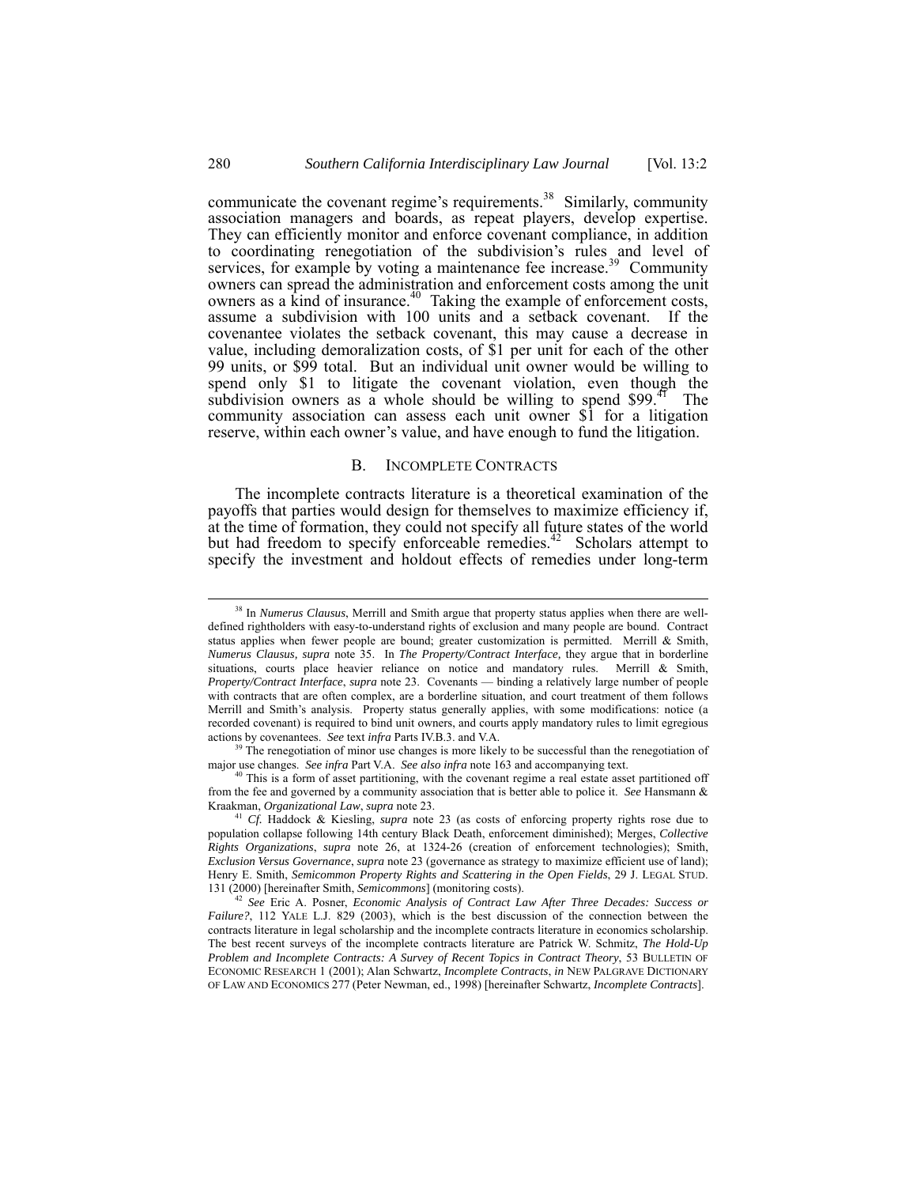communicate the covenant regime's requirements.[38] Similarly, community association managers and boards, as repeat players, develop expertise. They can efficiently monitor and enforce covenant compliance, in addition to coordinating renegotiation of the subdivision's rules and level of services, for example by voting a maintenance fee increase.[39] Community owners can spread the administration and enforcement costs among the unit owners as a kind of insurance.[40] Taking the example of enforcement costs, assume a subdivision with 100 units and a setback covenant. If the covenantee violates the setback covenant, this may cause a decrease in value, including demoralization costs, of $1 per unit for each of the other 99 units, or $99 total. But an individual unit owner would be willing to spend only $1 to litigate the covenant violation, even though the subdivision owners as a whole should be willing to spend $99.[41] The community association can assess each unit owner $1 for a litigation reserve, within each owner's value, and have enough to fund the litigation.

## B. INCOMPLETE CONTRACTS

The incomplete contracts literature is a theoretical examination of the payoffs that parties would design for themselves to maximize efficiency if, at the time of formation, they could not specify all future states of the world but had freedom to specify enforceable remedies.[42] Scholars attempt to specify the investment and holdout effects of remedies under long-term

---

[38] In *Numerus Clausus*, Merrill and Smith argue that property status applies when there are well-defined rightholders with easy-to-understand rights of exclusion and many people are bound. Contract status applies when fewer people are bound; greater customization is permitted. Merrill & Smith, *Numerus Clausus, supra* note 35. In *The Property/Contract Interface,* they argue that in borderline situations, courts place heavier reliance on notice and mandatory rules. Merrill & Smith, *Property/Contract Interface*, *supra* note 23. Covenants — binding a relatively large number of people with contracts that are often complex, are a borderline situation, and court treatment of them follows Merrill and Smith's analysis. Property status generally applies, with some modifications: notice (a recorded covenant) is required to bind unit owners, and courts apply mandatory rules to limit egregious actions by covenantees. *See* text *infra* Parts IV.B.3. and V.A.

[39] The renegotiation of minor use changes is more likely to be successful than the renegotiation of major use changes. *See infra* Part V.A. *See also infra* note 163 and accompanying text.

[40] This is a form of asset partitioning, with the covenant regime a real estate asset partitioned off from the fee and governed by a community association that is better able to police it. *See* Hansmann & Kraakman, *Organizational Law*, *supra* note 23.

[41] *Cf.* Haddock & Kiesling, *supra* note 23 (as costs of enforcing property rights rose due to population collapse following 14th century Black Death, enforcement diminished); Merges, *Collective Rights Organizations*, *supra* note 26, at 1324-26 (creation of enforcement technologies); Smith, *Exclusion Versus Governance*, *supra* note 23 (governance as strategy to maximize efficient use of land); Henry E. Smith, *Semicommon Property Rights and Scattering in the Open Fields*, 29 J. LEGAL STUD. 131 (2000) [hereinafter Smith, *Semicommons*] (monitoring costs).

[42] *See* Eric A. Posner, *Economic Analysis of Contract Law After Three Decades: Success or Failure?*, 112 YALE L.J. 829 (2003), which is the best discussion of the connection between the contracts literature in legal scholarship and the incomplete contracts literature in economics scholarship. The best recent surveys of the incomplete contracts literature are Patrick W. Schmitz, *The Hold-Up Problem and Incomplete Contracts: A Survey of Recent Topics in Contract Theory*, 53 BULLETIN OF ECONOMIC RESEARCH 1 (2001); Alan Schwartz, *Incomplete Contracts*, *in* NEW PALGRAVE DICTIONARY OF LAW AND ECONOMICS 277 (Peter Newman, ed., 1998) [hereinafter Schwartz, *Incomplete Contracts*].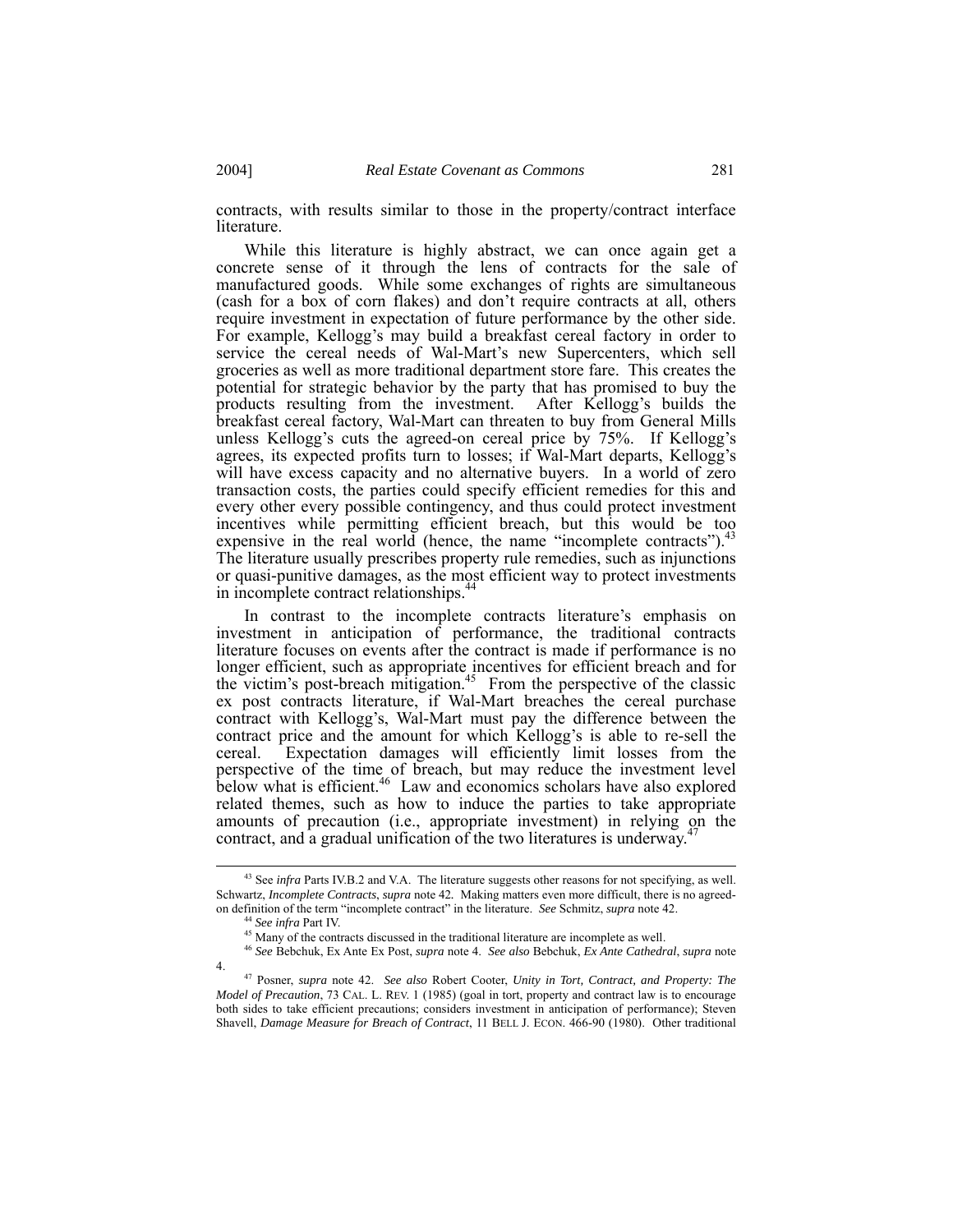contracts, with results similar to those in the property/contract interface literature.

While this literature is highly abstract, we can once again get a concrete sense of it through the lens of contracts for the sale of manufactured goods. While some exchanges of rights are simultaneous (cash for a box of corn flakes) and don't require contracts at all, others require investment in expectation of future performance by the other side. For example, Kellogg's may build a breakfast cereal factory in order to service the cereal needs of Wal-Mart's new Supercenters, which sell groceries as well as more traditional department store fare. This creates the potential for strategic behavior by the party that has promised to buy the products resulting from the investment. After Kellogg's builds the breakfast cereal factory, Wal-Mart can threaten to buy from General Mills unless Kellogg's cuts the agreed-on cereal price by 75%. If Kellogg's agrees, its expected profits turn to losses; if Wal-Mart departs, Kellogg's will have excess capacity and no alternative buyers. In a world of zero transaction costs, the parties could specify efficient remedies for this and every other every possible contingency, and thus could protect investment incentives while permitting efficient breach, but this would be too expensive in the real world (hence, the name "incomplete contracts").[43] The literature usually prescribes property rule remedies, such as injunctions or quasi-punitive damages, as the most efficient way to protect investments in incomplete contract relationships.[44]

In contrast to the incomplete contracts literature's emphasis on investment in anticipation of performance, the traditional contracts literature focuses on events after the contract is made if performance is no longer efficient, such as appropriate incentives for efficient breach and for the victim's post-breach mitigation.[45] From the perspective of the classic ex post contracts literature, if Wal-Mart breaches the cereal purchase contract with Kellogg's, Wal-Mart must pay the difference between the contract price and the amount for which Kellogg's is able to re-sell the cereal. Expectation damages will efficiently limit losses from the perspective of the time of breach, but may reduce the investment level below what is efficient.[46] Law and economics scholars have also explored related themes, such as how to induce the parties to take appropriate amounts of precaution (i.e., appropriate investment) in relying on the contract, and a gradual unification of the two literatures is underway.[47]

---

[43] See *infra* Parts IV.B.2 and V.A. The literature suggests other reasons for not specifying, as well. Schwartz, *Incomplete Contracts*, *supra* note 42. Making matters even more difficult, there is no agreed-on definition of the term "incomplete contract" in the literature. *See* Schmitz, *supra* note 42.

[44] *See infra* Part IV.

[45] Many of the contracts discussed in the traditional literature are incomplete as well.

[46] *See* Bebchuk, Ex Ante Ex Post, *supra* note 4. *See also* Bebchuk, *Ex Ante Cathedral*, *supra* note 4.

[47] Posner, *supra* note 42. *See also* Robert Cooter, *Unity in Tort, Contract, and Property: The Model of Precaution*, 73 CAL. L. REV. 1 (1985) (goal in tort, property and contract law is to encourage both sides to take efficient precautions; considers investment in anticipation of performance); Steven Shavell, *Damage Measure for Breach of Contract*, 11 BELL J. ECON. 466-90 (1980). Other traditional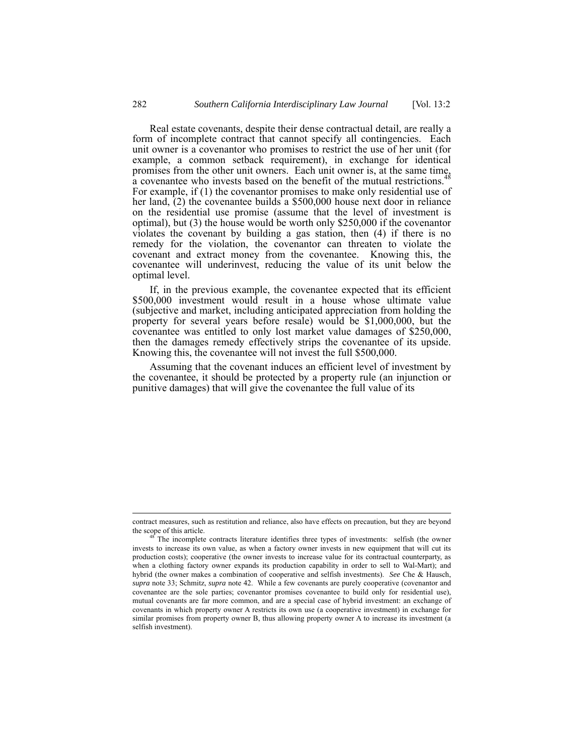Real estate covenants, despite their dense contractual detail, are really a form of incomplete contract that cannot specify all contingencies. Each unit owner is a covenantor who promises to restrict the use of her unit (for example, a common setback requirement), in exchange for identical promises from the other unit owners. Each unit owner is, at the same time, a covenantee who invests based on the benefit of the mutual restrictions.[48] For example, if (1) the covenantor promises to make only residential use of her land, (2) the covenantee builds a $500,000 house next door in reliance on the residential use promise (assume that the level of investment is optimal), but (3) the house would be worth only $250,000 if the covenantor violates the covenant by building a gas station, then (4) if there is no remedy for the violation, the covenantor can threaten to violate the covenant and extract money from the covenantee. Knowing this, the covenantee will underinvest, reducing the value of its unit below the optimal level.

If, in the previous example, the covenantee expected that its efficient $500,000 investment would result in a house whose ultimate value (subjective and market, including anticipated appreciation from holding the property for several years before resale) would be $1,000,000, but the covenantee was entitled to only lost market value damages of $250,000, then the damages remedy effectively strips the covenantee of its upside. Knowing this, the covenantee will not invest the full $500,000.

Assuming that the covenant induces an efficient level of investment by the covenantee, it should be protected by a property rule (an injunction or punitive damages) that will give the covenantee the full value of its

---

contract measures, such as restitution and reliance, also have effects on precaution, but they are beyond the scope of this article.

[48] The incomplete contracts literature identifies three types of investments: selfish (the owner invests to increase its own value, as when a factory owner invests in new equipment that will cut its production costs); cooperative (the owner invests to increase value for its contractual counterparty, as when a clothing factory owner expands its production capability in order to sell to Wal-Mart); and hybrid (the owner makes a combination of cooperative and selfish investments). *See* Che & Hausch, *supra* note 33; Schmitz, *supra* note 42. While a few covenants are purely cooperative (covenantor and covenantee are the sole parties; covenantor promises covenantee to build only for residential use), mutual covenants are far more common, and are a special case of hybrid investment: an exchange of covenants in which property owner A restricts its own use (a cooperative investment) in exchange for similar promises from property owner B, thus allowing property owner A to increase its investment (a selfish investment).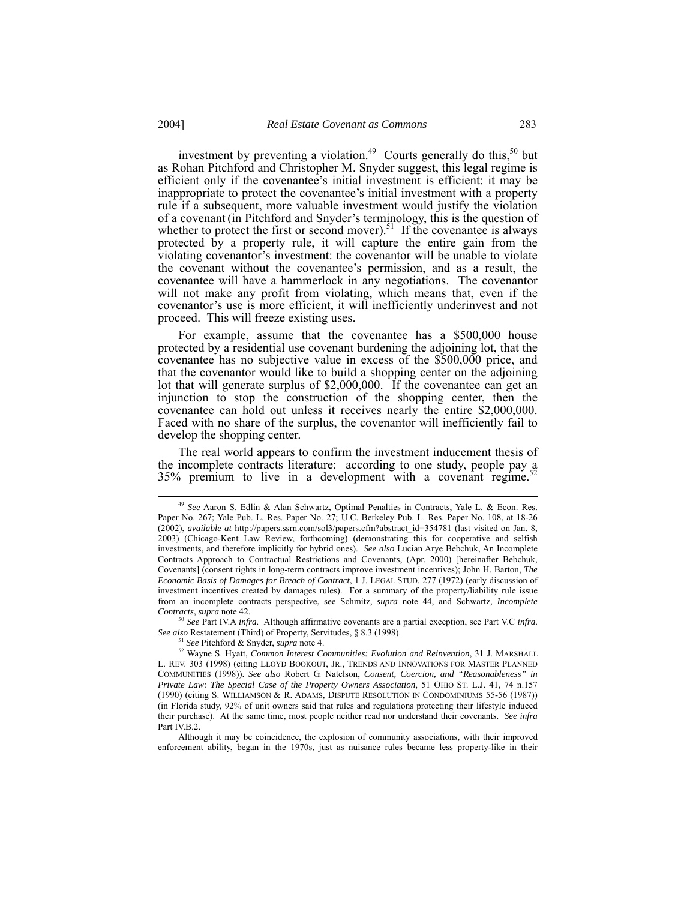investment by preventing a violation.[49] Courts generally do this,[50] but as Rohan Pitchford and Christopher M. Snyder suggest, this legal regime is efficient only if the covenantee's initial investment is efficient: it may be inappropriate to protect the covenantee's initial investment with a property rule if a subsequent, more valuable investment would justify the violation of a covenant (in Pitchford and Snyder's terminology, this is the question of whether to protect the first or second mover).[51] If the covenantee is always protected by a property rule, it will capture the entire gain from the violating covenantor's investment: the covenantor will be unable to violate the covenant without the covenantee's permission, and as a result, the covenantee will have a hammerlock in any negotiations. The covenantor will not make any profit from violating, which means that, even if the covenantor's use is more efficient, it will inefficiently underinvest and not proceed. This will freeze existing uses.

For example, assume that the covenantee has a $500,000 house protected by a residential use covenant burdening the adjoining lot, that the covenantee has no subjective value in excess of the $500,000 price, and that the covenantor would like to build a shopping center on the adjoining lot that will generate surplus of $2,000,000. If the covenantee can get an injunction to stop the construction of the shopping center, then the covenantee can hold out unless it receives nearly the entire $2,000,000. Faced with no share of the surplus, the covenantor will inefficiently fail to develop the shopping center.

The real world appears to confirm the investment inducement thesis of the incomplete contracts literature: according to one study, people pay a 35% premium to live in a development with a covenant regime.[52]

---

[49] *See* Aaron S. Edlin & Alan Schwartz, Optimal Penalties in Contracts, Yale L. & Econ. Res. Paper No. 267; Yale Pub. L. Res. Paper No. 27; U.C. Berkeley Pub. L. Res. Paper No. 108, at 18-26 (2002), *available at* http://papers.ssrn.com/sol3/papers.cfm?abstract_id=354781 (last visited on Jan. 8, 2003) (Chicago-Kent Law Review, forthcoming) (demonstrating this for cooperative and selfish investments, and therefore implicitly for hybrid ones). *See also* Lucian Arye Bebchuk, An Incomplete Contracts Approach to Contractual Restrictions and Covenants, (Apr. 2000) [hereinafter Bebchuk, Covenants] (consent rights in long-term contracts improve investment incentives); John H. Barton, *The Economic Basis of Damages for Breach of Contract*, 1 J. LEGAL STUD. 277 (1972) (early discussion of investment incentives created by damages rules). For a summary of the property/liability rule issue from an incomplete contracts perspective, see Schmitz, *supra* note 44, and Schwartz, *Incomplete Contracts*, *supra* note 42.

[50] *See* Part IV.A *infra*. Although affirmative covenants are a partial exception, see Part V.C *infra*. *See also* Restatement (Third) of Property, Servitudes, § 8.3 (1998).

[51] *See* Pitchford & Snyder, *supra* note 4.

[52] Wayne S. Hyatt, *Common Interest Communities: Evolution and Reinvention*, 31 J. MARSHALL L. REV. 303 (1998) (citing LLOYD BOOKOUT, JR., TRENDS AND INNOVATIONS FOR MASTER PLANNED COMMUNITIES (1998)). *See also* Robert G. Natelson, *Consent, Coercion, and "Reasonableness" in Private Law: The Special Case of the Property Owners Association*, 51 OHIO ST. L.J. 41, 74 n.157 (1990) (citing S. WILLIAMSON & R. ADAMS, DISPUTE RESOLUTION IN CONDOMINIUMS 55-56 (1987)) (in Florida study, 92% of unit owners said that rules and regulations protecting their lifestyle induced their purchase). At the same time, most people neither read nor understand their covenants. *See infra* Part IV.B.2.

Although it may be coincidence, the explosion of community associations, with their improved enforcement ability, began in the 1970s, just as nuisance rules became less property-like in their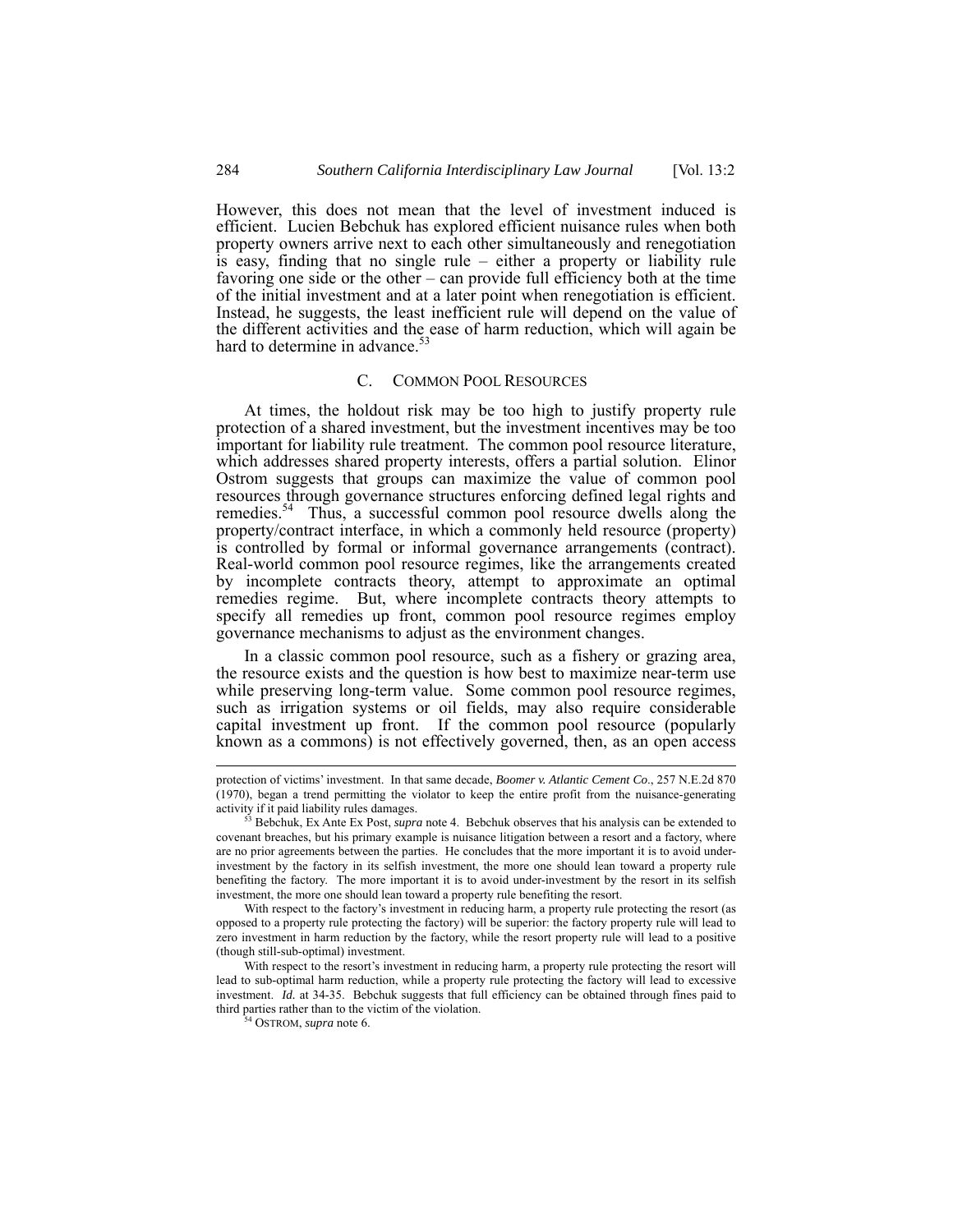However, this does not mean that the level of investment induced is efficient. Lucien Bebchuk has explored efficient nuisance rules when both property owners arrive next to each other simultaneously and renegotiation is easy, finding that no single rule – either a property or liability rule favoring one side or the other – can provide full efficiency both at the time of the initial investment and at a later point when renegotiation is efficient. Instead, he suggests, the least inefficient rule will depend on the value of the different activities and the ease of harm reduction, which will again be hard to determine in advance.[53]

### C. COMMON POOL RESOURCES

At times, the holdout risk may be too high to justify property rule protection of a shared investment, but the investment incentives may be too important for liability rule treatment. The common pool resource literature, which addresses shared property interests, offers a partial solution. Elinor Ostrom suggests that groups can maximize the value of common pool resources through governance structures enforcing defined legal rights and remedies.[54] Thus, a successful common pool resource dwells along the property/contract interface, in which a commonly held resource (property) is controlled by formal or informal governance arrangements (contract). Real-world common pool resource regimes, like the arrangements created by incomplete contracts theory, attempt to approximate an optimal remedies regime. But, where incomplete contracts theory attempts to specify all remedies up front, common pool resource regimes employ governance mechanisms to adjust as the environment changes.

In a classic common pool resource, such as a fishery or grazing area, the resource exists and the question is how best to maximize near-term use while preserving long-term value. Some common pool resource regimes, such as irrigation systems or oil fields, may also require considerable capital investment up front. If the common pool resource (popularly known as a commons) is not effectively governed, then, as an open access

---

protection of victims' investment. In that same decade, *Boomer v. Atlantic Cement Co*., 257 N.E.2d 870 (1970), began a trend permitting the violator to keep the entire profit from the nuisance-generating activity if it paid liability rules damages.

[53] Bebchuk, Ex Ante Ex Post, *supra* note 4. Bebchuk observes that his analysis can be extended to covenant breaches, but his primary example is nuisance litigation between a resort and a factory, where are no prior agreements between the parties. He concludes that the more important it is to avoid under-investment by the factory in its selfish investment, the more one should lean toward a property rule benefiting the factory. The more important it is to avoid under-investment by the resort in its selfish investment, the more one should lean toward a property rule benefiting the resort.

With respect to the factory's investment in reducing harm, a property rule protecting the resort (as opposed to a property rule protecting the factory) will be superior: the factory property rule will lead to zero investment in harm reduction by the factory, while the resort property rule will lead to a positive (though still-sub-optimal) investment.

With respect to the resort's investment in reducing harm, a property rule protecting the resort will lead to sub-optimal harm reduction, while a property rule protecting the factory will lead to excessive investment. *Id*. at 34-35. Bebchuk suggests that full efficiency can be obtained through fines paid to third parties rather than to the victim of the violation.

[54] OSTROM, *supra* note 6.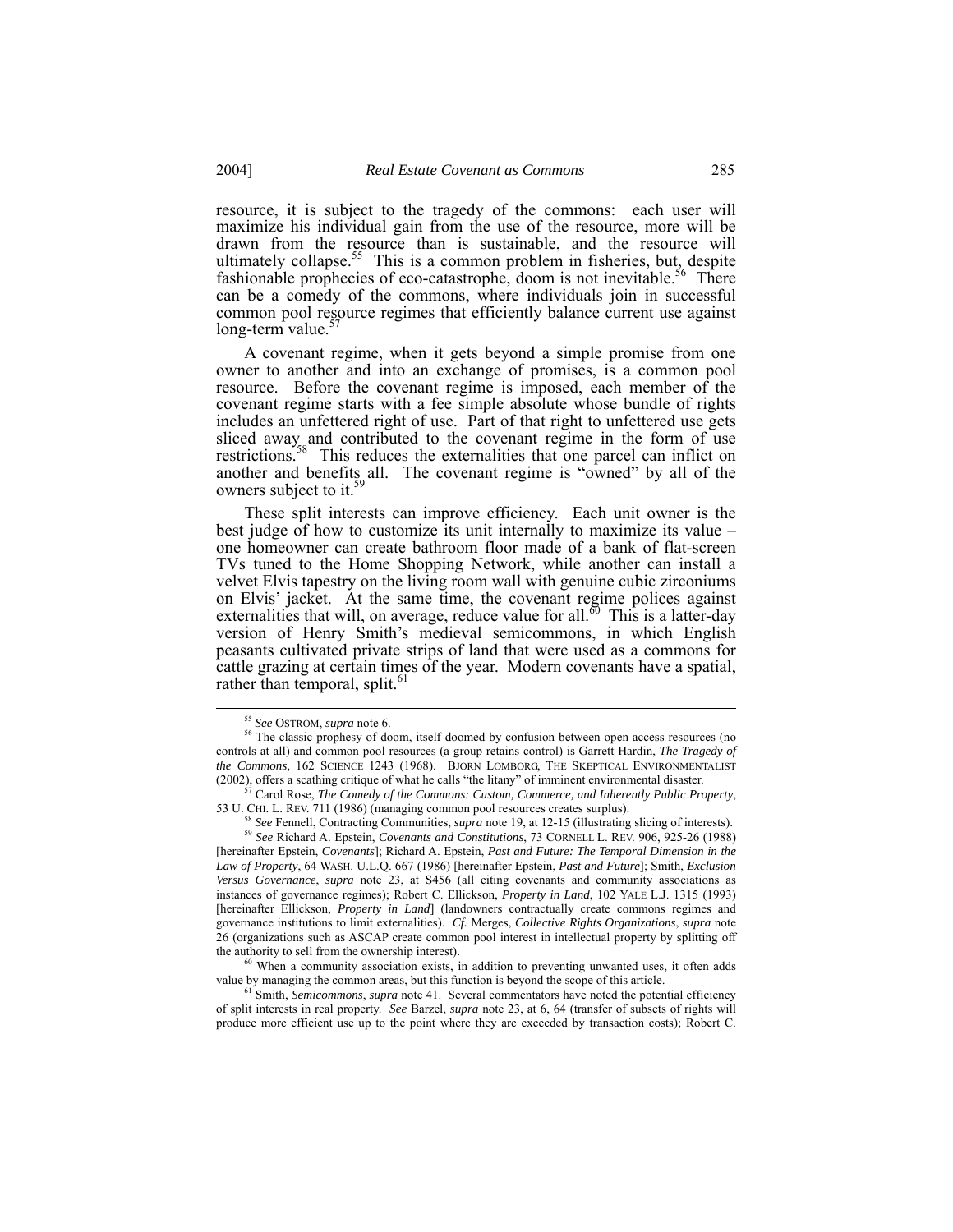resource, it is subject to the tragedy of the commons: each user will maximize his individual gain from the use of the resource, more will be drawn from the resource than is sustainable, and the resource will ultimately collapse.[55] This is a common problem in fisheries, but, despite fashionable prophecies of eco-catastrophe, doom is not inevitable.[56] There can be a comedy of the commons, where individuals join in successful common pool resource regimes that efficiently balance current use against long-term value.[57]

A covenant regime, when it gets beyond a simple promise from one owner to another and into an exchange of promises, is a common pool resource. Before the covenant regime is imposed, each member of the covenant regime starts with a fee simple absolute whose bundle of rights includes an unfettered right of use. Part of that right to unfettered use gets sliced away and contributed to the covenant regime in the form of use restrictions.[58] This reduces the externalities that one parcel can inflict on another and benefits all. The covenant regime is "owned" by all of the owners subject to it.[59]

These split interests can improve efficiency. Each unit owner is the best judge of how to customize its unit internally to maximize its value – one homeowner can create bathroom floor made of a bank of flat-screen TVs tuned to the Home Shopping Network, while another can install a velvet Elvis tapestry on the living room wall with genuine cubic zirconiums on Elvis' jacket. At the same time, the covenant regime polices against externalities that will, on average, reduce value for all.[60] This is a latter-day version of Henry Smith's medieval semicommons, in which English peasants cultivated private strips of land that were used as a commons for cattle grazing at certain times of the year. Modern covenants have a spatial, rather than temporal, split.[61]

---

[55] *See* OSTROM, *supra* note 6.

[56] The classic prophesy of doom, itself doomed by confusion between open access resources (no controls at all) and common pool resources (a group retains control) is Garrett Hardin, *The Tragedy of the Commons*, 162 SCIENCE 1243 (1968). BJORN LOMBORG, THE SKEPTICAL ENVIRONMENTALIST (2002), offers a scathing critique of what he calls "the litany" of imminent environmental disaster.

[57] Carol Rose, *The Comedy of the Commons: Custom, Commerce, and Inherently Public Property*, 53 U. CHI. L. REV. 711 (1986) (managing common pool resources creates surplus).

[58] *See* Fennell, Contracting Communities, *supra* note 19, at 12-15 (illustrating slicing of interests).

[59] *See* Richard A. Epstein, *Covenants and Constitutions*, 73 CORNELL L. REV. 906, 925-26 (1988) [hereinafter Epstein, *Covenants*]; Richard A. Epstein, *Past and Future: The Temporal Dimension in the Law of Property*, 64 WASH. U.L.Q. 667 (1986) [hereinafter Epstein, *Past and Future*]; Smith, *Exclusion Versus Governance*, *supra* note 23, at S456 (all citing covenants and community associations as instances of governance regimes); Robert C. Ellickson, *Property in Land*, 102 YALE L.J. 1315 (1993) [hereinafter Ellickson, *Property in Land*] (landowners contractually create commons regimes and governance institutions to limit externalities). *Cf.* Merges, *Collective Rights Organizations*, *supra* note 26 (organizations such as ASCAP create common pool interest in intellectual property by splitting off the authority to sell from the ownership interest).

[60] When a community association exists, in addition to preventing unwanted uses, it often adds value by managing the common areas, but this function is beyond the scope of this article.

[61] Smith, *Semicommons*, *supra* note 41. Several commentators have noted the potential efficiency of split interests in real property. *See* Barzel, *supra* note 23, at 6, 64 (transfer of subsets of rights will produce more efficient use up to the point where they are exceeded by transaction costs); Robert C.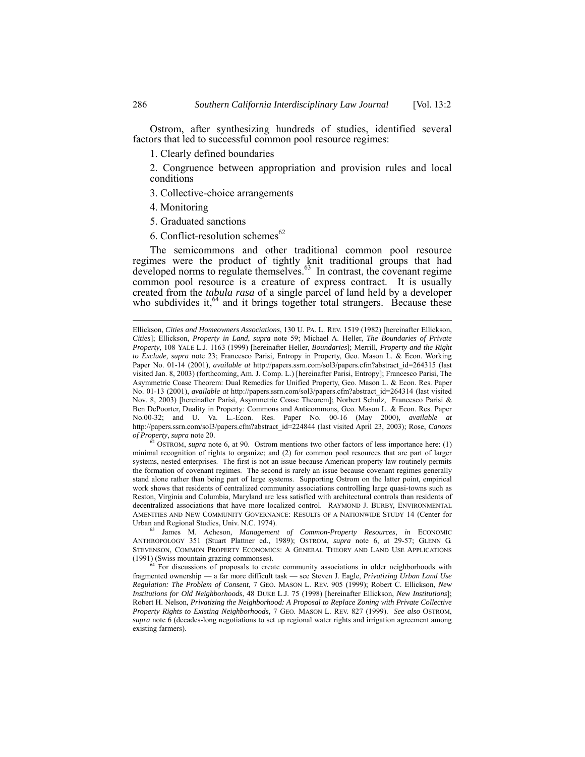Ostrom, after synthesizing hundreds of studies, identified several factors that led to successful common pool resource regimes:

1. Clearly defined boundaries
2. Congruence between appropriation and provision rules and local conditions
3. Collective-choice arrangements
4. Monitoring
5. Graduated sanctions
6. Conflict-resolution schemes[62]

The semicommons and other traditional common pool resource regimes were the product of tightly knit traditional groups that had developed norms to regulate themselves.[63] In contrast, the covenant regime common pool resource is a creature of express contract. It is usually created from the *tabula rasa* of a single parcel of land held by a developer who subdivides it,[64] and it brings together total strangers. Because these

---

Ellickson, *Cities and Homeowners Associations*, 130 U. PA. L. REV. 1519 (1982) [hereinafter Ellickson, *Cities*]; Ellickson, *Property in Land*, *supra* note 59; Michael A. Heller, *The Boundaries of Private Property*, 108 YALE L.J. 1163 (1999) [hereinafter Heller, *Boundaries*]; Merrill, *Property and the Right to Exclude*, *supra* note 23; Francesco Parisi, Entropy in Property, Geo. Mason L. & Econ. Working Paper No. 01-14 (2001), *available at* http://papers.ssrn.com/sol3/papers.cfm?abstract_id=264315 (last visited Jan. 8, 2003) (forthcoming, Am. J. Comp. L.) [hereinafter Parisi, Entropy]; Francesco Parisi, The Asymmetric Coase Theorem: Dual Remedies for Unified Property, Geo. Mason L. & Econ. Res. Paper No. 01-13 (2001), *available at* http://papers.ssrn.com/sol3/papers.cfm?abstract_id=264314 (last visited Nov. 8, 2003) [hereinafter Parisi, Asymmetric Coase Theorem]; Norbert Schulz, Francesco Parisi & Ben DePoorter, Duality in Property: Commons and Anticommons, Geo. Mason L. & Econ. Res. Paper No.00-32; and U. Va. L.-Econ. Res. Paper No. 00-16 (May 2000), *available at* http://papers.ssrn.com/sol3/papers.cfm?abstract_id=224844 (last visited April 23, 2003); Rose, *Canons of Property*, *supra* note 20.

[62] OSTROM, *supra* note 6, at 90. Ostrom mentions two other factors of less importance here: (1) minimal recognition of rights to organize; and (2) for common pool resources that are part of larger systems, nested enterprises. The first is not an issue because American property law routinely permits the formation of covenant regimes. The second is rarely an issue because covenant regimes generally stand alone rather than being part of large systems. Supporting Ostrom on the latter point, empirical work shows that residents of centralized community associations controlling large quasi-towns such as Reston, Virginia and Columbia, Maryland are less satisfied with architectural controls than residents of decentralized associations that have more localized control. RAYMOND J. BURBY, ENVIRONMENTAL AMENITIES AND NEW COMMUNITY GOVERNANCE: RESULTS OF A NATIONWIDE STUDY 14 (Center for Urban and Regional Studies, Univ. N.C. 1974).

[63] James M. Acheson, *Management of Common-Property Resources*, *in* ECONOMIC ANTHROPOLOGY 351 (Stuart Plattner ed., 1989); OSTROM, *supra* note 6, at 29-57; GLENN G. STEVENSON, COMMON PROPERTY ECONOMICS: A GENERAL THEORY AND LAND USE APPLICATIONS (1991) (Swiss mountain grazing commonses).

[64] For discussions of proposals to create community associations in older neighborhoods with fragmented ownership — a far more difficult task — see Steven J. Eagle, *Privatizing Urban Land Use Regulation: The Problem of Consent*, 7 GEO. MASON L. REV. 905 (1999); Robert C. Ellickson, *New Institutions for Old Neighborhoods*, 48 DUKE L.J. 75 (1998) [hereinafter Ellickson, *New Institutions*]; Robert H. Nelson, *Privatizing the Neighborhood: A Proposal to Replace Zoning with Private Collective Property Rights to Existing Neighborhoods*, 7 GEO. MASON L. REV. 827 (1999). *See also* OSTROM, *supra* note 6 (decades-long negotiations to set up regional water rights and irrigation agreement among existing farmers).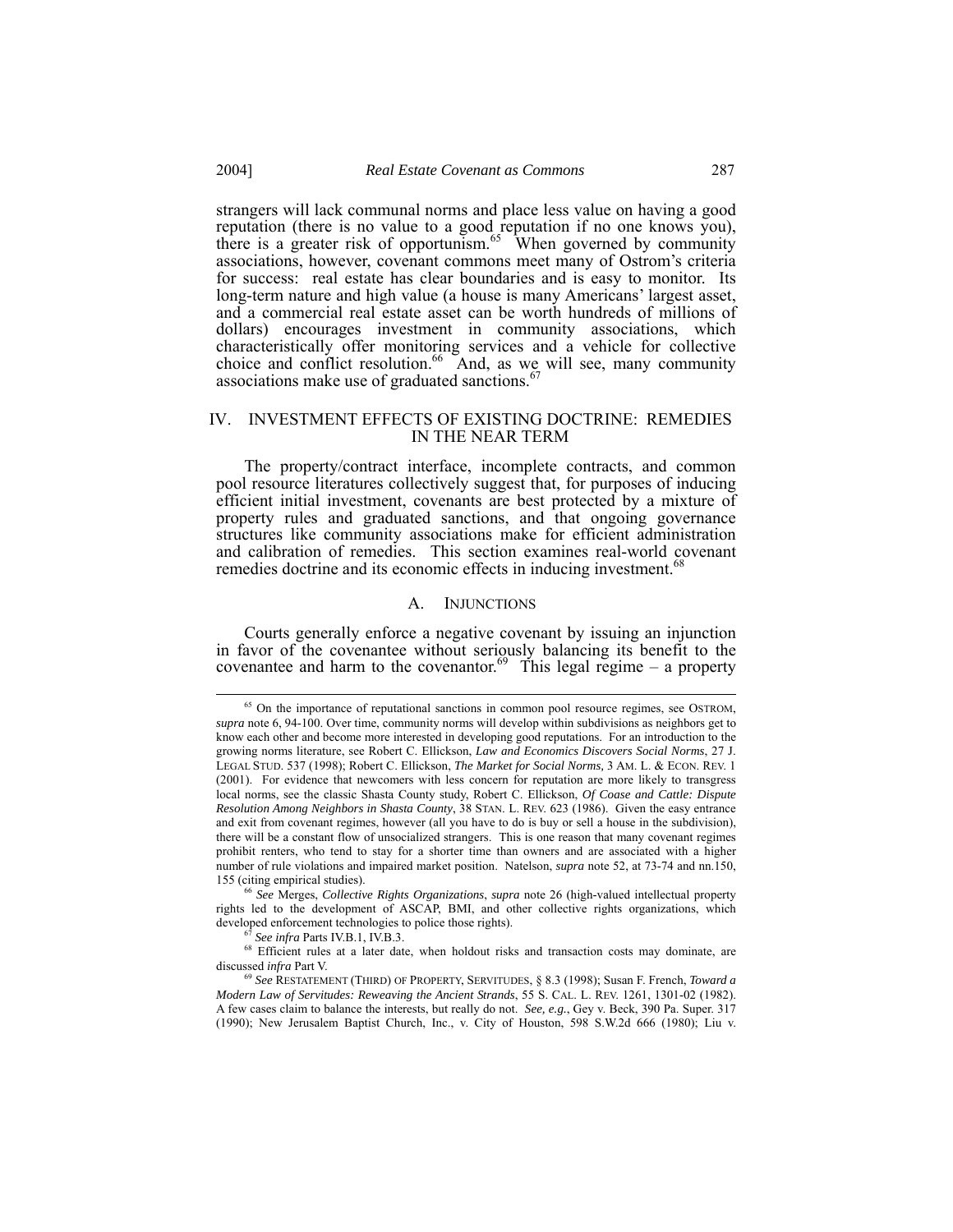strangers will lack communal norms and place less value on having a good reputation (there is no value to a good reputation if no one knows you), there is a greater risk of opportunism.[65] When governed by community associations, however, covenant commons meet many of Ostrom's criteria for success: real estate has clear boundaries and is easy to monitor. Its long-term nature and high value (a house is many Americans' largest asset, and a commercial real estate asset can be worth hundreds of millions of dollars) encourages investment in community associations, which characteristically offer monitoring services and a vehicle for collective choice and conflict resolution.[66] And, as we will see, many community associations make use of graduated sanctions.[67]

## IV. INVESTMENT EFFECTS OF EXISTING DOCTRINE: REMEDIES IN THE NEAR TERM

The property/contract interface, incomplete contracts, and common pool resource literatures collectively suggest that, for purposes of inducing efficient initial investment, covenants are best protected by a mixture of property rules and graduated sanctions, and that ongoing governance structures like community associations make for efficient administration and calibration of remedies. This section examines real-world covenant remedies doctrine and its economic effects in inducing investment.[68]

### A. INJUNCTIONS

Courts generally enforce a negative covenant by issuing an injunction in favor of the covenantee without seriously balancing its benefit to the covenantee and harm to the covenantor.[69] This legal regime – a property

---

[65] On the importance of reputational sanctions in common pool resource regimes, see OSTROM, *supra* note 6, 94-100. Over time, community norms will develop within subdivisions as neighbors get to know each other and become more interested in developing good reputations. For an introduction to the growing norms literature, see Robert C. Ellickson, *Law and Economics Discovers Social Norms*, 27 J. LEGAL STUD. 537 (1998); Robert C. Ellickson, *The Market for Social Norms,* 3 AM. L. & ECON. REV. 1 (2001). For evidence that newcomers with less concern for reputation are more likely to transgress local norms, see the classic Shasta County study, Robert C. Ellickson, *Of Coase and Cattle: Dispute Resolution Among Neighbors in Shasta County*, 38 STAN. L. REV. 623 (1986). Given the easy entrance and exit from covenant regimes, however (all you have to do is buy or sell a house in the subdivision), there will be a constant flow of unsocialized strangers. This is one reason that many covenant regimes prohibit renters, who tend to stay for a shorter time than owners and are associated with a higher number of rule violations and impaired market position. Natelson, *supra* note 52, at 73-74 and nn.150, 155 (citing empirical studies).

[66] *See* Merges, *Collective Rights Organizations*, *supra* note 26 (high-valued intellectual property rights led to the development of ASCAP, BMI, and other collective rights organizations, which developed enforcement technologies to police those rights).

[67] *See infra* Parts IV.B.1, IV.B.3.

[68] Efficient rules at a later date, when holdout risks and transaction costs may dominate, are discussed *infra* Part V.

[69] *See* RESTATEMENT (THIRD) OF PROPERTY, SERVITUDES, § 8.3 (1998); Susan F. French, *Toward a Modern Law of Servitudes: Reweaving the Ancient Strands*, 55 S. CAL. L. REV. 1261, 1301-02 (1982). A few cases claim to balance the interests, but really do not. *See, e.g.*, Gey v. Beck, 390 Pa. Super. 317 (1990); New Jerusalem Baptist Church, Inc., v. City of Houston, 598 S.W.2d 666 (1980); Liu v.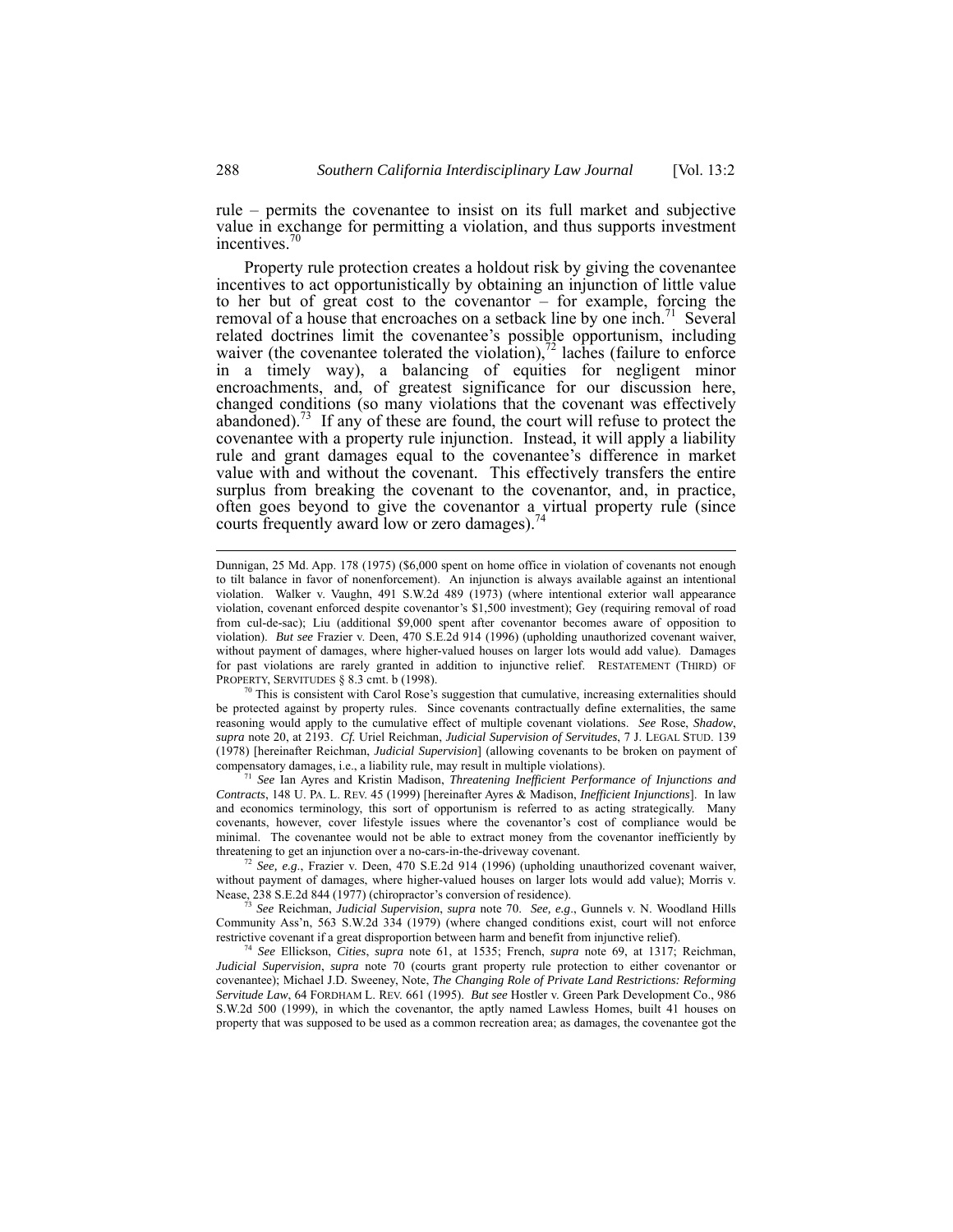rule – permits the covenantee to insist on its full market and subjective value in exchange for permitting a violation, and thus supports investment incentives.[70]

Property rule protection creates a holdout risk by giving the covenantee incentives to act opportunistically by obtaining an injunction of little value to her but of great cost to the covenantor – for example, forcing the removal of a house that encroaches on a setback line by one inch.[71] Several related doctrines limit the covenantee's possible opportunism, including waiver (the covenantee tolerated the violation),[72] laches (failure to enforce in a timely way), a balancing of equities for negligent minor encroachments, and, of greatest significance for our discussion here, changed conditions (so many violations that the covenant was effectively abandoned).[73] If any of these are found, the court will refuse to protect the covenantee with a property rule injunction. Instead, it will apply a liability rule and grant damages equal to the covenantee's difference in market value with and without the covenant. This effectively transfers the entire surplus from breaking the covenant to the covenantor, and, in practice, often goes beyond to give the covenantor a virtual property rule (since courts frequently award low or zero damages).[74]

---

Dunnigan, 25 Md. App. 178 (1975) ($6,000 spent on home office in violation of covenants not enough to tilt balance in favor of nonenforcement). An injunction is always available against an intentional violation. Walker v. Vaughn, 491 S.W.2d 489 (1973) (where intentional exterior wall appearance violation, covenant enforced despite covenantor's $1,500 investment); Gey (requiring removal of road from cul-de-sac); Liu (additional $9,000 spent after covenantor becomes aware of opposition to violation). *But see* Frazier v. Deen, 470 S.E.2d 914 (1996) (upholding unauthorized covenant waiver, without payment of damages, where higher-valued houses on larger lots would add value). Damages for past violations are rarely granted in addition to injunctive relief. RESTATEMENT (THIRD) OF PROPERTY, SERVITUDES § 8.3 cmt. b (1998).

[70] This is consistent with Carol Rose's suggestion that cumulative, increasing externalities should be protected against by property rules. Since covenants contractually define externalities, the same reasoning would apply to the cumulative effect of multiple covenant violations. *See* Rose, *Shadow*, *supra* note 20, at 2193. *Cf.* Uriel Reichman, *Judicial Supervision of Servitudes*, 7 J. LEGAL STUD. 139 (1978) [hereinafter Reichman, *Judicial Supervision*] (allowing covenants to be broken on payment of compensatory damages, i.e., a liability rule, may result in multiple violations).

[71] *See* Ian Ayres and Kristin Madison, *Threatening Inefficient Performance of Injunctions and Contracts*, 148 U. PA. L. REV. 45 (1999) [hereinafter Ayres & Madison, *Inefficient Injunctions*]. In law and economics terminology, this sort of opportunism is referred to as acting strategically. Many covenants, however, cover lifestyle issues where the covenantor's cost of compliance would be minimal. The covenantee would not be able to extract money from the covenantor inefficiently by threatening to get an injunction over a no-cars-in-the-driveway covenant.

[72] *See, e.g.*, Frazier v. Deen, 470 S.E.2d 914 (1996) (upholding unauthorized covenant waiver, without payment of damages, where higher-valued houses on larger lots would add value); Morris v. Nease, 238 S.E.2d 844 (1977) (chiropractor's conversion of residence).

[73] *See* Reichman, *Judicial Supervision*, *supra* note 70. *See, e.g.*, Gunnels v. N. Woodland Hills Community Ass'n, 563 S.W.2d 334 (1979) (where changed conditions exist, court will not enforce restrictive covenant if a great disproportion between harm and benefit from injunctive relief).

[74] *See* Ellickson, *Cities*, *supra* note 61, at 1535; French, *supra* note 69, at 1317; Reichman, *Judicial Supervision*, *supra* note 70 (courts grant property rule protection to either covenantor or covenantee); Michael J.D. Sweeney, Note, *The Changing Role of Private Land Restrictions: Reforming Servitude Law*, 64 FORDHAM L. REV. 661 (1995). *But see* Hostler v. Green Park Development Co., 986 S.W.2d 500 (1999), in which the covenantor, the aptly named Lawless Homes, built 41 houses on property that was supposed to be used as a common recreation area; as damages, the covenantee got the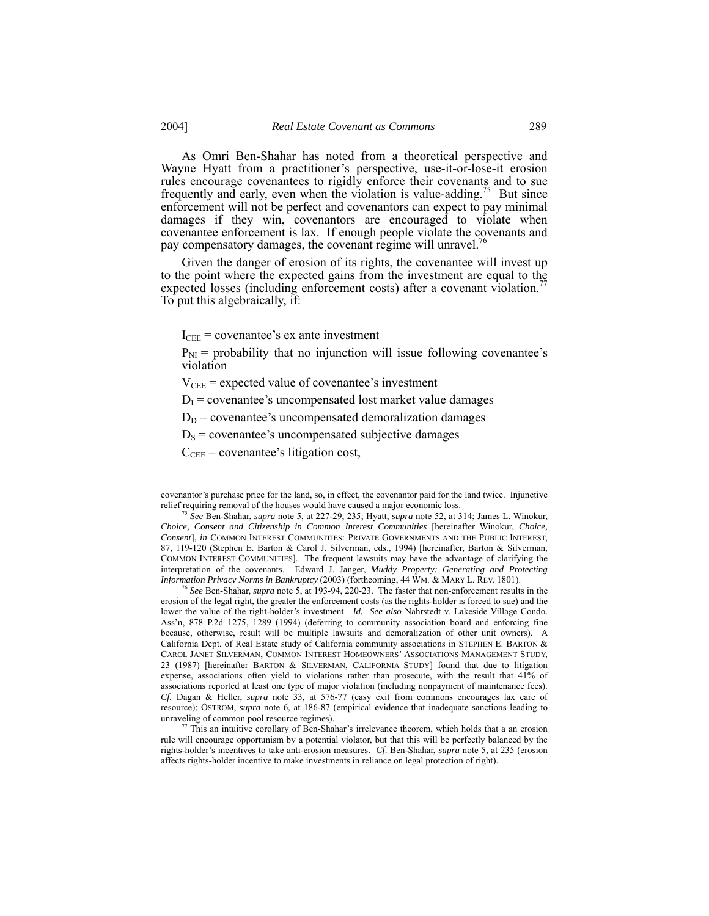As Omri Ben-Shahar has noted from a theoretical perspective and Wayne Hyatt from a practitioner's perspective, use-it-or-lose-it erosion rules encourage covenantees to rigidly enforce their covenants and to sue frequently and early, even when the violation is value-adding.[75] But since enforcement will not be perfect and covenantors can expect to pay minimal damages if they win, covenantors are encouraged to violate when covenantee enforcement is lax. If enough people violate the covenants and pay compensatory damages, the covenant regime will unravel.[76]

Given the danger of erosion of its rights, the covenantee will invest up to the point where the expected gains from the investment are equal to the expected losses (including enforcement costs) after a covenant violation.[77] To put this algebraically, if:

$I_{CEE}$ = covenantee's ex ante investment

$P_{NI}$ = probability that no injunction will issue following covenantee's violation

$V_{CEE}$ = expected value of covenantee's investment

$D_I$ = covenantee's uncompensated lost market value damages

$D_D$ = covenantee's uncompensated demoralization damages

$D_S$ = covenantee's uncompensated subjective damages

$C_{CEE}$ = covenantee's litigation cost,

---

covenantor's purchase price for the land, so, in effect, the covenantor paid for the land twice. Injunctive relief requiring removal of the houses would have caused a major economic loss.

[75] *See* Ben-Shahar, *supra* note 5, at 227-29, 235; Hyatt, *supra* note 52, at 314; James L. Winokur, *Choice, Consent and Citizenship in Common Interest Communities* [hereinafter Winokur, *Choice, Consent*], *in* COMMON INTEREST COMMUNITIES: PRIVATE GOVERNMENTS AND THE PUBLIC INTEREST, 87, 119-120 (Stephen E. Barton & Carol J. Silverman, eds., 1994) [hereinafter, Barton & Silverman, COMMON INTEREST COMMUNITIES]. The frequent lawsuits may have the advantage of clarifying the interpretation of the covenants. Edward J. Janger, *Muddy Property: Generating and Protecting Information Privacy Norms in Bankruptcy* (2003) (forthcoming, 44 WM. & MARY L. REV. 1801).

[76] *See* Ben-Shahar, *supra* note 5, at 193-94, 220-23. The faster that non-enforcement results in the erosion of the legal right, the greater the enforcement costs (as the rights-holder is forced to sue) and the lower the value of the right-holder's investment. *Id. See also* Nahrstedt v. Lakeside Village Condo. Ass'n, 878 P.2d 1275, 1289 (1994) (deferring to community association board and enforcing fine because, otherwise, result will be multiple lawsuits and demoralization of other unit owners). A California Dept. of Real Estate study of California community associations in STEPHEN E. BARTON & CAROL JANET SILVERMAN, COMMON INTEREST HOMEOWNERS' ASSOCIATIONS MANAGEMENT STUDY, 23 (1987) [hereinafter BARTON & SILVERMAN, CALIFORNIA STUDY] found that due to litigation expense, associations often yield to violations rather than prosecute, with the result that 41% of associations reported at least one type of major violation (including nonpayment of maintenance fees). *Cf.* Dagan & Heller, *supra* note 33, at 576-77 (easy exit from commons encourages lax care of resource); OSTROM, *supra* note 6, at 186-87 (empirical evidence that inadequate sanctions leading to unraveling of common pool resource regimes).

[77] This an intuitive corollary of Ben-Shahar's irrelevance theorem, which holds that a an erosion rule will encourage opportunism by a potential violator, but that this will be perfectly balanced by the rights-holder's incentives to take anti-erosion measures. *Cf.* Ben-Shahar, *supra* note 5, at 235 (erosion affects rights-holder incentive to make investments in reliance on legal protection of right).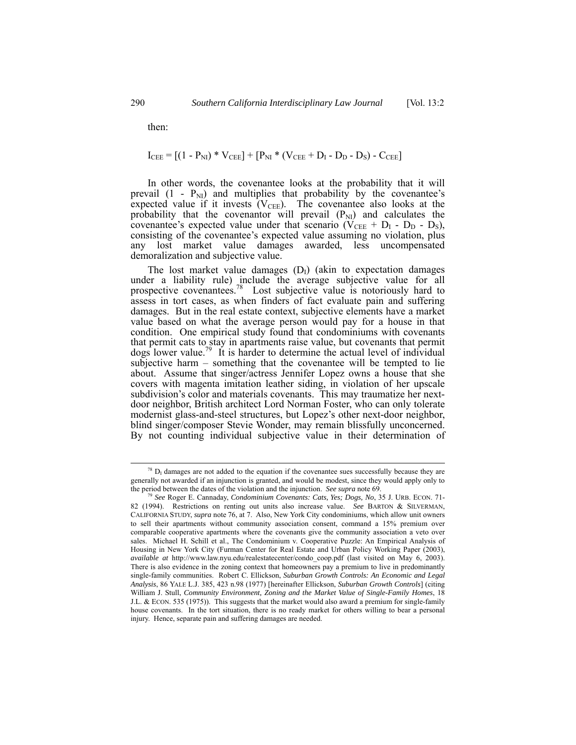then:

$$I_{CEE} = [(1 - P_{NI}) * V_{CEE}] + [P_{NI} * (V_{CEE} + D_I - D_D - D_S) - C_{CEE}]$$

In other words, the covenantee looks at the probability that it will prevail ($1 - P_{NI}$) and multiplies that probability by the covenantee's expected value if it invests ($V_{CEE}$). The covenantee also looks at the probability that the covenantor will prevail ($P_{NI}$) and calculates the covenantee's expected value under that scenario ($V_{CEE} + D_I - D_D - D_S$), consisting of the covenantee's expected value assuming no violation, plus any lost market value damages awarded, less uncompensated demoralization and subjective value.

The lost market value damages ($D_I$) (akin to expectation damages under a liability rule) include the average subjective value for all prospective covenantees.[78] Lost subjective value is notoriously hard to assess in tort cases, as when finders of fact evaluate pain and suffering damages. But in the real estate context, subjective elements have a market value based on what the average person would pay for a house in that condition. One empirical study found that condominiums with covenants that permit cats to stay in apartments raise value, but covenants that permit dogs lower value.[79] It is harder to determine the actual level of individual subjective harm – something that the covenantee will be tempted to lie about. Assume that singer/actress Jennifer Lopez owns a house that she covers with magenta imitation leather siding, in violation of her upscale subdivision's color and materials covenants. This may traumatize her next-door neighbor, British architect Lord Norman Foster, who can only tolerate modernist glass-and-steel structures, but Lopez's other next-door neighbor, blind singer/composer Stevie Wonder, may remain blissfully unconcerned. By not counting individual subjective value in their determination of

---

[78] $D_I$ damages are not added to the equation if the covenantee sues successfully because they are generally not awarded if an injunction is granted, and would be modest, since they would apply only to the period between the dates of the violation and the injunction. *See supra* note 69.

[79] *See* Roger E. Cannaday, *Condominium Covenants: Cats, Yes; Dogs, No*, 35 J. URB. ECON. 71-82 (1994). Restrictions on renting out units also increase value. *See* BARTON & SILVERMAN, CALIFORNIA STUDY, *supra* note 76, at 7. Also, New York City condominiums, which allow unit owners to sell their apartments without community association consent, command a 15% premium over comparable cooperative apartments where the covenants give the community association a veto over sales. Michael H. Schill et al., The Condominium v. Cooperative Puzzle: An Empirical Analysis of Housing in New York City (Furman Center for Real Estate and Urban Policy Working Paper (2003), *available at* http://www.law.nyu.edu/realestatecenter/condo_coop.pdf (last visited on May 6, 2003). There is also evidence in the zoning context that homeowners pay a premium to live in predominantly single-family communities. Robert C. Ellickson, *Suburban Growth Controls: An Economic and Legal Analysis*, 86 YALE L.J. 385, 423 n.98 (1977) [hereinafter Ellickson, *Suburban Growth Controls*] (citing William J. Stull, *Community Environment, Zoning and the Market Value of Single-Family Homes*, 18 J.L. & ECON. 535 (1975)). This suggests that the market would also award a premium for single-family house covenants. In the tort situation, there is no ready market for others willing to bear a personal injury. Hence, separate pain and suffering damages are needed.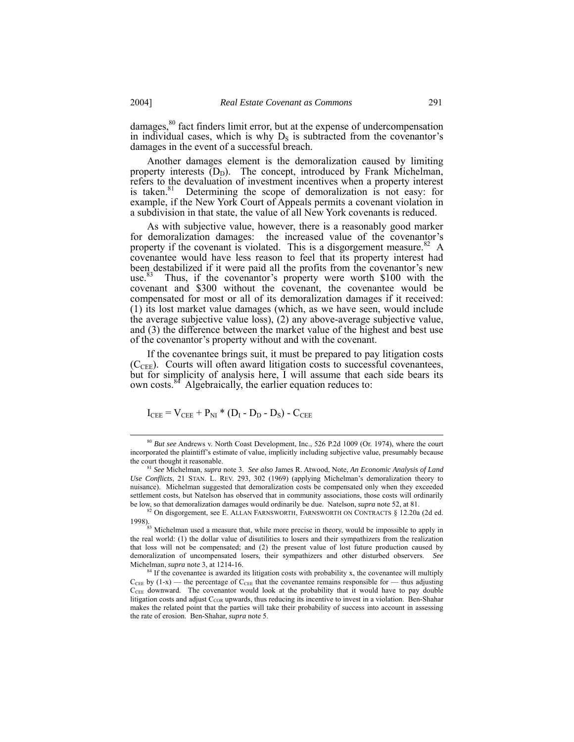damages,[80] fact finders limit error, but at the expense of undercompensation in individual cases, which is why $D_S$ is subtracted from the covenantor's damages in the event of a successful breach.

Another damages element is the demoralization caused by limiting property interests ($D_D$). The concept, introduced by Frank Michelman, refers to the devaluation of investment incentives when a property interest is taken.[81] Determining the scope of demoralization is not easy: for example, if the New York Court of Appeals permits a covenant violation in a subdivision in that state, the value of all New York covenants is reduced.

As with subjective value, however, there is a reasonably good marker for demoralization damages: the increased value of the covenantor's property if the covenant is violated. This is a disgorgement measure.[82] A covenantee would have less reason to feel that its property interest had been destabilized if it were paid all the profits from the covenantor's new use.[83] Thus, if the covenantor's property were worth \$100 with the covenant and \$300 without the covenant, the covenantee would be compensated for most or all of its demoralization damages if it received: (1) its lost market value damages (which, as we have seen, would include the average subjective value loss), (2) any above-average subjective value, and (3) the difference between the market value of the highest and best use of the covenantor's property without and with the covenant.

If the covenantee brings suit, it must be prepared to pay litigation costs ($C_{CEE}$). Courts will often award litigation costs to successful covenantees, but for simplicity of analysis here, I will assume that each side bears its own costs.[84] Algebraically, the earlier equation reduces to:

$$I_{CEE} = V_{CEE} + P_{NI} * (D_I - D_D - D_S) - C_{CEE}$$

---

[80] *But see* Andrews v. North Coast Development, Inc., 526 P.2d 1009 (Or. 1974), where the court incorporated the plaintiff's estimate of value, implicitly including subjective value, presumably because the court thought it reasonable.

[81] *See* Michelman, *supra* note 3. *See also* James R. Atwood, Note, *An Economic Analysis of Land Use Conflicts*, 21 STAN. L. REV. 293, 302 (1969) (applying Michelman's demoralization theory to nuisance). Michelman suggested that demoralization costs be compensated only when they exceeded settlement costs, but Natelson has observed that in community associations, those costs will ordinarily be low, so that demoralization damages would ordinarily be due. Natelson, *supra* note 52, at 81.

[82] On disgorgement, see E. ALLAN FARNSWORTH, FARNSWORTH ON CONTRACTS § 12.20a (2d ed. 1998).

[83] Michelman used a measure that, while more precise in theory, would be impossible to apply in the real world: (1) the dollar value of disutilities to losers and their sympathizers from the realization that loss will not be compensated; and (2) the present value of lost future production caused by demoralization of uncompensated losers, their sympathizers and other disturbed observers. *See* Michelman, *supra* note 3, at 1214-16.

[84] If the covenantee is awarded its litigation costs with probability x, the covenantee will multiply $C_{CEE}$ by (1-x) — the percentage of $C_{CEE}$ that the covenantee remains responsible for — thus adjusting $C_{CEE}$ downward. The covenantor would look at the probability that it would have to pay double litigation costs and adjust $C_{COR}$ upwards, thus reducing its incentive to invest in a violation. Ben-Shahar makes the related point that the parties will take their probability of success into account in assessing the rate of erosion. Ben-Shahar, *supra* note 5.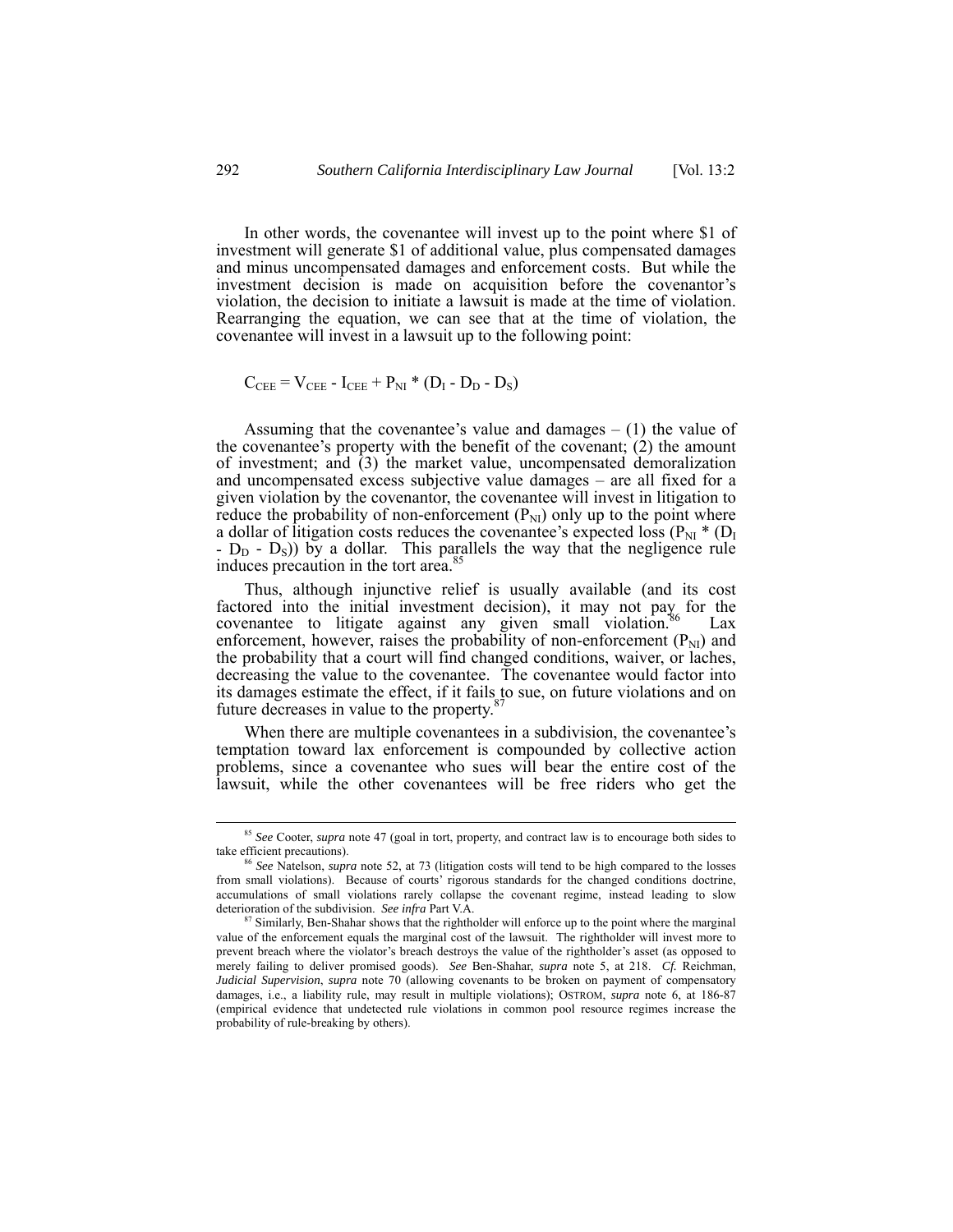In other words, the covenantee will invest up to the point where $1 of investment will generate $1 of additional value, plus compensated damages and minus uncompensated damages and enforcement costs. But while the investment decision is made on acquisition before the covenantor's violation, the decision to initiate a lawsuit is made at the time of violation. Rearranging the equation, we can see that at the time of violation, the covenantee will invest in a lawsuit up to the following point:

$$C_{CEE} = V_{CEE} - I_{CEE} + P_{NI} * (D_I - D_D - D_S)$$

Assuming that the covenantee's value and damages – (1) the value of the covenantee's property with the benefit of the covenant; (2) the amount of investment; and (3) the market value, uncompensated demoralization and uncompensated excess subjective value damages – are all fixed for a given violation by the covenantor, the covenantee will invest in litigation to reduce the probability of non-enforcement ($P_{NI}$) only up to the point where a dollar of litigation costs reduces the covenantee's expected loss ($P_{NI} * (D_I - D_D - D_S)$) by a dollar. This parallels the way that the negligence rule induces precaution in the tort area.[85]

Thus, although injunctive relief is usually available (and its cost factored into the initial investment decision), it may not pay for the covenantee to litigate against any given small violation.[86] Lax enforcement, however, raises the probability of non-enforcement ($P_{NI}$) and the probability that a court will find changed conditions, waiver, or laches, decreasing the value to the covenantee. The covenantee would factor into its damages estimate the effect, if it fails to sue, on future violations and on future decreases in value to the property.[87]

When there are multiple covenantees in a subdivision, the covenantee's temptation toward lax enforcement is compounded by collective action problems, since a covenantee who sues will bear the entire cost of the lawsuit, while the other covenantees will be free riders who get the

---

[85] *See* Cooter, *supra* note 47 (goal in tort, property, and contract law is to encourage both sides to take efficient precautions).

[86] *See* Natelson, *supra* note 52, at 73 (litigation costs will tend to be high compared to the losses from small violations). Because of courts' rigorous standards for the changed conditions doctrine, accumulations of small violations rarely collapse the covenant regime, instead leading to slow deterioration of the subdivision. *See infra* Part V.A.

[87] Similarly, Ben-Shahar shows that the rightholder will enforce up to the point where the marginal value of the enforcement equals the marginal cost of the lawsuit. The rightholder will invest more to prevent breach where the violator's breach destroys the value of the rightholder's asset (as opposed to merely failing to deliver promised goods). *See* Ben-Shahar, *supra* note 5, at 218. *Cf.* Reichman, *Judicial Supervision*, *supra* note 70 (allowing covenants to be broken on payment of compensatory damages, i.e., a liability rule, may result in multiple violations); OSTROM, *supra* note 6, at 186-87 (empirical evidence that undetected rule violations in common pool resource regimes increase the probability of rule-breaking by others).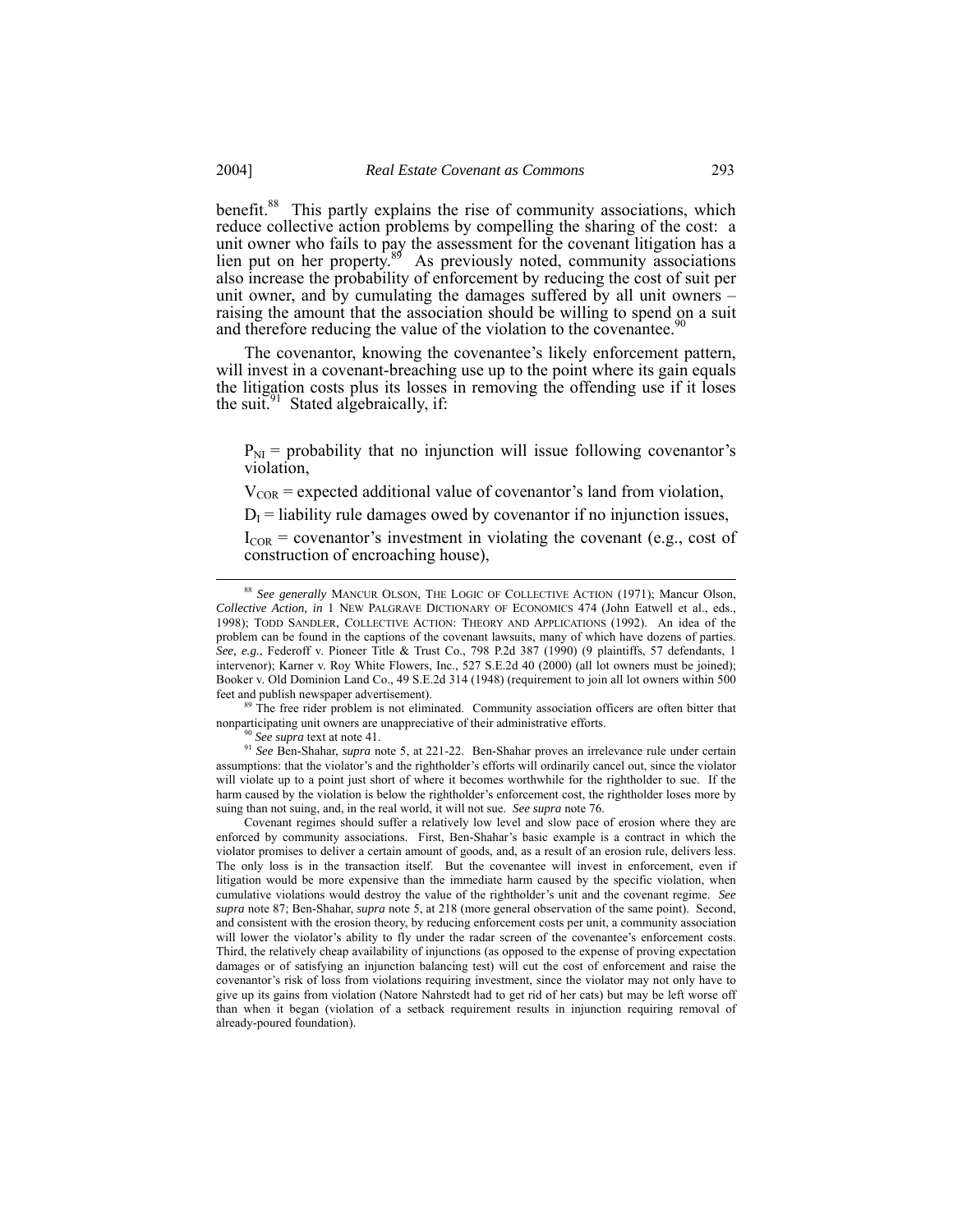benefit.[88] This partly explains the rise of community associations, which reduce collective action problems by compelling the sharing of the cost: a unit owner who fails to pay the assessment for the covenant litigation has a lien put on her property.[89] As previously noted, community associations also increase the probability of enforcement by reducing the cost of suit per unit owner, and by cumulating the damages suffered by all unit owners – raising the amount that the association should be willing to spend on a suit and therefore reducing the value of the violation to the covenantee.[90]

The covenantor, knowing the covenantee's likely enforcement pattern, will invest in a covenant-breaching use up to the point where its gain equals the litigation costs plus its losses in removing the offending use if it loses the suit.[91] Stated algebraically, if:

> $P_{NI}$ = probability that no injunction will issue following covenantor's violation,
>
> $V_{COR}$ = expected additional value of covenantor's land from violation,
>
> $D_I$ = liability rule damages owed by covenantor if no injunction issues,
>
> $I_{COR}$ = covenantor's investment in violating the covenant (e.g., cost of construction of encroaching house),

---

[88] *See generally* MANCUR OLSON, THE LOGIC OF COLLECTIVE ACTION (1971); Mancur Olson, *Collective Action*, *in* 1 NEW PALGRAVE DICTIONARY OF ECONOMICS 474 (John Eatwell et al., eds., 1998); TODD SANDLER, COLLECTIVE ACTION: THEORY AND APPLICATIONS (1992). An idea of the problem can be found in the captions of the covenant lawsuits, many of which have dozens of parties. *See, e.g.*, Federoff v. Pioneer Title & Trust Co., 798 P.2d 387 (1990) (9 plaintiffs, 57 defendants, 1 intervenor); Karner v. Roy White Flowers, Inc., 527 S.E.2d 40 (2000) (all lot owners must be joined); Booker v. Old Dominion Land Co., 49 S.E.2d 314 (1948) (requirement to join all lot owners within 500 feet and publish newspaper advertisement).

[89] The free rider problem is not eliminated. Community association officers are often bitter that nonparticipating unit owners are unappreciative of their administrative efforts.

[90] *See supra* text at note 41.

[91] *See* Ben-Shahar, *supra* note 5, at 221-22. Ben-Shahar proves an irrelevance rule under certain assumptions: that the violator's and the rightholder's efforts will ordinarily cancel out, since the violator will violate up to a point just short of where it becomes worthwhile for the rightholder to sue. If the harm caused by the violation is below the rightholder's enforcement cost, the rightholder loses more by suing than not suing, and, in the real world, it will not sue. *See supra* note 76.

Covenant regimes should suffer a relatively low level and slow pace of erosion where they are enforced by community associations. First, Ben-Shahar's basic example is a contract in which the violator promises to deliver a certain amount of goods, and, as a result of an erosion rule, delivers less. The only loss is in the transaction itself. But the covenantee will invest in enforcement, even if litigation would be more expensive than the immediate harm caused by the specific violation, when cumulative violations would destroy the value of the rightholder's unit and the covenant regime. *See supra* note 87; Ben-Shahar, *supra* note 5, at 218 (more general observation of the same point). Second, and consistent with the erosion theory, by reducing enforcement costs per unit, a community association will lower the violator's ability to fly under the radar screen of the covenantee's enforcement costs. Third, the relatively cheap availability of injunctions (as opposed to the expense of proving expectation damages or of satisfying an injunction balancing test) will cut the cost of enforcement and raise the covenantor's risk of loss from violations requiring investment, since the violator may not only have to give up its gains from violation (Natore Nahrstedt had to get rid of her cats) but may be left worse off than when it began (violation of a setback requirement results in injunction requiring removal of already-poured foundation).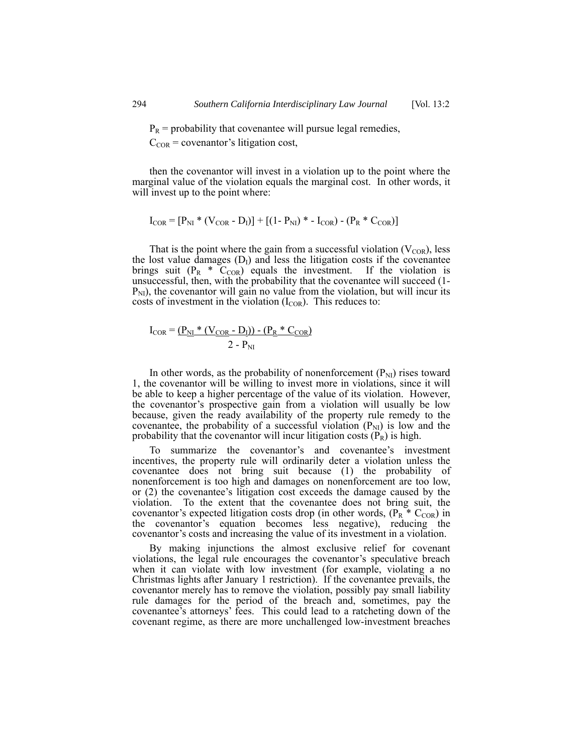$P_R$ = probability that covenantee will pursue legal remedies,

$C_{COR}$ = covenantor's litigation cost,

then the covenantor will invest in a violation up to the point where the marginal value of the violation equals the marginal cost. In other words, it will invest up to the point where:

$$I_{COR} = [P_{NI} * (V_{COR} - D_I)] + [(1 - P_{NI}) * - I_{COR}) - (P_R * C_{COR})]$$

That is the point where the gain from a successful violation ($V_{COR}$), less the lost value damages ($D_I$) and less the litigation costs if the covenantee brings suit ($P_R * C_{COR}$) equals the investment. If the violation is unsuccessful, then, with the probability that the covenantee will succeed ($1 - P_{NI}$), the covenantor will gain no value from the violation, but will incur its costs of investment in the violation ($I_{COR}$). This reduces to:

$$I_{COR} = \frac{(P_{NI} * (V_{COR} - D_I)) - (P_R * C_{COR})}{2 - P_{NI}}$$

In other words, as the probability of nonenforcement ($P_{NI}$) rises toward 1, the covenantor will be willing to invest more in violations, since it will be able to keep a higher percentage of the value of its violation. However, the covenantor's prospective gain from a violation will usually be low because, given the ready availability of the property rule remedy to the covenantee, the probability of a successful violation ($P_{NI}$) is low and the probability that the covenantor will incur litigation costs ($P_R$) is high.

To summarize the covenantor's and covenantee's investment incentives, the property rule will ordinarily deter a violation unless the covenantee does not bring suit because (1) the probability of nonenforcement is too high and damages on nonenforcement are too low, or (2) the covenantee's litigation cost exceeds the damage caused by the violation. To the extent that the covenantee does not bring suit, the covenantor's expected litigation costs drop (in other words, ($P_R * C_{COR}$) in the covenantor's equation becomes less negative), reducing the covenantor's costs and increasing the value of its investment in a violation.

By making injunctions the almost exclusive relief for covenant violations, the legal rule encourages the covenantor's speculative breach when it can violate with low investment (for example, violating a no Christmas lights after January 1 restriction). If the covenantee prevails, the covenantor merely has to remove the violation, possibly pay small liability rule damages for the period of the breach and, sometimes, pay the covenantee's attorneys' fees. This could lead to a ratcheting down of the covenant regime, as there are more unchallenged low-investment breaches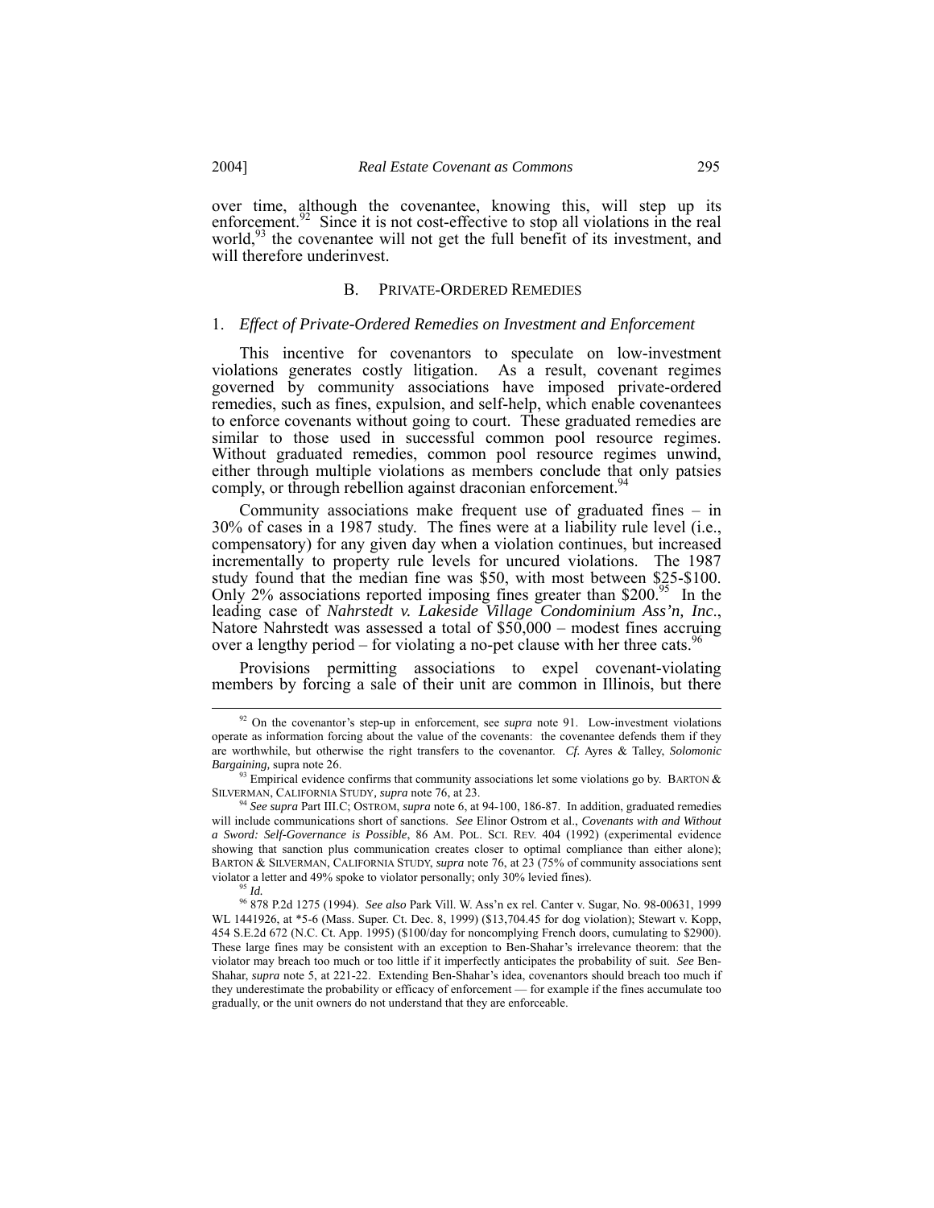over time, although the covenantee, knowing this, will step up its enforcement.[92] Since it is not cost-effective to stop all violations in the real world,[93] the covenantee will not get the full benefit of its investment, and will therefore underinvest.

## B. Private-Ordered Remedies

### 1. *Effect of Private-Ordered Remedies on Investment and Enforcement*

This incentive for covenantors to speculate on low-investment violations generates costly litigation. As a result, covenant regimes governed by community associations have imposed private-ordered remedies, such as fines, expulsion, and self-help, which enable covenantees to enforce covenants without going to court. These graduated remedies are similar to those used in successful common pool resource regimes. Without graduated remedies, common pool resource regimes unwind, either through multiple violations as members conclude that only patsies comply, or through rebellion against draconian enforcement.[94]

Community associations make frequent use of graduated fines – in 30% of cases in a 1987 study. The fines were at a liability rule level (i.e., compensatory) for any given day when a violation continues, but increased incrementally to property rule levels for uncured violations. The 1987 study found that the median fine was $50, with most between $25-$100. Only 2% associations reported imposing fines greater than $200.[95] In the leading case of *Nahrstedt v. Lakeside Village Condominium Ass'n, Inc.*, Natore Nahrstedt was assessed a total of $50,000 – modest fines accruing over a lengthy period – for violating a no-pet clause with her three cats.[96]

Provisions permitting associations to expel covenant-violating members by forcing a sale of their unit are common in Illinois, but there

---

[92] On the covenantor's step-up in enforcement, see *supra* note 91. Low-investment violations operate as information forcing about the value of the covenants: the covenantee defends them if they are worthwhile, but otherwise the right transfers to the covenantor. *Cf.* Ayres & Talley, *Solomonic Bargaining,* supra note 26.

[93] Empirical evidence confirms that community associations let some violations go by. Barton & Silverman, California Study, *supra* note 76, at 23.

[94] *See supra* Part III.C; Ostrom, *supra* note 6, at 94-100, 186-87. In addition, graduated remedies will include communications short of sanctions. *See* Elinor Ostrom et al., *Covenants with and Without a Sword: Self-Governance is Possible*, 86 Am. Pol. Sci. Rev. 404 (1992) (experimental evidence showing that sanction plus communication creates closer to optimal compliance than either alone); Barton & Silverman, California Study, *supra* note 76, at 23 (75% of community associations sent violator a letter and 49% spoke to violator personally; only 30% levied fines).

[95] *Id.*

[96] 878 P.2d 1275 (1994). *See also* Park Vill. W. Ass'n ex rel. Canter v. Sugar, No. 98-00631, 1999 WL 1441926, at *5-6 (Mass. Super. Ct. Dec. 8, 1999) ($13,704.45 for dog violation); Stewart v. Kopp, 454 S.E.2d 672 (N.C. Ct. App. 1995) ($100/day for noncomplying French doors, cumulating to $2900). These large fines may be consistent with an exception to Ben-Shahar's irrelevance theorem: that the violator may breach too much or too little if it imperfectly anticipates the probability of suit. *See* Ben-Shahar, *supra* note 5, at 221-22. Extending Ben-Shahar's idea, covenantors should breach too much if they underestimate the probability or efficacy of enforcement — for example if the fines accumulate too gradually, or the unit owners do not understand that they are enforceable.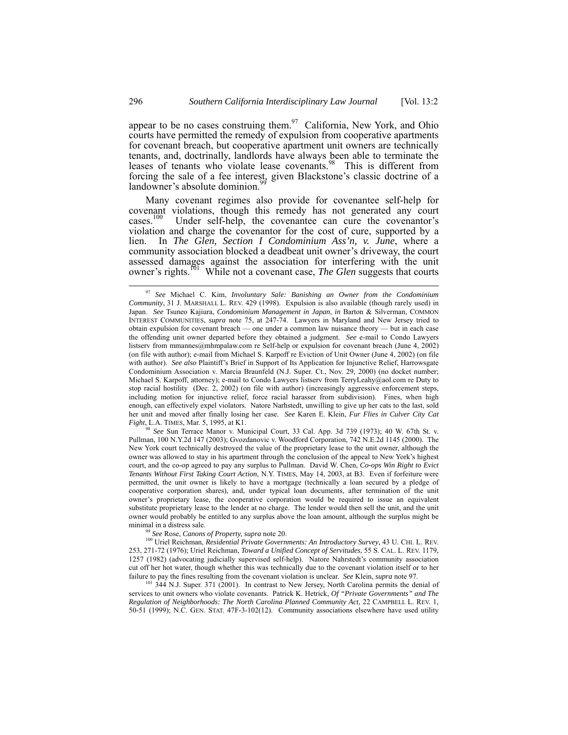appear to be no cases construing them.[97] California, New York, and Ohio courts have permitted the remedy of expulsion from cooperative apartments for covenant breach, but cooperative apartment unit owners are technically tenants, and, doctrinally, landlords have always been able to terminate the leases of tenants who violate lease covenants.[98] This is different from forcing the sale of a fee interest, given Blackstone's classic doctrine of a landowner's absolute dominion.[99]

Many covenant regimes also provide for covenantee self-help for covenant violations, though this remedy has not generated any court cases.[100] Under self-help, the covenantee can cure the covenantor's violation and charge the covenantor for the cost of cure, supported by a lien. In *The Glen, Section I Condominium Ass'n, v. June*, where a community association blocked a deadbeat unit owner's driveway, the court assessed damages against the association for interfering with the unit owner's rights.[101] While not a covenant case, *The Glen* suggests that courts

---

[97] *See* Michael C. Kim, *Involuntary Sale: Banishing an Owner from the Condominium Community*, 31 J. MARSHALL L. REV. 429 (1998). Expulsion is also available (though rarely used) in Japan. *See* Tsuneo Kajiura, *Condominium Management in Japan*, *in* Barton & Silverman, COMMON INTEREST COMMUNITIES, *supra* note 75, at 247-74. Lawyers in Maryland and New Jersey tried to obtain expulsion for covenant breach — one under a common law nuisance theory — but in each case the offending unit owner departed before they obtained a judgment. *See* e-mail to Condo Lawyers listserv from mmannes@mhmpalaw.com re Self-help or expulsion for covenant breach (June 4, 2002) (on file with author); e-mail from Michael S. Karpoff re Eviction of Unit Owner (June 4, 2002) (on file with author). *See also* Plaintiff's Brief in Support of Its Application for Injunctive Relief, Harrowsgate Condominium Association v. Marcia Braunfeld (N.J. Super. Ct., Nov. 29, 2000) (no docket number; Michael S. Karpoff, attorney); e-mail to Condo Lawyers listserv from TerryLeahy@aol.com re Duty to stop racial hostility (Dec. 2, 2002) (on file with author) (increasingly aggressive enforcement steps, including motion for injunctive relief, force racial harasser from subdivision). Fines, when high enough, can effectively expel violators. Natore Narhstedt, unwilling to give up her cats to the last, sold her unit and moved after finally losing her case. *See* Karen E. Klein, *Fur Flies in Culver City Cat Fight*, L.A. TIMES, Mar. 5, 1995, at K1.

[98] *See* Sun Terrace Manor v. Municipal Court, 33 Cal. App. 3d 739 (1973); 40 W. 67th St. v. Pullman, 100 N.Y.2d 147 (2003); Gvozdanovic v. Woodford Corporation, 742 N.E.2d 1145 (2000). The New York court technically destroyed the value of the proprietary lease to the unit owner, although the owner was allowed to stay in his apartment through the conclusion of the appeal to New York's highest court, and the co-op agreed to pay any surplus to Pullman. David W. Chen, *Co-ops Win Right to Evict Tenants Without First Taking Court Action*, N.Y. TIMES, May 14, 2003, at B3. Even if forfeiture were permitted, the unit owner is likely to have a mortgage (technically a loan secured by a pledge of cooperative corporation shares), and, under typical loan documents, after termination of the unit owner's proprietary lease, the cooperative corporation would be required to issue an equivalent substitute proprietary lease to the lender at no charge. The lender would then sell the unit, and the unit owner would probably be entitled to any surplus above the loan amount, although the surplus might be minimal in a distress sale.

[99] *See* Rose, *Canons of Property, supra* note 20.

[100] Uriel Reichman, *Residential Private Governments: An Introductory Survey*, 43 U. CHI. L. REV. 253, 271-72 (1976); Uriel Reichman, *Toward a Unified Concept of Servitudes*, 55 S. CAL. L. REV. 1179, 1257 (1982) (advocating judicially supervised self-help). Natore Nahrstedt's community association cut off her hot water, though whether this was technically due to the covenant violation itself or to her failure to pay the fines resulting from the covenant violation is unclear. *See* Klein, *supra* note 97.

[101] 344 N.J. Super. 371 (2001). In contrast to New Jersey, North Carolina permits the denial of services to unit owners who violate covenants. Patrick K. Hetrick, *Of "Private Governments" and The Regulation of Neighborhoods: The North Carolina Planned Community Act*, 22 CAMPBELL L. REV. 1, 50-51 (1999); N.C. GEN. STAT. 47F-3-102(12). Community associations elsewhere have used utility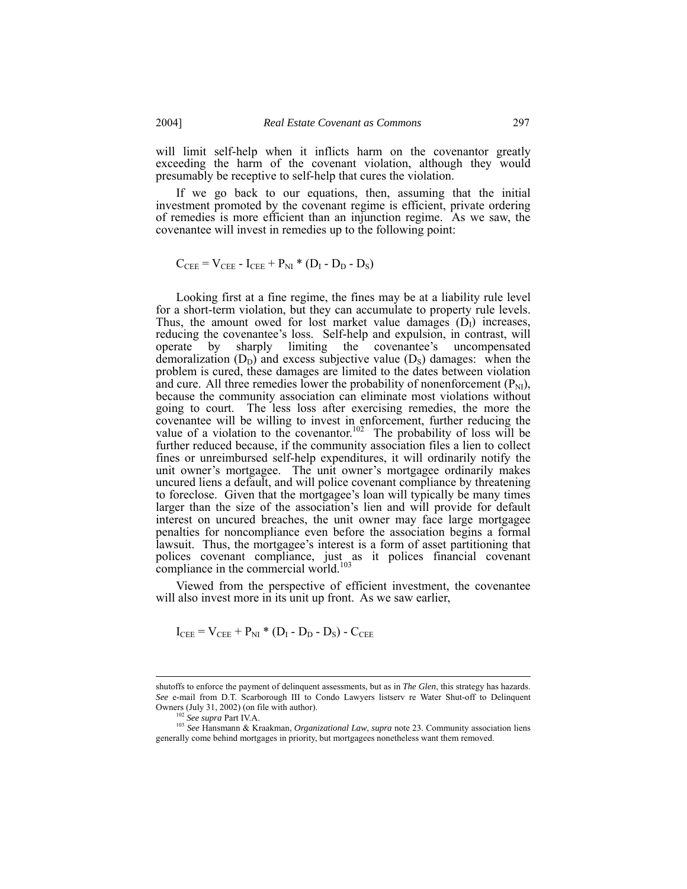will limit self-help when it inflicts harm on the covenantor greatly exceeding the harm of the covenant violation, although they would presumably be receptive to self-help that cures the violation.

If we go back to our equations, then, assuming that the initial investment promoted by the covenant regime is efficient, private ordering of remedies is more efficient than an injunction regime. As we saw, the covenantee will invest in remedies up to the following point:

$$C_{CEE} = V_{CEE} - I_{CEE} + P_{NI} * (D_I - D_D - D_S)$$

Looking first at a fine regime, the fines may be at a liability rule level for a short-term violation, but they can accumulate to property rule levels. Thus, the amount owed for lost market value damages ($D_I$) increases, reducing the covenantee's loss. Self-help and expulsion, in contrast, will operate by sharply limiting the covenantee's uncompensated demoralization ($D_D$) and excess subjective value ($D_S$) damages: when the problem is cured, these damages are limited to the dates between violation and cure. All three remedies lower the probability of nonenforcement ($P_{NI}$), because the community association can eliminate most violations without going to court. The less loss after exercising remedies, the more the covenantee will be willing to invest in enforcement, further reducing the value of a violation to the covenantor.[102] The probability of loss will be further reduced because, if the community association files a lien to collect fines or unreimbursed self-help expenditures, it will ordinarily notify the unit owner's mortgagee. The unit owner's mortgagee ordinarily makes uncured liens a default, and will police covenant compliance by threatening to foreclose. Given that the mortgagee's loan will typically be many times larger than the size of the association's lien and will provide for default interest on uncured breaches, the unit owner may face large mortgagee penalties for noncompliance even before the association begins a formal lawsuit. Thus, the mortgagee's interest is a form of asset partitioning that polices covenant compliance, just as it polices financial covenant compliance in the commercial world.[103]

Viewed from the perspective of efficient investment, the covenantee will also invest more in its unit up front. As we saw earlier,

$$I_{CEE} = V_{CEE} + P_{NI} * (D_I - D_D - D_S) - C_{CEE}$$

---

shutoffs to enforce the payment of delinquent assessments, but as in *The Glen*, this strategy has hazards. *See* e-mail from D.T. Scarborough III to Condo Lawyers listserv re Water Shut-off to Delinquent Owners (July 31, 2002) (on file with author).

[102] *See supra* Part IV.A.

[103] *See* Hansmann & Kraakman, *Organizational Law*, *supra* note 23. Community association liens generally come behind mortgages in priority, but mortgagees nonetheless want them removed.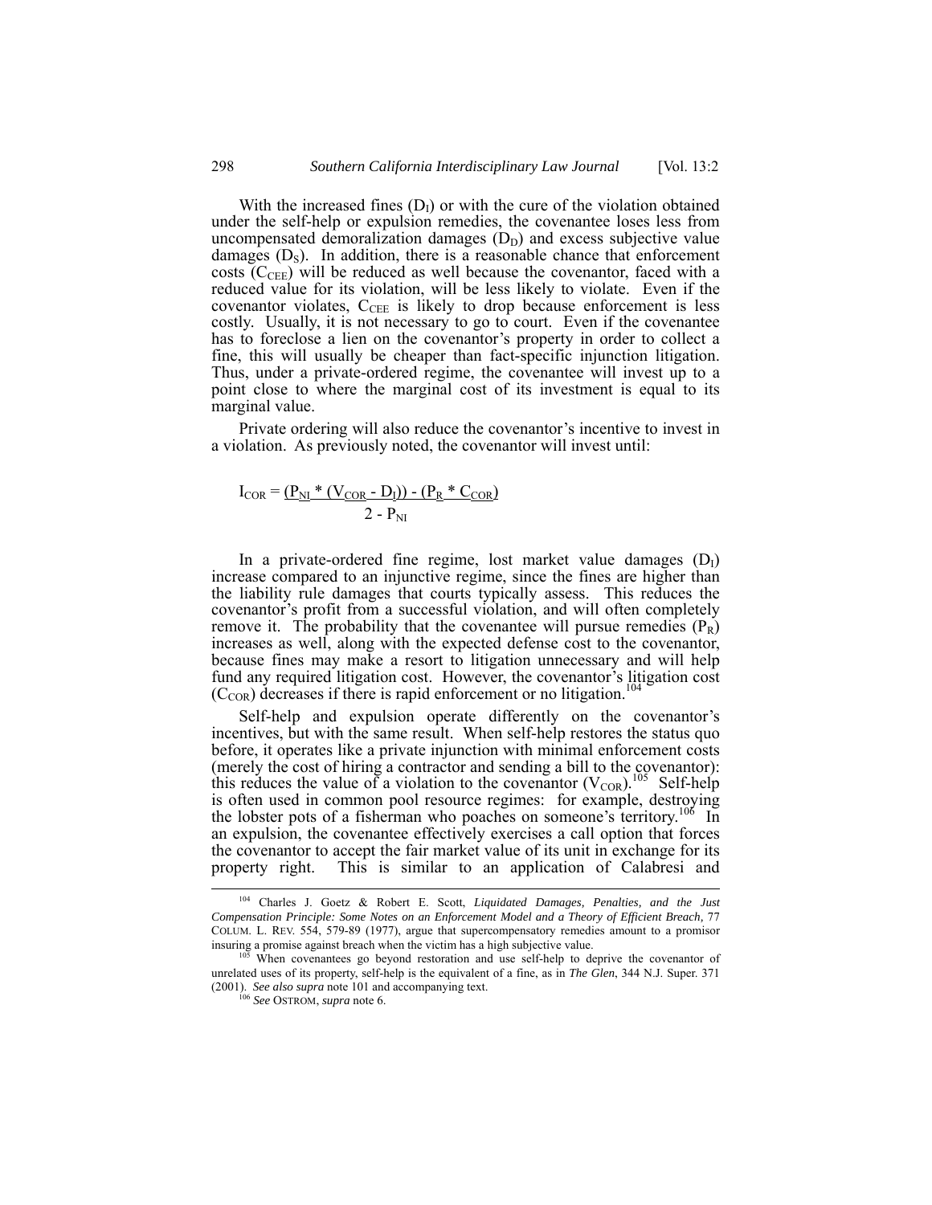With the increased fines ($D_I$) or with the cure of the violation obtained under the self-help or expulsion remedies, the covenantee loses less from uncompensated demoralization damages ($D_D$) and excess subjective value damages ($D_S$). In addition, there is a reasonable chance that enforcement costs ($C_{CEE}$) will be reduced as well because the covenantor, faced with a reduced value for its violation, will be less likely to violate. Even if the covenantor violates, $C_{CEE}$ is likely to drop because enforcement is less costly. Usually, it is not necessary to go to court. Even if the covenantee has to foreclose a lien on the covenantor's property in order to collect a fine, this will usually be cheaper than fact-specific injunction litigation. Thus, under a private-ordered regime, the covenantee will invest up to a point close to where the marginal cost of its investment is equal to its marginal value.

Private ordering will also reduce the covenantor's incentive to invest in a violation. As previously noted, the covenantor will invest until:

$$I_{COR} = \frac{(P_{NI} * (V_{COR} - D_I)) - (P_R * C_{COR})}{2 - P_{NI}}$$

In a private-ordered fine regime, lost market value damages ($D_I$) increase compared to an injunctive regime, since the fines are higher than the liability rule damages that courts typically assess. This reduces the covenantor's profit from a successful violation, and will often completely remove it. The probability that the covenantee will pursue remedies ($P_R$) increases as well, along with the expected defense cost to the covenantor, because fines may make a resort to litigation unnecessary and will help fund any required litigation cost. However, the covenantor's litigation cost ($C_{COR}$) decreases if there is rapid enforcement or no litigation.[104]

Self-help and expulsion operate differently on the covenantor's incentives, but with the same result. When self-help restores the status quo before, it operates like a private injunction with minimal enforcement costs (merely the cost of hiring a contractor and sending a bill to the covenantor): this reduces the value of a violation to the covenantor ($V_{COR}$).[105] Self-help is often used in common pool resource regimes: for example, destroying the lobster pots of a fisherman who poaches on someone's territory.[106] In an expulsion, the covenantee effectively exercises a call option that forces the covenantor to accept the fair market value of its unit in exchange for its property right. This is similar to an application of Calabresi and

---

[104] Charles J. Goetz & Robert E. Scott, *Liquidated Damages, Penalties, and the Just Compensation Principle: Some Notes on an Enforcement Model and a Theory of Efficient Breach*, 77 COLUM. L. REV. 554, 579-89 (1977), argue that supercompensatory remedies amount to a promisor insuring a promise against breach when the victim has a high subjective value.

[105] When covenantees go beyond restoration and use self-help to deprive the covenantor of unrelated uses of its property, self-help is the equivalent of a fine, as in *The Glen*, 344 N.J. Super. 371 (2001). *See also supra* note 101 and accompanying text.

[106] *See* OSTROM, *supra* note 6.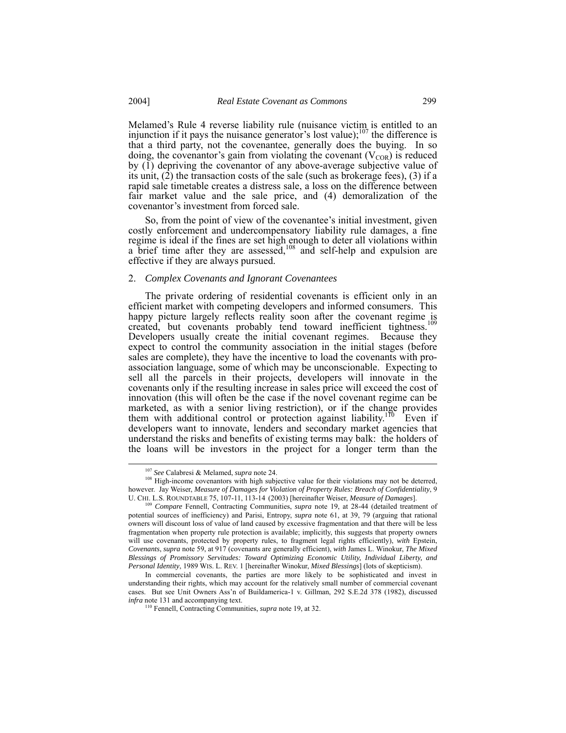Melamed's Rule 4 reverse liability rule (nuisance victim is entitled to an injunction if it pays the nuisance generator's lost value);[107] the difference is that a third party, not the covenantee, generally does the buying. In so doing, the covenantor's gain from violating the covenant ($V_{COR}$) is reduced by (1) depriving the covenantor of any above-average subjective value of its unit, (2) the transaction costs of the sale (such as brokerage fees), (3) if a rapid sale timetable creates a distress sale, a loss on the difference between fair market value and the sale price, and (4) demoralization of the covenantor's investment from forced sale.

So, from the point of view of the covenantee's initial investment, given costly enforcement and undercompensatory liability rule damages, a fine regime is ideal if the fines are set high enough to deter all violations within a brief time after they are assessed,[108] and self-help and expulsion are effective if they are always pursued.

### 2. *Complex Covenants and Ignorant Covenantees*

The private ordering of residential covenants is efficient only in an efficient market with competing developers and informed consumers. This happy picture largely reflects reality soon after the covenant regime is created, but covenants probably tend toward inefficient tightness.[109] Developers usually create the initial covenant regimes. Because they expect to control the community association in the initial stages (before sales are complete), they have the incentive to load the covenants with pro-association language, some of which may be unconscionable. Expecting to sell all the parcels in their projects, developers will innovate in the covenants only if the resulting increase in sales price will exceed the cost of innovation (this will often be the case if the novel covenant regime can be marketed, as with a senior living restriction), or if the change provides them with additional control or protection against liability.[110] Even if developers want to innovate, lenders and secondary market agencies that understand the risks and benefits of existing terms may balk: the holders of the loans will be investors in the project for a longer term than the

---

[107] *See* Calabresi & Melamed, *supra* note 24.

[108] High-income covenantors with high subjective value for their violations may not be deterred, however. Jay Weiser, *Measure of Damages for Violation of Property Rules: Breach of Confidentiality*, 9 U. CHI. L.S. ROUNDTABLE 75, 107-11, 113-14 (2003) [hereinafter Weiser, *Measure of Damages*].

[109] *Compare* Fennell, Contracting Communities, *supra* note 19, at 28-44 (detailed treatment of potential sources of inefficiency) and Parisi, Entropy, *supra* note 61, at 39, 79 (arguing that rational owners will discount loss of value of land caused by excessive fragmentation and that there will be less fragmentation when property rule protection is available; implicitly, this suggests that property owners will use covenants, protected by property rules, to fragment legal rights efficiently), *with* Epstein, *Covenants*, *supra* note 59, at 917 (covenants are generally efficient), *with* James L. Winokur, *The Mixed Blessings of Promissory Servitudes: Toward Optimizing Economic Utility, Individual Liberty, and Personal Identity*, 1989 WIS. L. REV. 1 [hereinafter Winokur, *Mixed Blessings*] (lots of skepticism).

In commercial covenants, the parties are more likely to be sophisticated and invest in understanding their rights, which may account for the relatively small number of commercial covenant cases. But see Unit Owners Ass'n of Buildamerica-1 v. Gillman, 292 S.E.2d 378 (1982), discussed *infra* note 131 and accompanying text.

[110] Fennell, Contracting Communities, *supra* note 19, at 32.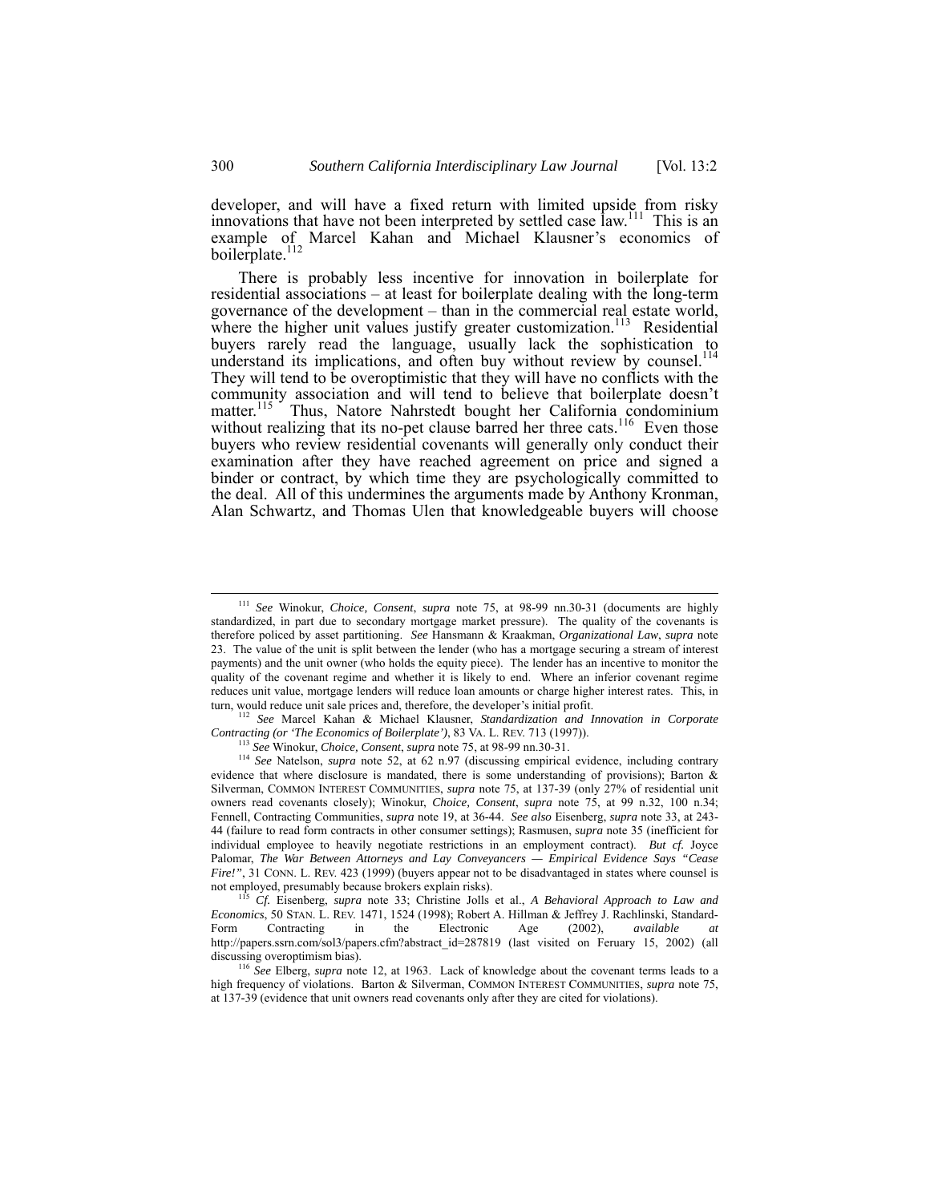developer, and will have a fixed return with limited upside from risky innovations that have not been interpreted by settled case law.[111] This is an example of Marcel Kahan and Michael Klausner's economics of boilerplate.[112]

There is probably less incentive for innovation in boilerplate for residential associations – at least for boilerplate dealing with the long-term governance of the development – than in the commercial real estate world, where the higher unit values justify greater customization.[113] Residential buyers rarely read the language, usually lack the sophistication to understand its implications, and often buy without review by counsel.[114] They will tend to be overoptimistic that they will have no conflicts with the community association and will tend to believe that boilerplate doesn't matter.[115] Thus, Natore Nahrstedt bought her California condominium without realizing that its no-pet clause barred her three cats.[116] Even those buyers who review residential covenants will generally only conduct their examination after they have reached agreement on price and signed a binder or contract, by which time they are psychologically committed to the deal. All of this undermines the arguments made by Anthony Kronman, Alan Schwartz, and Thomas Ulen that knowledgeable buyers will choose

---

[111] *See* Winokur, *Choice, Consent*, *supra* note 75, at 98-99 nn.30-31 (documents are highly standardized, in part due to secondary mortgage market pressure). The quality of the covenants is therefore policed by asset partitioning. *See* Hansmann & Kraakman, *Organizational Law*, *supra* note 23. The value of the unit is split between the lender (who has a mortgage securing a stream of interest payments) and the unit owner (who holds the equity piece). The lender has an incentive to monitor the quality of the covenant regime and whether it is likely to end. Where an inferior covenant regime reduces unit value, mortgage lenders will reduce loan amounts or charge higher interest rates. This, in turn, would reduce unit sale prices and, therefore, the developer's initial profit.

[112] *See* Marcel Kahan & Michael Klausner, *Standardization and Innovation in Corporate Contracting (or 'The Economics of Boilerplate')*, 83 VA. L. REV. 713 (1997)).

[113] *See* Winokur, *Choice, Consent*, *supra* note 75, at 98-99 nn.30-31.

[114] *See* Natelson, *supra* note 52, at 62 n.97 (discussing empirical evidence, including contrary evidence that where disclosure is mandated, there is some understanding of provisions); Barton & Silverman, COMMON INTEREST COMMUNITIES, *supra* note 75, at 137-39 (only 27% of residential unit owners read covenants closely); Winokur, *Choice, Consent*, *supra* note 75, at 99 n.32, 100 n.34; Fennell, Contracting Communities, *supra* note 19, at 36-44. *See also* Eisenberg, *supra* note 33, at 243-44 (failure to read form contracts in other consumer settings); Rasmusen, *supra* note 35 (inefficient for individual employee to heavily negotiate restrictions in an employment contract). *But cf.* Joyce Palomar, *The War Between Attorneys and Lay Conveyancers — Empirical Evidence Says "Cease Fire!"*, 31 CONN. L. REV. 423 (1999) (buyers appear not to be disadvantaged in states where counsel is not employed, presumably because brokers explain risks).

[115] *Cf.* Eisenberg, *supra* note 33; Christine Jolls et al., *A Behavioral Approach to Law and Economics*, 50 STAN. L. REV. 1471, 1524 (1998); Robert A. Hillman & Jeffrey J. Rachlinski, Standard-Form Contracting in the Electronic Age (2002), *available at* http://papers.ssrn.com/sol3/papers.cfm?abstract_id=287819 (last visited on Feruary 15, 2002) (all discussing overoptimism bias).

[116] *See* Elberg, *supra* note 12, at 1963. Lack of knowledge about the covenant terms leads to a high frequency of violations. Barton & Silverman, COMMON INTEREST COMMUNITIES, *supra* note 75, at 137-39 (evidence that unit owners read covenants only after they are cited for violations).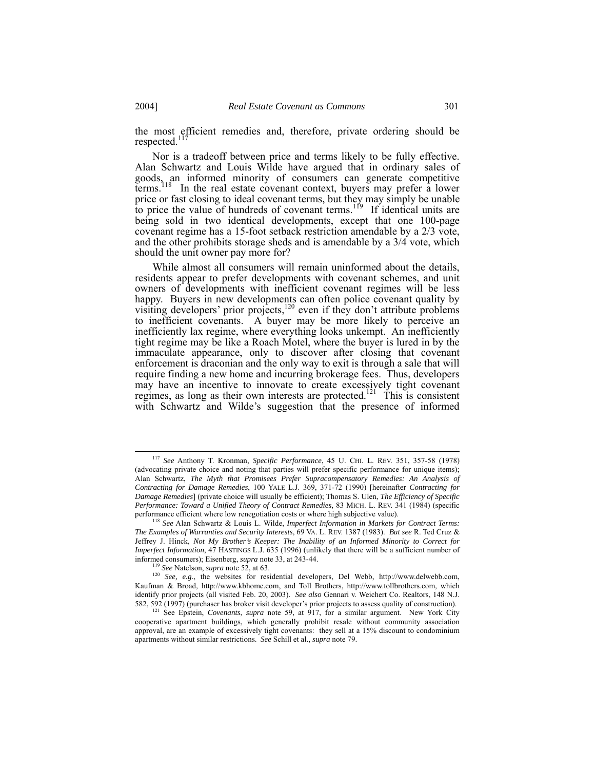the most efficient remedies and, therefore, private ordering should be respected.[117]

Nor is a tradeoff between price and terms likely to be fully effective. Alan Schwartz and Louis Wilde have argued that in ordinary sales of goods, an informed minority of consumers can generate competitive terms.[118] In the real estate covenant context, buyers may prefer a lower price or fast closing to ideal covenant terms, but they may simply be unable to price the value of hundreds of covenant terms.[119] If identical units are being sold in two identical developments, except that one 100-page covenant regime has a 15-foot setback restriction amendable by a 2/3 vote, and the other prohibits storage sheds and is amendable by a 3/4 vote, which should the unit owner pay more for?

While almost all consumers will remain uninformed about the details, residents appear to prefer developments with covenant schemes, and unit owners of developments with inefficient covenant regimes will be less happy. Buyers in new developments can often police covenant quality by visiting developers' prior projects,[120] even if they don't attribute problems to inefficient covenants. A buyer may be more likely to perceive an inefficiently lax regime, where everything looks unkempt. An inefficiently tight regime may be like a Roach Motel, where the buyer is lured in by the immaculate appearance, only to discover after closing that covenant enforcement is draconian and the only way to exit is through a sale that will require finding a new home and incurring brokerage fees. Thus, developers may have an incentive to innovate to create excessively tight covenant regimes, as long as their own interests are protected.[121] This is consistent with Schwartz and Wilde's suggestion that the presence of informed

---

[117] *See* Anthony T. Kronman, *Specific Performance*, 45 U. CHI. L. REV. 351, 357-58 (1978) (advocating private choice and noting that parties will prefer specific performance for unique items); Alan Schwartz, *The Myth that Promisees Prefer Supracompensatory Remedies: An Analysis of Contracting for Damage Remedies*, 100 YALE L.J. 369, 371-72 (1990) [hereinafter *Contracting for Damage Remedies*] (private choice will usually be efficient); Thomas S. Ulen, *The Efficiency of Specific Performance: Toward a Unified Theory of Contract Remedies*, 83 MICH. L. REV. 341 (1984) (specific performance efficient where low renegotiation costs or where high subjective value).

[118] *See* Alan Schwartz & Louis L. Wilde, *Imperfect Information in Markets for Contract Terms: The Examples of Warranties and Security Interests*, 69 VA. L. REV. 1387 (1983). *But see* R. Ted Cruz & Jeffrey J. Hinck, *Not My Brother's Keeper: The Inability of an Informed Minority to Correct for Imperfect Information*, 47 HASTINGS L.J. 635 (1996) (unlikely that there will be a sufficient number of informed consumers); Eisenberg, *supra* note 33, at 243-44.

[119] *See* Natelson, *supra* note 52, at 63.

[120] *See, e.g.*, the websites for residential developers, Del Webb, http://www.delwebb.com, Kaufman & Broad, http://www.kbhome.com, and Toll Brothers, http://www.tollbrothers.com, which identify prior projects (all visited Feb. 20, 2003). *See also* Gennari v. Weichert Co. Realtors, 148 N.J. 582, 592 (1997) (purchaser has broker visit developer's prior projects to assess quality of construction).

[121] See Epstein, *Covenants*, *supra* note 59, at 917, for a similar argument. New York City cooperative apartment buildings, which generally prohibit resale without community association approval, are an example of excessively tight covenants: they sell at a 15% discount to condominium apartments without similar restrictions. *See* Schill et al., *supra* note 79.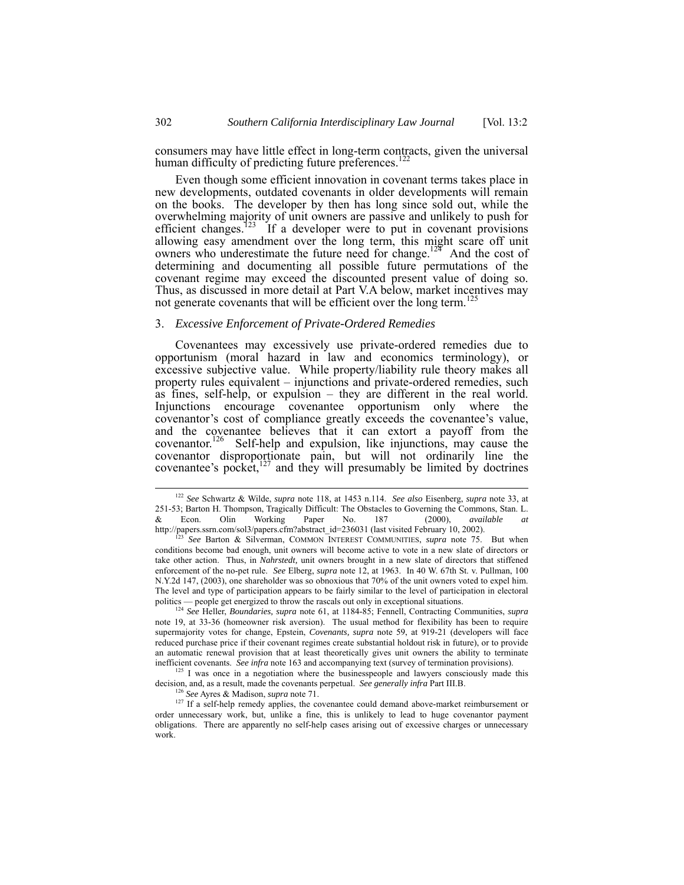consumers may have little effect in long-term contracts, given the universal human difficulty of predicting future preferences.[122]

Even though some efficient innovation in covenant terms takes place in new developments, outdated covenants in older developments will remain on the books. The developer by then has long since sold out, while the overwhelming majority of unit owners are passive and unlikely to push for efficient changes.[123] If a developer were to put in covenant provisions allowing easy amendment over the long term, this might scare off unit owners who underestimate the future need for change.[124] And the cost of determining and documenting all possible future permutations of the covenant regime may exceed the discounted present value of doing so. Thus, as discussed in more detail at Part V.A below, market incentives may not generate covenants that will be efficient over the long term.[125]

### 3. *Excessive Enforcement of Private-Ordered Remedies*

Covenantees may excessively use private-ordered remedies due to opportunism (moral hazard in law and economics terminology), or excessive subjective value. While property/liability rule theory makes all property rules equivalent – injunctions and private-ordered remedies, such as fines, self-help, or expulsion – they are different in the real world. Injunctions encourage covenantee opportunism only where the covenantor's cost of compliance greatly exceeds the covenantee's value, and the covenantee believes that it can extort a payoff from the covenantor.[126] Self-help and expulsion, like injunctions, may cause the covenantor disproportionate pain, but will not ordinarily line the covenantee's pocket,[127] and they will presumably be limited by doctrines

---

[122] *See* Schwartz & Wilde, *supra* note 118, at 1453 n.114. *See also* Eisenberg, *supra* note 33, at 251-53; Barton H. Thompson, Tragically Difficult: The Obstacles to Governing the Commons, Stan. L. & Econ. Olin Working Paper No. 187 (2000), *available at* http://papers.ssrn.com/sol3/papers.cfm?abstract_id=236031 (last visited February 10, 2002).

[123] *See* Barton & Silverman, COMMON INTEREST COMMUNITIES, *supra* note 75. But when conditions become bad enough, unit owners will become active to vote in a new slate of directors or take other action. Thus, in *Nahrstedt,* unit owners brought in a new slate of directors that stiffened enforcement of the no-pet rule. *See* Elberg, *supra* note 12, at 1963. In 40 W. 67th St. v. Pullman, 100 N.Y.2d 147, (2003), one shareholder was so obnoxious that 70% of the unit owners voted to expel him. The level and type of participation appears to be fairly similar to the level of participation in electoral politics — people get energized to throw the rascals out only in exceptional situations.

[124] *See* Heller, *Boundaries, supra* note 61, at 1184-85; Fennell, Contracting Communities, *supra* note 19, at 33-36 (homeowner risk aversion). The usual method for flexibility has been to require supermajority votes for change, Epstein, *Covenants, supra* note 59, at 919-21 (developers will face reduced purchase price if their covenant regimes create substantial holdout risk in future), or to provide an automatic renewal provision that at least theoretically gives unit owners the ability to terminate inefficient covenants. *See infra* note 163 and accompanying text (survey of termination provisions).

[125] I was once in a negotiation where the businesspeople and lawyers consciously made this decision, and, as a result, made the covenants perpetual. *See generally infra* Part III.B.

[126] *See* Ayres & Madison, *supra* note 71.

[127] If a self-help remedy applies, the covenantee could demand above-market reimbursement or order unnecessary work, but, unlike a fine, this is unlikely to lead to huge covenantor payment obligations. There are apparently no self-help cases arising out of excessive charges or unnecessary work.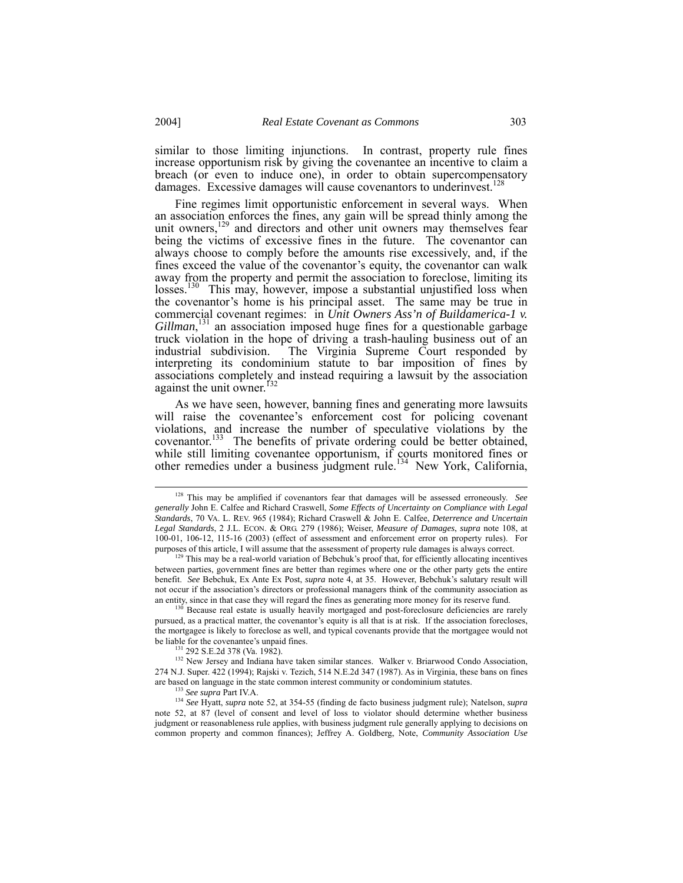similar to those limiting injunctions. In contrast, property rule fines increase opportunism risk by giving the covenantee an incentive to claim a breach (or even to induce one), in order to obtain supercompensatory damages. Excessive damages will cause covenantors to underinvest.[128]

Fine regimes limit opportunistic enforcement in several ways. When an association enforces the fines, any gain will be spread thinly among the unit owners,[129] and directors and other unit owners may themselves fear being the victims of excessive fines in the future. The covenantor can always choose to comply before the amounts rise excessively, and, if the fines exceed the value of the covenantor's equity, the covenantor can walk away from the property and permit the association to foreclose, limiting its losses.[130] This may, however, impose a substantial unjustified loss when the covenantor's home is his principal asset. The same may be true in commercial covenant regimes: in *Unit Owners Ass'n of Buildamerica-1 v. Gillman*,[131] an association imposed huge fines for a questionable garbage truck violation in the hope of driving a trash-hauling business out of an industrial subdivision. The Virginia Supreme Court responded by interpreting its condominium statute to bar imposition of fines by associations completely and instead requiring a lawsuit by the association against the unit owner.[132]

As we have seen, however, banning fines and generating more lawsuits will raise the covenantee's enforcement cost for policing covenant violations, and increase the number of speculative violations by the covenantor.[133] The benefits of private ordering could be better obtained, while still limiting covenantee opportunism, if courts monitored fines or other remedies under a business judgment rule.[134] New York, California,

---

[128] This may be amplified if covenantors fear that damages will be assessed erroneously. *See generally* John E. Calfee and Richard Craswell, *Some Effects of Uncertainty on Compliance with Legal Standards*, 70 VA. L. REV. 965 (1984); Richard Craswell & John E. Calfee, *Deterrence and Uncertain Legal Standards*, 2 J.L. ECON. & ORG. 279 (1986); Weiser, *Measure of Damages*, *supra* note 108, at 100-01, 106-12, 115-16 (2003) (effect of assessment and enforcement error on property rules). For purposes of this article, I will assume that the assessment of property rule damages is always correct.

[129] This may be a real-world variation of Bebchuk's proof that, for efficiently allocating incentives between parties, government fines are better than regimes where one or the other party gets the entire benefit. *See* Bebchuk, Ex Ante Ex Post, *supra* note 4, at 35. However, Bebchuk's salutary result will not occur if the association's directors or professional managers think of the community association as an entity, since in that case they will regard the fines as generating more money for its reserve fund.

[130] Because real estate is usually heavily mortgaged and post-foreclosure deficiencies are rarely pursued, as a practical matter, the covenantor's equity is all that is at risk. If the association forecloses, the mortgagee is likely to foreclose as well, and typical covenants provide that the mortgagee would not be liable for the covenantee's unpaid fines.

[131] 292 S.E.2d 378 (Va. 1982).

[132] New Jersey and Indiana have taken similar stances. Walker v. Briarwood Condo Association, 274 N.J. Super. 422 (1994); Rajski v. Tezich, 514 N.E.2d 347 (1987). As in Virginia, these bans on fines are based on language in the state common interest community or condominium statutes.

[133] *See supra* Part IV.A.

[134] *See* Hyatt, *supra* note 52, at 354-55 (finding de facto business judgment rule); Natelson, *supra* note 52, at 87 (level of consent and level of loss to violator should determine whether business judgment or reasonableness rule applies, with business judgment rule generally applying to decisions on common property and common finances); Jeffrey A. Goldberg, Note, *Community Association Use*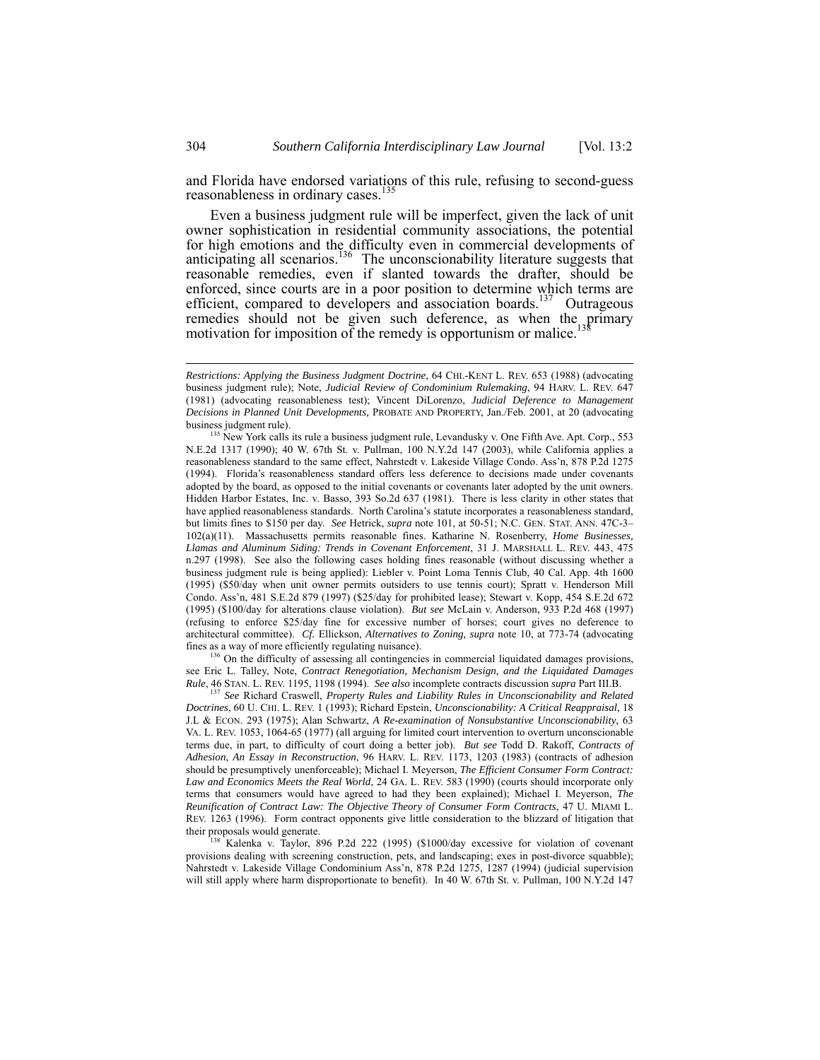and Florida have endorsed variations of this rule, refusing to second-guess reasonableness in ordinary cases.[135]

Even a business judgment rule will be imperfect, given the lack of unit owner sophistication in residential community associations, the potential for high emotions and the difficulty even in commercial developments of anticipating all scenarios.[136] The unconscionability literature suggests that reasonable remedies, even if slanted towards the drafter, should be enforced, since courts are in a poor position to determine which terms are efficient, compared to developers and association boards.[137] Outrageous remedies should not be given such deference, as when the primary motivation for imposition of the remedy is opportunism or malice.[138]

---

*Restrictions: Applying the Business Judgment Doctrine*, 64 CHI.-KENT L. REV. 653 (1988) (advocating business judgment rule); Note, *Judicial Review of Condominium Rulemaking*, 94 HARV. L. REV. 647 (1981) (advocating reasonableness test); Vincent DiLorenzo, *Judicial Deference to Management Decisions in Planned Unit Developments,* PROBATE AND PROPERTY, Jan./Feb. 2001, at 20 (advocating business judgment rule).

[135] New York calls its rule a business judgment rule, Levandusky v. One Fifth Ave. Apt. Corp., 553 N.E.2d 1317 (1990); 40 W. 67th St. v. Pullman, 100 N.Y.2d 147 (2003), while California applies a reasonableness standard to the same effect, Nahrstedt v. Lakeside Village Condo. Ass'n, 878 P.2d 1275 (1994). Florida's reasonableness standard offers less deference to decisions made under covenants adopted by the board, as opposed to the initial covenants or covenants later adopted by the unit owners. Hidden Harbor Estates, Inc. v. Basso, 393 So.2d 637 (1981). There is less clarity in other states that have applied reasonableness standards. North Carolina's statute incorporates a reasonableness standard, but limits fines to $150 per day. *See* Hetrick, *supra* note 101, at 50-51; N.C. GEN. STAT. ANN. 47C-3–102(a)(11). Massachusetts permits reasonable fines. Katharine N. Rosenberry, *Home Businesses, Llamas and Aluminum Siding: Trends in Covenant Enforcement*, 31 J. MARSHALL L. REV. 443, 475 n.297 (1998). See also the following cases holding fines reasonable (without discussing whether a business judgment rule is being applied): Liebler v. Point Loma Tennis Club, 40 Cal. App. 4th 1600 (1995) ($50/day when unit owner permits outsiders to use tennis court); Spratt v. Henderson Mill Condo. Ass'n, 481 S.E.2d 879 (1997) ($25/day for prohibited lease); Stewart v. Kopp, 454 S.E.2d 672 (1995) ($100/day for alterations clause violation). *But see* McLain v. Anderson, 933 P.2d 468 (1997) (refusing to enforce $25/day fine for excessive number of horses; court gives no deference to architectural committee). *Cf.* Ellickson, *Alternatives to Zoning, supra* note 10, at 773-74 (advocating fines as a way of more efficiently regulating nuisance).

[136] On the difficulty of assessing all contingencies in commercial liquidated damages provisions, see Eric L. Talley, Note, *Contract Renegotiation, Mechanism Design, and the Liquidated Damages Rule*, 46 STAN. L. REV. 1195, 1198 (1994). *See also* incomplete contracts discussion *supra* Part III.B.

[137] *See* Richard Craswell, *Property Rules and Liability Rules in Unconscionability and Related Doctrines*, 60 U. CHI. L. REV. 1 (1993); Richard Epstein, *Unconscionability: A Critical Reappraisal*, 18 J.L & ECON. 293 (1975); Alan Schwartz, *A Re-examination of Nonsubstantive Unconscionability*, 63 VA. L. REV. 1053, 1064-65 (1977) (all arguing for limited court intervention to overturn unconscionable terms due, in part, to difficulty of court doing a better job). *But see* Todd D. Rakoff, *Contracts of Adhesion, An Essay in Reconstruction*, 96 HARV. L. REV. 1173, 1203 (1983) (contracts of adhesion should be presumptively unenforceable); Michael I. Meyerson, *The Efficient Consumer Form Contract: Law and Economics Meets the Real World*, 24 GA. L. REV. 583 (1990) (courts should incorporate only terms that consumers would have agreed to had they been explained); Michael I. Meyerson, *The Reunification of Contract Law: The Objective Theory of Consumer Form Contracts*, 47 U. MIAMI L. REV. 1263 (1996). Form contract opponents give little consideration to the blizzard of litigation that their proposals would generate.

[138] Kalenka v. Taylor, 896 P.2d 222 (1995) ($1000/day excessive for violation of covenant provisions dealing with screening construction, pets, and landscaping; exes in post-divorce squabble); Nahrstedt v. Lakeside Village Condominium Ass'n, 878 P.2d 1275, 1287 (1994) (judicial supervision will still apply where harm disproportionate to benefit). In 40 W. 67th St. v. Pullman, 100 N.Y.2d 147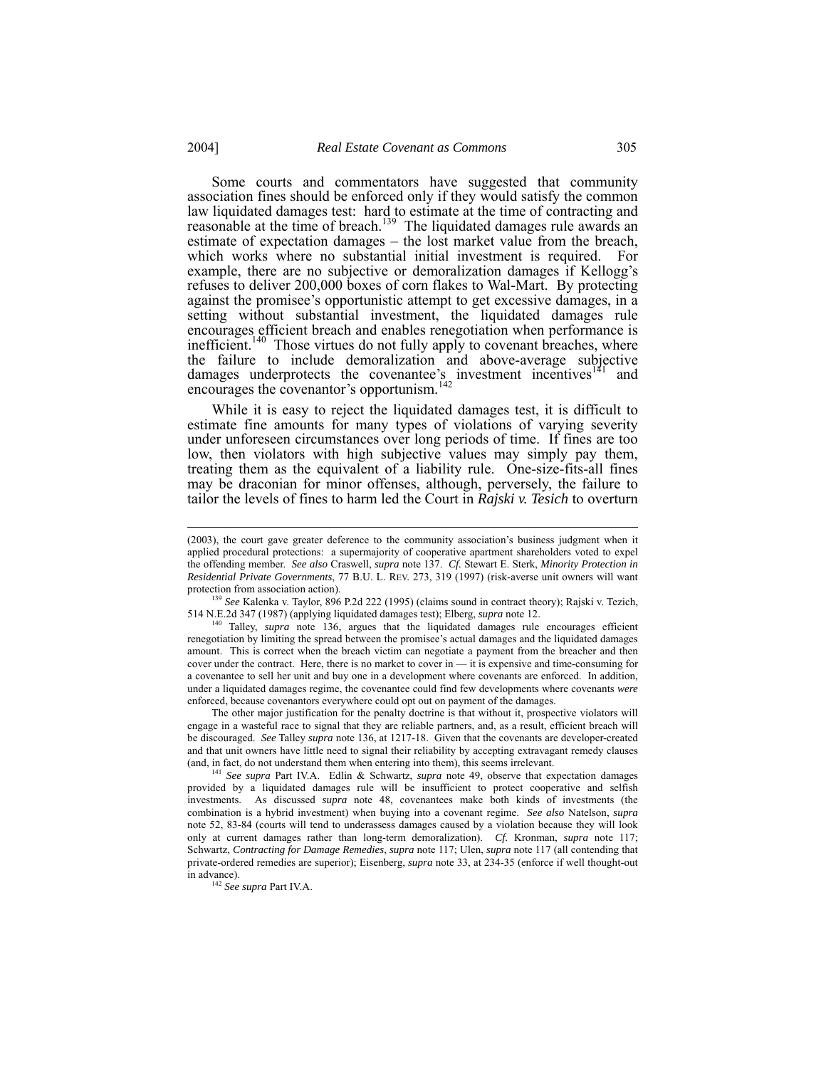Some courts and commentators have suggested that community association fines should be enforced only if they would satisfy the common law liquidated damages test: hard to estimate at the time of contracting and reasonable at the time of breach.[139] The liquidated damages rule awards an estimate of expectation damages – the lost market value from the breach, which works where no substantial initial investment is required. For example, there are no subjective or demoralization damages if Kellogg's refuses to deliver 200,000 boxes of corn flakes to Wal-Mart. By protecting against the promisee's opportunistic attempt to get excessive damages, in a setting without substantial investment, the liquidated damages rule encourages efficient breach and enables renegotiation when performance is inefficient.[140] Those virtues do not fully apply to covenant breaches, where the failure to include demoralization and above-average subjective damages underprotects the covenantee's investment incentives[141] and encourages the covenantor's opportunism.[142]

While it is easy to reject the liquidated damages test, it is difficult to estimate fine amounts for many types of violations of varying severity under unforeseen circumstances over long periods of time. If fines are too low, then violators with high subjective values may simply pay them, treating them as the equivalent of a liability rule. One-size-fits-all fines may be draconian for minor offenses, although, perversely, the failure to tailor the levels of fines to harm led the Court in *Rajski v. Tesich* to overturn

---

(2003), the court gave greater deference to the community association's business judgment when it applied procedural protections: a supermajority of cooperative apartment shareholders voted to expel the offending member. *See also* Craswell, *supra* note 137. *Cf.* Stewart E. Sterk, *Minority Protection in Residential Private Governments*, 77 B.U. L. REV. 273, 319 (1997) (risk-averse unit owners will want protection from association action).

[139] *See* Kalenka v. Taylor, 896 P.2d 222 (1995) (claims sound in contract theory); Rajski v. Tezich, 514 N.E.2d 347 (1987) (applying liquidated damages test); Elberg, *supra* note 12.

[140] Talley, *supra* note 136, argues that the liquidated damages rule encourages efficient renegotiation by limiting the spread between the promisee's actual damages and the liquidated damages amount. This is correct when the breach victim can negotiate a payment from the breacher and then cover under the contract. Here, there is no market to cover in — it is expensive and time-consuming for a covenantee to sell her unit and buy one in a development where covenants are enforced. In addition, under a liquidated damages regime, the covenantee could find few developments where covenants *were* enforced, because covenantors everywhere could opt out on payment of the damages.

The other major justification for the penalty doctrine is that without it, prospective violators will engage in a wasteful race to signal that they are reliable partners, and, as a result, efficient breach will be discouraged. *See* Talley *supra* note 136, at 1217-18. Given that the covenants are developer-created and that unit owners have little need to signal their reliability by accepting extravagant remedy clauses (and, in fact, do not understand them when entering into them), this seems irrelevant.

[141] *See supra* Part IV.A. Edlin & Schwartz, *supra* note 49, observe that expectation damages provided by a liquidated damages rule will be insufficient to protect cooperative and selfish investments. As discussed *supra* note 48, covenantees make both kinds of investments (the combination is a hybrid investment) when buying into a covenant regime. *See also* Natelson, *supra* note 52, 83-84 (courts will tend to underassess damages caused by a violation because they will look only at current damages rather than long-term demoralization). *Cf.* Kronman, *supra* note 117; Schwartz, *Contracting for Damage Remedies*, *supra* note 117; Ulen, *supra* note 117 (all contending that private-ordered remedies are superior); Eisenberg, *supra* note 33, at 234-35 (enforce if well thought-out in advance).

[142] *See supra* Part IV.A.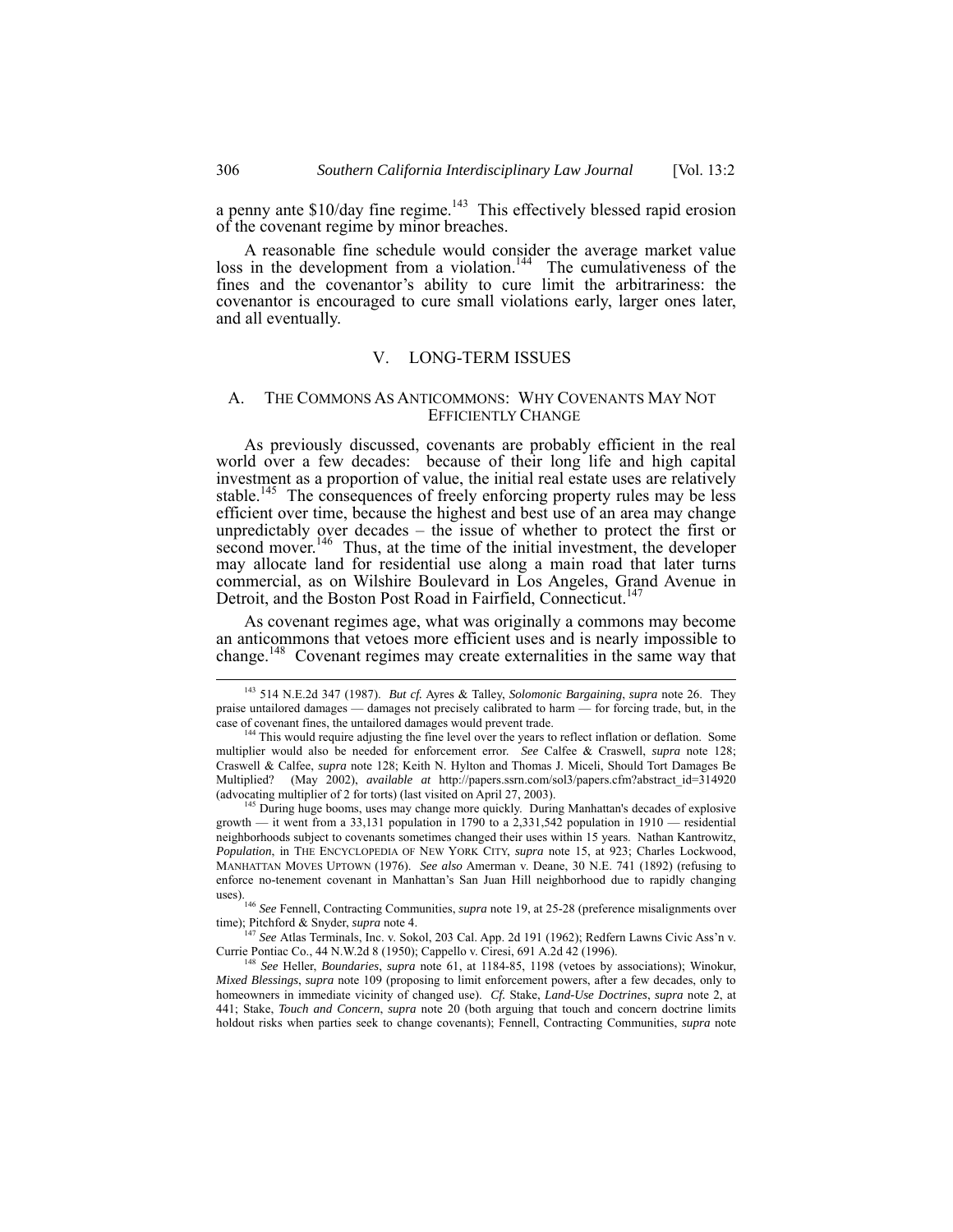a penny ante $10/day fine regime.[143] This effectively blessed rapid erosion of the covenant regime by minor breaches.

A reasonable fine schedule would consider the average market value loss in the development from a violation.[144] The cumulativeness of the fines and the covenantor's ability to cure limit the arbitrariness: the covenantor is encouraged to cure small violations early, larger ones later, and all eventually.

## V. LONG-TERM ISSUES

### A. The Commons As Anticommons: Why Covenants May Not Efficiently Change

As previously discussed, covenants are probably efficient in the real world over a few decades: because of their long life and high capital investment as a proportion of value, the initial real estate uses are relatively stable.[145] The consequences of freely enforcing property rules may be less efficient over time, because the highest and best use of an area may change unpredictably over decades – the issue of whether to protect the first or second mover.[146] Thus, at the time of the initial investment, the developer may allocate land for residential use along a main road that later turns commercial, as on Wilshire Boulevard in Los Angeles, Grand Avenue in Detroit, and the Boston Post Road in Fairfield, Connecticut.[147]

As covenant regimes age, what was originally a commons may become an anticommons that vetoes more efficient uses and is nearly impossible to change.[148] Covenant regimes may create externalities in the same way that

---

[143] 514 N.E.2d 347 (1987). *But cf.* Ayres & Talley, *Solomonic Bargaining*, *supra* note 26. They praise untailored damages — damages not precisely calibrated to harm — for forcing trade, but, in the case of covenant fines, the untailored damages would prevent trade.

[144] This would require adjusting the fine level over the years to reflect inflation or deflation. Some multiplier would also be needed for enforcement error. *See* Calfee & Craswell, *supra* note 128; Craswell & Calfee, *supra* note 128; Keith N. Hylton and Thomas J. Miceli, Should Tort Damages Be Multiplied? (May 2002), *available at* http://papers.ssrn.com/sol3/papers.cfm?abstract_id=314920 (advocating multiplier of 2 for torts) (last visited on April 27, 2003).

[145] During huge booms, uses may change more quickly. During Manhattan's decades of explosive growth — it went from a 33,131 population in 1790 to a 2,331,542 population in 1910 — residential neighborhoods subject to covenants sometimes changed their uses within 15 years. Nathan Kantrowitz, *Population*, in THE ENCYCLOPEDIA OF NEW YORK CITY, *supra* note 15, at 923; Charles Lockwood, MANHATTAN MOVES UPTOWN (1976). *See also* Amerman v. Deane, 30 N.E. 741 (1892) (refusing to enforce no-tenement covenant in Manhattan's San Juan Hill neighborhood due to rapidly changing uses).

[146] *See* Fennell, Contracting Communities, *supra* note 19, at 25-28 (preference misalignments over time); Pitchford & Snyder, *supra* note 4.

[147] *See* Atlas Terminals, Inc. v. Sokol, 203 Cal. App. 2d 191 (1962); Redfern Lawns Civic Ass'n v. Currie Pontiac Co., 44 N.W.2d 8 (1950); Cappello v. Ciresi, 691 A.2d 42 (1996).

[148] *See* Heller, *Boundaries*, *supra* note 61, at 1184-85, 1198 (vetoes by associations); Winokur, *Mixed Blessings*, *supra* note 109 (proposing to limit enforcement powers, after a few decades, only to homeowners in immediate vicinity of changed use). *Cf.* Stake, *Land-Use Doctrines*, *supra* note 2, at 441; Stake, *Touch and Concern*, *supra* note 20 (both arguing that touch and concern doctrine limits holdout risks when parties seek to change covenants); Fennell, Contracting Communities, *supra* note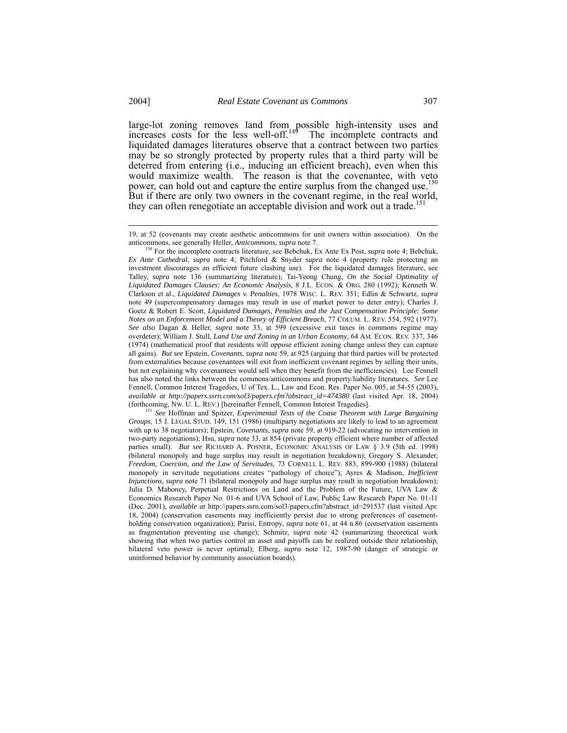large-lot zoning removes land from possible high-intensity uses and increases costs for the less well-off.[149] The incomplete contracts and liquidated damages literatures observe that a contract between two parties may be so strongly protected by property rules that a third party will be deterred from entering (i.e., inducing an efficient breach), even when this would maximize wealth. The reason is that the covenantee, with veto power, can hold out and capture the entire surplus from the changed use.[150] But if there are only two owners in the covenant regime, in the real world, they can often renegotiate an acceptable division and work out a trade.[151]

---

19, at 52 (covenants may create aesthetic anticommons for unit owners within association). On the anticommons, see generally Heller, *Anticommons*, *supra* note 7.

[150] For the incomplete contracts literature, see Bebchuk, Ex Ante Ex Post, *supra* note 4; Bebchuk, *Ex Ante Cathedral*, *supra* note 4; Pitchford & Snyder *supra* note 4 (property rule protecting an investment discourages an efficient future clashing use). For the liquidated damages literature, see Talley, *supra* note 136 (summarizing literature); Tai-Yeong Chung, *On the Social Optimality of Liquidated Damages Clauses: An Economic Analysis*, 8 J.L. ECON. & ORG. 280 (1992); Kenneth W. Clarkson et al., *Liquidated Damages v. Penalties*, 1978 WISC. L. REV. 351; Edlin & Schwartz, *supra* note 49 (supercompensatory damages may result in use of market power to deter entry); Charles J. Goetz & Robert E. Scott, *Liquidated Damages, Penalties and the Just Compensation Principle: Some Notes on an Enforcement Model and a Theory of Efficient Breach*, 77 COLUM. L. REV. 554, 592 (1977). *See also* Dagan & Heller, *supra* note 33, at 599 (excessive exit taxes in commons regime may overdeter); William J. Stull, *Land Use and Zoning in an Urban Economy*, 64 AM. ECON. REV. 337, 346 (1974) (mathematical proof that residents will oppose efficient zoning change unless they can capture all gains). *But see* Epstein, *Covenants*, *supra* note 59, at 925 (arguing that third parties will be protected from externalities because covenantees will exit from inefficient covenant regimes by selling their units, but not explaining why covenantees would sell when they benefit from the inefficiencies). Lee Fennell has also noted the links between the commons/anticommons and property/liability literatures. *See* Lee Fennell, Common Interest Tragedies, U of Tex. L., Law and Econ. Res. Paper No. 005, at 54-55 (2003), *available at http://papers.ssrn.com/sol3/papers.cfm?abstract_id=474380* (last visited Apr. 18, 2004) (forthcoming, NW. U. L. REV.) [hereinafter Fennell, Common Interest Tragedies].

[151] *See* Hoffman and Spitzer, *Experimental Tests of the Coase Theorem with Large Bargaining Groups*, 15 J. LEGAL STUD. 149, 151 (1986) (multiparty negotiations are likely to lead to an agreement with up to 38 negotiators); Epstein, *Covenants*, *supra* note 59, at 919-22 (advocating no intervention in two-party negotiations); Hsu, *supra* note 33, at 854 (private property efficient where number of affected parties small). *But see* RICHARD A. POSNER, ECONOMIC ANALYSIS OF LAW § 3.9 (5th ed. 1998) (bilateral monopoly and huge surplus may result in negotiation breakdown); Gregory S. Alexander, *Freedom, Coercion, and the Law of Servitudes*, 73 CORNELL L. REV. 883, 899-900 (1988) (bilateral monopoly in servitude negotiations creates "pathology of choice"); Ayres & Madison, *Inefficient Injunctions*, *supra* note 71 (bilateral monopoly and huge surplus may result in negotiation breakdown); Julia D. Mahoney, Perpetual Restrictions on Land and the Problem of the Future, UVA Law & Economics Research Paper No. 01-6 and UVA School of Law, Public Law Research Paper No. 01-11 (Dec. 2001), *available at* http://papers.ssrn.com/sol3/papers.cfm?abstract_id=291537 (last visited Apr. 18, 2004) (conservation easements may inefficiently persist due to strong preferences of easement-holding conservation organization); Parisi, Entropy, *supra* note 61, at 44 n.86 (conservation easements as fragmentation preventing use change); Schmitz, *supra* note 42 (summarizing theoretical work showing that when two parties control an asset and payoffs can be realized outside their relationship, bilateral veto power is never optimal); Elberg, *supra* note 12, 1987-90 (danger of strategic or uninformed behavior by community association boards).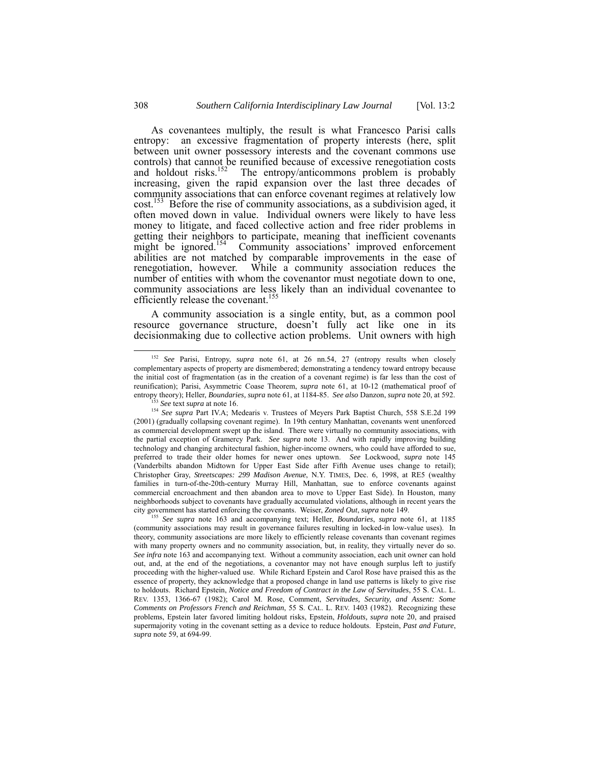As covenantees multiply, the result is what Francesco Parisi calls entropy: an excessive fragmentation of property interests (here, split between unit owner possessory interests and the covenant commons use controls) that cannot be reunified because of excessive renegotiation costs and holdout risks.[152] The entropy/anticommons problem is probably increasing, given the rapid expansion over the last three decades of community associations that can enforce covenant regimes at relatively low cost.[153] Before the rise of community associations, as a subdivision aged, it often moved down in value. Individual owners were likely to have less money to litigate, and faced collective action and free rider problems in getting their neighbors to participate, meaning that inefficient covenants might be ignored.[154] Community associations' improved enforcement abilities are not matched by comparable improvements in the ease of renegotiation, however. While a community association reduces the number of entities with whom the covenantor must negotiate down to one, community associations are less likely than an individual covenantee to efficiently release the covenant.[155]

A community association is a single entity, but, as a common pool resource governance structure, doesn't fully act like one in its decisionmaking due to collective action problems. Unit owners with high

---

[152] *See* Parisi, Entropy, *supra* note 61, at 26 nn.54, 27 (entropy results when closely complementary aspects of property are dismembered; demonstrating a tendency toward entropy because the initial cost of fragmentation (as in the creation of a covenant regime) is far less than the cost of reunification); Parisi, Asymmetric Coase Theorem, *supra* note 61, at 10-12 (mathematical proof of entropy theory); Heller, *Boundaries, supra* note 61, at 1184-85. *See also* Danzon, *supra* note 20, at 592.

[153] *See* text *supra* at note 16.

[154] *See supra* Part IV.A; Medearis v. Trustees of Meyers Park Baptist Church, 558 S.E.2d 199 (2001) (gradually collapsing covenant regime). In 19th century Manhattan, covenants went unenforced as commercial development swept up the island. There were virtually no community associations, with the partial exception of Gramercy Park. *See supra* note 13. And with rapidly improving building technology and changing architectural fashion, higher-income owners, who could have afforded to sue, preferred to trade their older homes for newer ones uptown. *See* Lockwood, *supra* note 145 (Vanderbilts abandon Midtown for Upper East Side after Fifth Avenue uses change to retail); Christopher Gray, *Streetscapes: 299 Madison Avenue*, N.Y. TIMES, Dec. 6, 1998, at RE5 (wealthy families in turn-of-the-20th-century Murray Hill, Manhattan, sue to enforce covenants against commercial encroachment and then abandon area to move to Upper East Side). In Houston, many neighborhoods subject to covenants have gradually accumulated violations, although in recent years the city government has started enforcing the covenants. Weiser, *Zoned Out*, *supra* note 149.

[155] *See supra* note 163 and accompanying text; Heller, *Boundaries*, *supra* note 61, at 1185 (community associations may result in governance failures resulting in locked-in low-value uses). In theory, community associations are more likely to efficiently release covenants than covenant regimes with many property owners and no community association, but, in reality, they virtually never do so. *See infra* note 163 and accompanying text. Without a community association, each unit owner can hold out, and, at the end of the negotiations, a covenantor may not have enough surplus left to justify proceeding with the higher-valued use. While Richard Epstein and Carol Rose have praised this as the essence of property, they acknowledge that a proposed change in land use patterns is likely to give rise to holdouts. Richard Epstein, *Notice and Freedom of Contract in the Law of Servitudes*, 55 S. CAL. L. REV. 1353, 1366-67 (1982); Carol M. Rose, Comment, *Servitudes, Security, and Assent: Some Comments on Professors French and Reichman*, 55 S. CAL. L. REV. 1403 (1982). Recognizing these problems, Epstein later favored limiting holdout risks, Epstein, *Holdouts, supra* note 20, and praised supermajority voting in the covenant setting as a device to reduce holdouts. Epstein, *Past and Future*, *supra* note 59, at 694-99.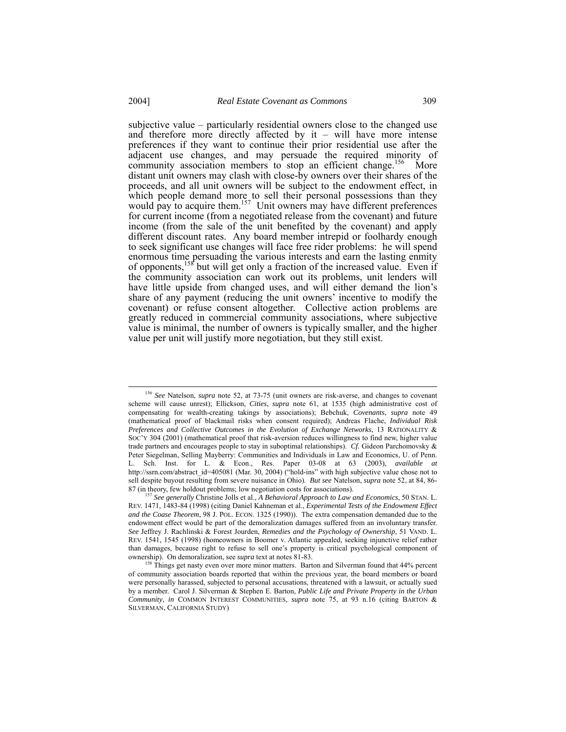subjective value – particularly residential owners close to the changed use and therefore more directly affected by it – will have more intense preferences if they want to continue their prior residential use after the adjacent use changes, and may persuade the required minority of community association members to stop an efficient change.[156] More distant unit owners may clash with close-by owners over their shares of the proceeds, and all unit owners will be subject to the endowment effect, in which people demand more to sell their personal possessions than they would pay to acquire them.[157] Unit owners may have different preferences for current income (from a negotiated release from the covenant) and future income (from the sale of the unit benefited by the covenant) and apply different discount rates. Any board member intrepid or foolhardy enough to seek significant use changes will face free rider problems: he will spend enormous time persuading the various interests and earn the lasting enmity of opponents,[158] but will get only a fraction of the increased value. Even if the community association can work out its problems, unit lenders will have little upside from changed uses, and will either demand the lion's share of any payment (reducing the unit owners' incentive to modify the covenant) or refuse consent altogether. Collective action problems are greatly reduced in commercial community associations, where subjective value is minimal, the number of owners is typically smaller, and the higher value per unit will justify more negotiation, but they still exist.

---

[156] *See* Natelson, *supra* note 52, at 73-75 (unit owners are risk-averse, and changes to covenant scheme will cause unrest); Ellickson, *Cities*, *supra* note 61, at 1535 (high administrative cost of compensating for wealth-creating takings by associations); Bebchuk, *Covenants*, *supra* note 49 (mathematical proof of blackmail risks when consent required); Andreas Flache, *Individual Risk Preferences and Collective Outcomes in the Evolution of Exchange Networks*, 13 RATIONALITY & SOC'Y 304 (2001) (mathematical proof that risk-aversion reduces willingness to find new, higher value trade partners and encourages people to stay in suboptimal relationships). *Cf.* Gideon Parchomovsky & Peter Siegelman, Selling Mayberry: Communities and Individuals in Law and Economics, U. of Penn. L. Sch. Inst. for L. & Econ., Res. Paper 03-08 at 63 (2003), *available at* http://ssrn.com/abstract_id=405081 (Mar. 30, 2004) ("hold-ins" with high subjective value chose not to sell despite buyout resulting from severe nuisance in Ohio). *But see* Natelson, *supra* note 52, at 84, 86-87 (in theory, few holdout problems; low negotiation costs for associations).

[157] *See generally* Christine Jolls et al., *A Behavioral Approach to Law and Economics*, 50 STAN. L. REV. 1471, 1483-84 (1998) (citing Daniel Kahneman et al., *Experimental Tests of the Endowment Effect and the Coase Theorem*, 98 J. POL. ECON. 1325 (1990)). The extra compensation demanded due to the endowment effect would be part of the demoralization damages suffered from an involuntary transfer. *See* Jeffrey J. Rachlinski & Forest Jourden, *Remedies and the Psychology of Ownership*, 51 VAND. L. REV. 1541, 1545 (1998) (homeowners in Boomer v. Atlantic appealed, seeking injunctive relief rather than damages, because right to refuse to sell one's property is critical psychological component of ownership). On demoralization, see *supra* text at notes 81-83.

[158] Things get nasty even over more minor matters. Barton and Silverman found that 44% percent of community association boards reported that within the previous year, the board members or board were personally harassed, subjected to personal accusations, threatened with a lawsuit, or actually sued by a member. Carol J. Silverman & Stephen E. Barton, *Public Life and Private Property in the Urban Community*, *in* COMMON INTEREST COMMUNITIES, *supra* note 75, at 93 n.16 (citing BARTON & SILVERMAN, CALIFORNIA STUDY)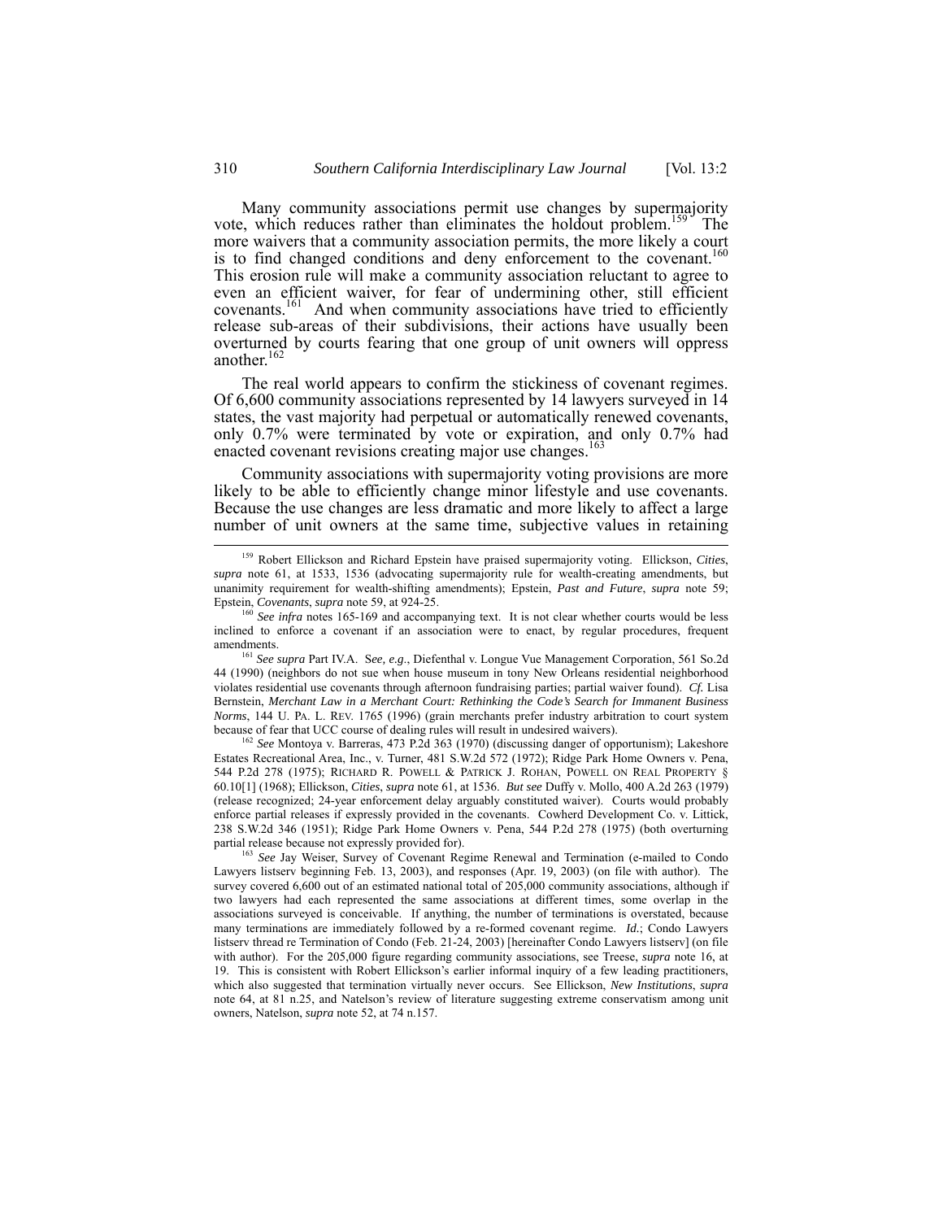Many community associations permit use changes by supermajority vote, which reduces rather than eliminates the holdout problem.[159] The more waivers that a community association permits, the more likely a court is to find changed conditions and deny enforcement to the covenant.[160] This erosion rule will make a community association reluctant to agree to even an efficient waiver, for fear of undermining other, still efficient covenants.[161] And when community associations have tried to efficiently release sub-areas of their subdivisions, their actions have usually been overturned by courts fearing that one group of unit owners will oppress another.[162]

The real world appears to confirm the stickiness of covenant regimes. Of 6,600 community associations represented by 14 lawyers surveyed in 14 states, the vast majority had perpetual or automatically renewed covenants, only 0.7% were terminated by vote or expiration, and only 0.7% had enacted covenant revisions creating major use changes.[163]

Community associations with supermajority voting provisions are more likely to be able to efficiently change minor lifestyle and use covenants. Because the use changes are less dramatic and more likely to affect a large number of unit owners at the same time, subjective values in retaining

---

[159] Robert Ellickson and Richard Epstein have praised supermajority voting. Ellickson, *Cities*, *supra* note 61, at 1533, 1536 (advocating supermajority rule for wealth-creating amendments, but unanimity requirement for wealth-shifting amendments); Epstein, *Past and Future*, *supra* note 59; Epstein, *Covenants*, *supra* note 59, at 924-25.

[160] *See infra* notes 165-169 and accompanying text. It is not clear whether courts would be less inclined to enforce a covenant if an association were to enact, by regular procedures, frequent amendments.

[161] *See supra* Part IV.A. *See, e.g.*, Diefenthal v. Longue Vue Management Corporation, 561 So.2d 44 (1990) (neighbors do not sue when house museum in tony New Orleans residential neighborhood violates residential use covenants through afternoon fundraising parties; partial waiver found). *Cf.* Lisa Bernstein, *Merchant Law in a Merchant Court: Rethinking the Code's Search for Immanent Business Norms*, 144 U. PA. L. REV. 1765 (1996) (grain merchants prefer industry arbitration to court system because of fear that UCC course of dealing rules will result in undesired waivers).

[162] *See* Montoya v. Barreras, 473 P.2d 363 (1970) (discussing danger of opportunism); Lakeshore Estates Recreational Area, Inc., v. Turner, 481 S.W.2d 572 (1972); Ridge Park Home Owners v. Pena, 544 P.2d 278 (1975); RICHARD R. POWELL & PATRICK J. ROHAN, POWELL ON REAL PROPERTY § 60.10[1] (1968); Ellickson, *Cities*, *supra* note 61, at 1536. *But see* Duffy v. Mollo, 400 A.2d 263 (1979) (release recognized; 24-year enforcement delay arguably constituted waiver). Courts would probably enforce partial releases if expressly provided in the covenants. Cowherd Development Co. v. Littick, 238 S.W.2d 346 (1951); Ridge Park Home Owners v. Pena, 544 P.2d 278 (1975) (both overturning partial release because not expressly provided for).

[163] *See* Jay Weiser, Survey of Covenant Regime Renewal and Termination (e-mailed to Condo Lawyers listserv beginning Feb. 13, 2003), and responses (Apr. 19, 2003) (on file with author). The survey covered 6,600 out of an estimated national total of 205,000 community associations, although if two lawyers had each represented the same associations at different times, some overlap in the associations surveyed is conceivable. If anything, the number of terminations is overstated, because many terminations are immediately followed by a re-formed covenant regime. *Id.*; Condo Lawyers listserv thread re Termination of Condo (Feb. 21-24, 2003) [hereinafter Condo Lawyers listserv] (on file with author). For the 205,000 figure regarding community associations, see Treese, *supra* note 16, at 19. This is consistent with Robert Ellickson's earlier informal inquiry of a few leading practitioners, which also suggested that termination virtually never occurs. See Ellickson, *New Institutions*, *supra* note 64, at 81 n.25, and Natelson's review of literature suggesting extreme conservatism among unit owners, Natelson, *supra* note 52, at 74 n.157.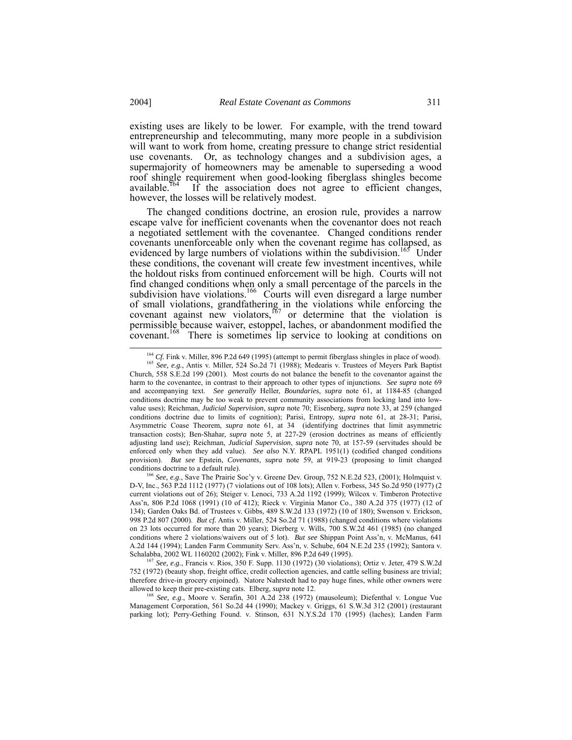existing uses are likely to be lower. For example, with the trend toward entrepreneurship and telecommuting, many more people in a subdivision will want to work from home, creating pressure to change strict residential use covenants. Or, as technology changes and a subdivision ages, a supermajority of homeowners may be amenable to superseding a wood roof shingle requirement when good-looking fiberglass shingles become available.[164] If the association does not agree to efficient changes, however, the losses will be relatively modest.

The changed conditions doctrine, an erosion rule, provides a narrow escape valve for inefficient covenants when the covenantor does not reach a negotiated settlement with the covenantee. Changed conditions render covenants unenforceable only when the covenant regime has collapsed, as evidenced by large numbers of violations within the subdivision.[165] Under these conditions, the covenant will create few investment incentives, while the holdout risks from continued enforcement will be high. Courts will not find changed conditions when only a small percentage of the parcels in the subdivision have violations.[166] Courts will even disregard a large number of small violations, grandfathering in the violations while enforcing the covenant against new violators,[167] or determine that the violation is permissible because waiver, estoppel, laches, or abandonment modified the covenant.[168] There is sometimes lip service to looking at conditions on

---

[164] *Cf.* Fink v. Miller, 896 P.2d 649 (1995) (attempt to permit fiberglass shingles in place of wood).

[165] *See, e.g.*, Antis v. Miller, 524 So.2d 71 (1988); Medearis v. Trustees of Meyers Park Baptist Church, 558 S.E.2d 199 (2001). Most courts do not balance the benefit to the covenantor against the harm to the covenantee, in contrast to their approach to other types of injunctions. *See supra* note 69 and accompanying text. *See generally* Heller, *Boundaries*, *supra* note 61, at 1184-85 (changed conditions doctrine may be too weak to prevent community associations from locking land into low-value uses); Reichman, *Judicial Supervision*, *supra* note 70; Eisenberg, *supra* note 33, at 259 (changed conditions doctrine due to limits of cognition); Parisi, Entropy, *supra* note 61, at 28-31; Parisi, Asymmetric Coase Theorem, *supra* note 61, at 34 (identifying doctrines that limit asymmetric transaction costs); Ben-Shahar, *supra* note 5, at 227-29 (erosion doctrines as means of efficiently adjusting land use); Reichman, *Judicial Supervision*, *supra* note 70, at 157-59 (servitudes should be enforced only when they add value). *See also* N.Y. RPAPL 1951(1) (codified changed conditions provision). *But see* Epstein, *Covenants*, *supra* note 59, at 919-23 (proposing to limit changed conditions doctrine to a default rule).

[166] *See, e.g.*, Save The Prairie Soc'y v. Greene Dev. Group, 752 N.E.2d 523, (2001); Holmquist v. D-V, Inc., 563 P.2d 1112 (1977) (7 violations out of 108 lots); Allen v. Forbess, 345 So.2d 950 (1977) (2 current violations out of 26); Steiger v. Lenoci, 733 A.2d 1192 (1999); Wilcox v. Timberon Protective Ass'n, 806 P.2d 1068 (1991) (10 of 412); Rieck v. Virginia Manor Co., 380 A.2d 375 (1977) (12 of 134); Garden Oaks Bd. of Trustees v. Gibbs, 489 S.W.2d 133 (1972) (10 of 180); Swenson v. Erickson, 998 P.2d 807 (2000). *But cf.* Antis v. Miller, 524 So.2d 71 (1988) (changed conditions where violations on 23 lots occurred for more than 20 years); Dierberg v. Wills, 700 S.W.2d 461 (1985) (no changed conditions where 2 violations/waivers out of 5 lot). *But see* Shippan Point Ass'n, v. McManus, 641 A.2d 144 (1994); Landen Farm Community Serv. Ass'n, v. Schube, 604 N.E.2d 235 (1992); Santora v. Schalabba, 2002 WL 1160202 (2002); Fink v. Miller, 896 P.2d 649 (1995).

[167] *See, e.g.*, Francis v. Rios, 350 F. Supp. 1130 (1972) (30 violations); Ortiz v. Jeter, 479 S.W.2d 752 (1972) (beauty shop, freight office, credit collection agencies, and cattle selling business are trivial; therefore drive-in grocery enjoined). Natore Nahrstedt had to pay huge fines, while other owners were allowed to keep their pre-existing cats. Elberg, *supra* note 12.

[168] *See, e.g.*, Moore v. Serafin, 301 A.2d 238 (1972) (mausoleum); Diefenthal v. Longue Vue Management Corporation, 561 So.2d 44 (1990); Mackey v. Griggs, 61 S.W.3d 312 (2001) (restaurant parking lot); Perry-Gething Found. v. Stinson, 631 N.Y.S.2d 170 (1995) (laches); Landen Farm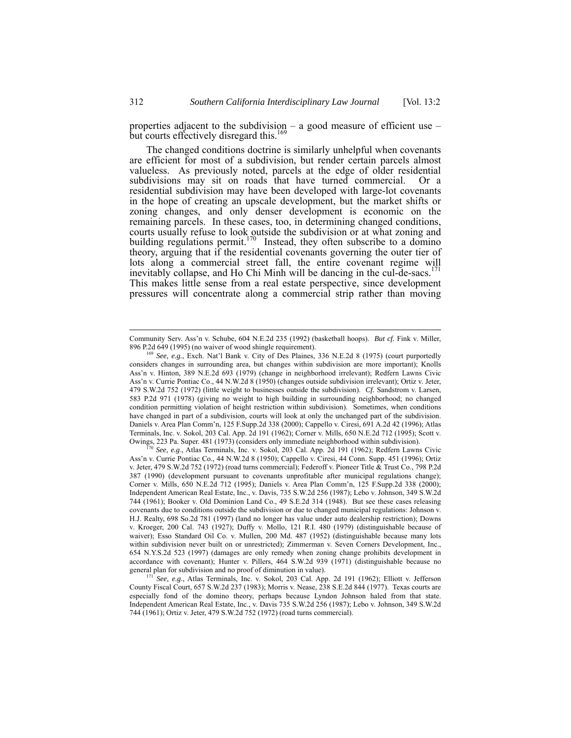properties adjacent to the subdivision – a good measure of efficient use – but courts effectively disregard this.[169]

The changed conditions doctrine is similarly unhelpful when covenants are efficient for most of a subdivision, but render certain parcels almost valueless. As previously noted, parcels at the edge of older residential subdivisions may sit on roads that have turned commercial. Or a residential subdivision may have been developed with large-lot covenants in the hope of creating an upscale development, but the market shifts or zoning changes, and only denser development is economic on the remaining parcels. In these cases, too, in determining changed conditions, courts usually refuse to look outside the subdivision or at what zoning and building regulations permit.[170] Instead, they often subscribe to a domino theory, arguing that if the residential covenants governing the outer tier of lots along a commercial street fall, the entire covenant regime will inevitably collapse, and Ho Chi Minh will be dancing in the cul-de-sacs.[171] This makes little sense from a real estate perspective, since development pressures will concentrate along a commercial strip rather than moving

---

Community Serv. Ass'n v. Schube, 604 N.E.2d 235 (1992) (basketball hoops). *But cf.* Fink v. Miller, 896 P.2d 649 (1995) (no waiver of wood shingle requirement).

[169] *See, e.g.*, Exch. Nat'l Bank v. City of Des Plaines, 336 N.E.2d 8 (1975) (court purportedly considers changes in surrounding area, but changes within subdivision are more important); Knolls Ass'n v. Hinton, 389 N.E.2d 693 (1979) (change in neighborhood irrelevant); Redfern Lawns Civic Ass'n v. Currie Pontiac Co., 44 N.W.2d 8 (1950) (changes outside subdivision irrelevant); Ortiz v. Jeter, 479 S.W.2d 752 (1972) (little weight to businesses outside the subdivision). *Cf.* Sandstrom v. Larsen, 583 P.2d 971 (1978) (giving no weight to high building in surrounding neighborhood; no changed condition permitting violation of height restriction within subdivision). Sometimes, when conditions have changed in part of a subdivision, courts will look at only the unchanged part of the subdivision. Daniels v. Area Plan Comm'n, 125 F.Supp.2d 338 (2000); Cappello v. Ciresi, 691 A.2d 42 (1996); Atlas Terminals, Inc. v. Sokol, 203 Cal. App. 2d 191 (1962); Corner v. Mills, 650 N.E.2d 712 (1995); Scott v. Owings, 223 Pa. Super. 481 (1973) (considers only immediate neighborhood within subdivision).

[170] *See, e.g.*, Atlas Terminals, Inc. v. Sokol, 203 Cal. App. 2d 191 (1962); Redfern Lawns Civic Ass'n v. Currie Pontiac Co., 44 N.W.2d 8 (1950); Cappello v. Ciresi, 44 Conn. Supp. 451 (1996); Ortiz v. Jeter, 479 S.W.2d 752 (1972) (road turns commercial); Federoff v. Pioneer Title & Trust Co., 798 P.2d 387 (1990) (development pursuant to covenants unprofitable after municipal regulations change); Corner v. Mills, 650 N.E.2d 712 (1995); Daniels v. Area Plan Comm'n, 125 F.Supp.2d 338 (2000); Independent American Real Estate, Inc., v. Davis, 735 S.W.2d 256 (1987); Lebo v. Johnson, 349 S.W.2d 744 (1961); Booker v. Old Dominion Land Co., 49 S.E.2d 314 (1948). But see these cases releasing covenants due to conditions outside the subdivision or due to changed municipal regulations: Johnson v. H.J. Realty, 698 So.2d 781 (1997) (land no longer has value under auto dealership restriction); Downs v. Kroeger, 200 Cal. 743 (1927); Duffy v. Mollo, 121 R.I. 480 (1979) (distinguishable because of waiver); Esso Standard Oil Co. v. Mullen, 200 Md. 487 (1952) (distinguishable because many lots within subdivision never built on or unrestricted); Zimmerman v. Seven Corners Development, Inc., 654 N.Y.S.2d 523 (1997) (damages are only remedy when zoning change prohibits development in accordance with covenant); Hunter v. Pillers, 464 S.W.2d 939 (1971) (distinguishable because no general plan for subdivision and no proof of diminution in value).

[171] *See, e.g.*, Atlas Terminals, Inc. v. Sokol, 203 Cal. App. 2d 191 (1962); Elliott v. Jefferson County Fiscal Court, 657 S.W.2d 237 (1983); Morris v. Nease, 238 S.E.2d 844 (1977). Texas courts are especially fond of the domino theory, perhaps because Lyndon Johnson haled from that state. Independent American Real Estate, Inc., v. Davis 735 S.W.2d 256 (1987); Lebo v. Johnson, 349 S.W.2d 744 (1961); Ortiz v. Jeter, 479 S.W.2d 752 (1972) (road turns commercial).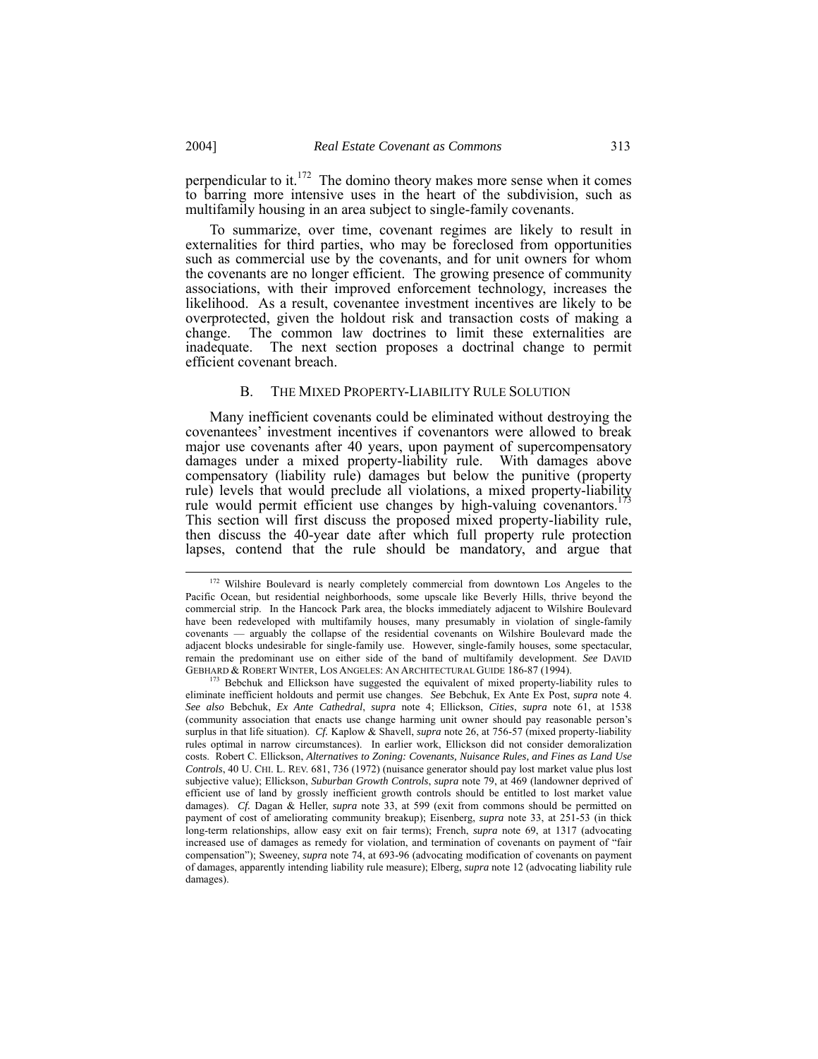perpendicular to it.[172] The domino theory makes more sense when it comes to barring more intensive uses in the heart of the subdivision, such as multifamily housing in an area subject to single-family covenants.

To summarize, over time, covenant regimes are likely to result in externalities for third parties, who may be foreclosed from opportunities such as commercial use by the covenants, and for unit owners for whom the covenants are no longer efficient. The growing presence of community associations, with their improved enforcement technology, increases the likelihood. As a result, covenantee investment incentives are likely to be overprotected, given the holdout risk and transaction costs of making a change. The common law doctrines to limit these externalities are inadequate. The next section proposes a doctrinal change to permit efficient covenant breach.

### B. THE MIXED PROPERTY-LIABILITY RULE SOLUTION

Many inefficient covenants could be eliminated without destroying the covenantees' investment incentives if covenantors were allowed to break major use covenants after 40 years, upon payment of supercompensatory damages under a mixed property-liability rule. With damages above compensatory (liability rule) damages but below the punitive (property rule) levels that would preclude all violations, a mixed property-liability rule would permit efficient use changes by high-valuing covenantors.[173] This section will first discuss the proposed mixed property-liability rule, then discuss the 40-year date after which full property rule protection lapses, contend that the rule should be mandatory, and argue that

---

[172] Wilshire Boulevard is nearly completely commercial from downtown Los Angeles to the Pacific Ocean, but residential neighborhoods, some upscale like Beverly Hills, thrive beyond the commercial strip. In the Hancock Park area, the blocks immediately adjacent to Wilshire Boulevard have been redeveloped with multifamily houses, many presumably in violation of single-family covenants — arguably the collapse of the residential covenants on Wilshire Boulevard made the adjacent blocks undesirable for single-family use. However, single-family houses, some spectacular, remain the predominant use on either side of the band of multifamily development. *See* DAVID GEBHARD & ROBERT WINTER, LOS ANGELES: AN ARCHITECTURAL GUIDE 186-87 (1994).

[173] Bebchuk and Ellickson have suggested the equivalent of mixed property-liability rules to eliminate inefficient holdouts and permit use changes. *See* Bebchuk, Ex Ante Ex Post, *supra* note 4. *See also* Bebchuk, *Ex Ante Cathedral*, *supra* note 4; Ellickson, *Cities*, *supra* note 61, at 1538 (community association that enacts use change harming unit owner should pay reasonable person's surplus in that life situation). *Cf.* Kaplow & Shavell, *supra* note 26, at 756-57 (mixed property-liability rules optimal in narrow circumstances). In earlier work, Ellickson did not consider demoralization costs. Robert C. Ellickson, *Alternatives to Zoning: Covenants, Nuisance Rules, and Fines as Land Use Controls*, 40 U. CHI. L. REV. 681, 736 (1972) (nuisance generator should pay lost market value plus lost subjective value); Ellickson, *Suburban Growth Controls*, *supra* note 79, at 469 (landowner deprived of efficient use of land by grossly inefficient growth controls should be entitled to lost market value damages). *Cf.* Dagan & Heller, *supra* note 33, at 599 (exit from commons should be permitted on payment of cost of ameliorating community breakup); Eisenberg, *supra* note 33, at 251-53 (in thick long-term relationships, allow easy exit on fair terms); French, *supra* note 69, at 1317 (advocating increased use of damages as remedy for violation, and termination of covenants on payment of "fair compensation"); Sweeney, *supra* note 74, at 693-96 (advocating modification of covenants on payment of damages, apparently intending liability rule measure); Elberg, *supra* note 12 (advocating liability rule damages).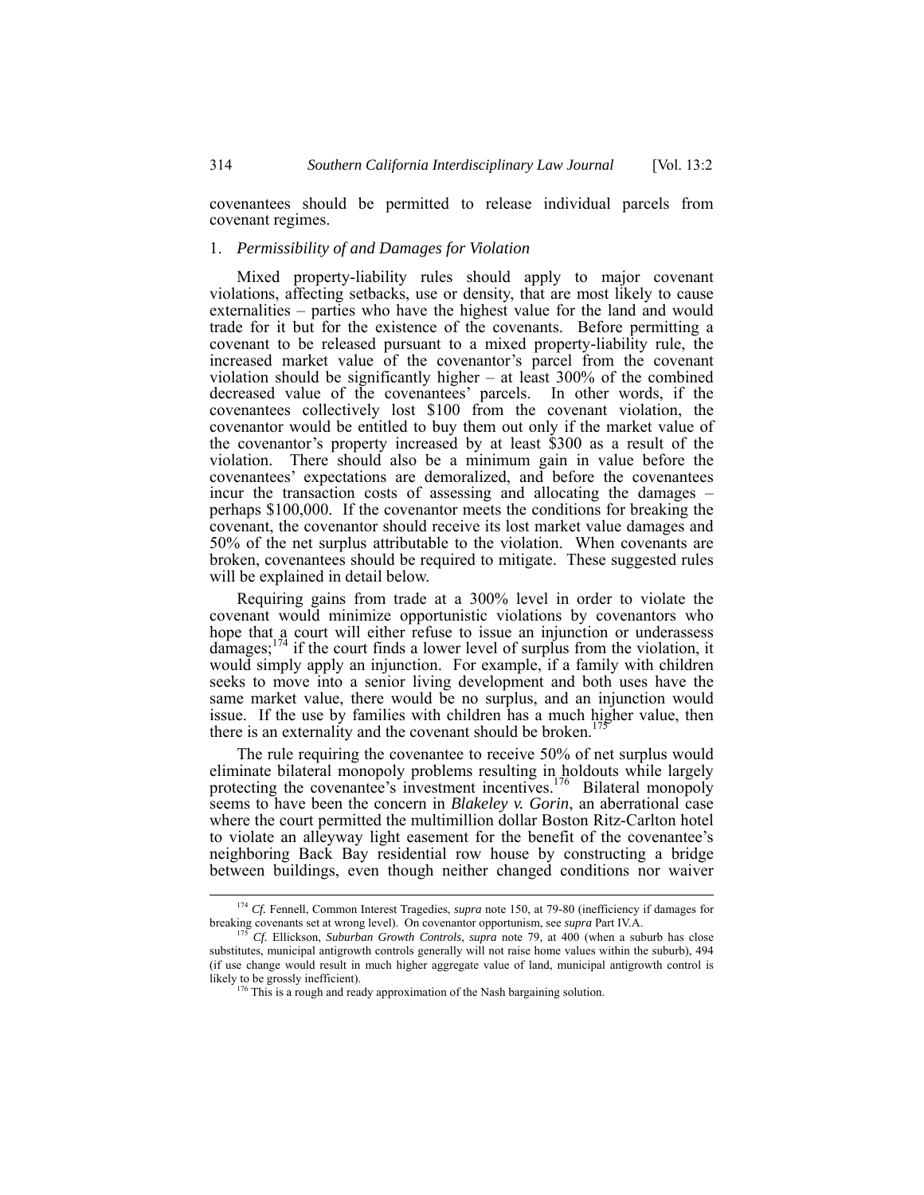covenantees should be permitted to release individual parcels from covenant regimes.

### 1. *Permissibility of and Damages for Violation*

Mixed property-liability rules should apply to major covenant violations, affecting setbacks, use or density, that are most likely to cause externalities – parties who have the highest value for the land and would trade for it but for the existence of the covenants. Before permitting a covenant to be released pursuant to a mixed property-liability rule, the increased market value of the covenantor's parcel from the covenant violation should be significantly higher – at least 300% of the combined decreased value of the covenantees' parcels. In other words, if the covenantees collectively lost $100 from the covenant violation, the covenantor would be entitled to buy them out only if the market value of the covenantor's property increased by at least $300 as a result of the violation. There should also be a minimum gain in value before the covenantees' expectations are demoralized, and before the covenantees incur the transaction costs of assessing and allocating the damages – perhaps $100,000. If the covenantor meets the conditions for breaking the covenant, the covenantor should receive its lost market value damages and 50% of the net surplus attributable to the violation. When covenants are broken, covenantees should be required to mitigate. These suggested rules will be explained in detail below.

Requiring gains from trade at a 300% level in order to violate the covenant would minimize opportunistic violations by covenantors who hope that a court will either refuse to issue an injunction or underassess damages;[174] if the court finds a lower level of surplus from the violation, it would simply apply an injunction. For example, if a family with children seeks to move into a senior living development and both uses have the same market value, there would be no surplus, and an injunction would issue. If the use by families with children has a much higher value, then there is an externality and the covenant should be broken.[175]

The rule requiring the covenantee to receive 50% of net surplus would eliminate bilateral monopoly problems resulting in holdouts while largely protecting the covenantee's investment incentives.[176] Bilateral monopoly seems to have been the concern in *Blakeley v. Gorin*, an aberrational case where the court permitted the multimillion dollar Boston Ritz-Carlton hotel to violate an alleyway light easement for the benefit of the covenantee's neighboring Back Bay residential row house by constructing a bridge between buildings, even though neither changed conditions nor waiver

---

[174] *Cf.* Fennell, Common Interest Tragedies, *supra* note 150, at 79-80 (inefficiency if damages for breaking covenants set at wrong level). On covenantor opportunism, see *supra* Part IV.A.

[175] *Cf.* Ellickson, *Suburban Growth Controls*, *supra* note 79, at 400 (when a suburb has close substitutes, municipal antigrowth controls generally will not raise home values within the suburb), 494 (if use change would result in much higher aggregate value of land, municipal antigrowth control is likely to be grossly inefficient).

[176] This is a rough and ready approximation of the Nash bargaining solution.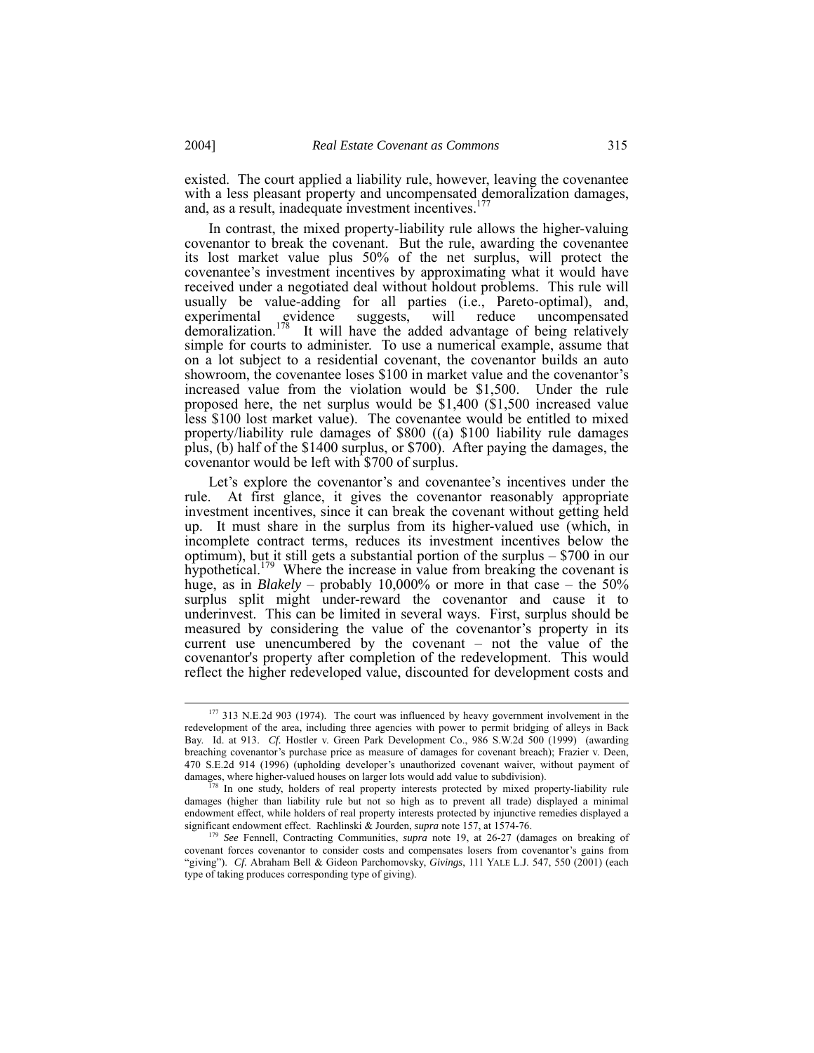existed. The court applied a liability rule, however, leaving the covenantee with a less pleasant property and uncompensated demoralization damages, and, as a result, inadequate investment incentives.[177]

In contrast, the mixed property-liability rule allows the higher-valuing covenantor to break the covenant. But the rule, awarding the covenantee its lost market value plus 50% of the net surplus, will protect the covenantee's investment incentives by approximating what it would have received under a negotiated deal without holdout problems. This rule will usually be value-adding for all parties (i.e., Pareto-optimal), and, experimental evidence suggests, will reduce uncompensated demoralization.[178] It will have the added advantage of being relatively simple for courts to administer. To use a numerical example, assume that on a lot subject to a residential covenant, the covenantor builds an auto showroom, the covenantee loses $100 in market value and the covenantor's increased value from the violation would be $1,500. Under the rule proposed here, the net surplus would be $1,400 ($1,500 increased value less $100 lost market value). The covenantee would be entitled to mixed property/liability rule damages of $800 ((a) $100 liability rule damages plus, (b) half of the $1400 surplus, or $700). After paying the damages, the covenantor would be left with $700 of surplus.

Let's explore the covenantor's and covenantee's incentives under the rule. At first glance, it gives the covenantor reasonably appropriate investment incentives, since it can break the covenant without getting held up. It must share in the surplus from its higher-valued use (which, in incomplete contract terms, reduces its investment incentives below the optimum), but it still gets a substantial portion of the surplus – $700 in our hypothetical.[179] Where the increase in value from breaking the covenant is huge, as in *Blakely* – probably 10,000% or more in that case – the 50% surplus split might under-reward the covenantor and cause it to underinvest. This can be limited in several ways. First, surplus should be measured by considering the value of the covenantor's property in its current use unencumbered by the covenant – not the value of the covenantor's property after completion of the redevelopment. This would reflect the higher redeveloped value, discounted for development costs and

---

[177] 313 N.E.2d 903 (1974). The court was influenced by heavy government involvement in the redevelopment of the area, including three agencies with power to permit bridging of alleys in Back Bay. Id. at 913. *Cf.* Hostler v. Green Park Development Co., 986 S.W.2d 500 (1999) (awarding breaching covenantor's purchase price as measure of damages for covenant breach); Frazier v. Deen, 470 S.E.2d 914 (1996) (upholding developer's unauthorized covenant waiver, without payment of damages, where higher-valued houses on larger lots would add value to subdivision).

[178] In one study, holders of real property interests protected by mixed property-liability rule damages (higher than liability rule but not so high as to prevent all trade) displayed a minimal endowment effect, while holders of real property interests protected by injunctive remedies displayed a significant endowment effect. Rachlinski & Jourden, *supra* note 157, at 1574-76.

[179] *See* Fennell, Contracting Communities, *supra* note 19, at 26-27 (damages on breaking of covenant forces covenantor to consider costs and compensates losers from covenantor's gains from "giving"). *Cf.* Abraham Bell & Gideon Parchomovsky, *Givings*, 111 YALE L.J. 547, 550 (2001) (each type of taking produces corresponding type of giving).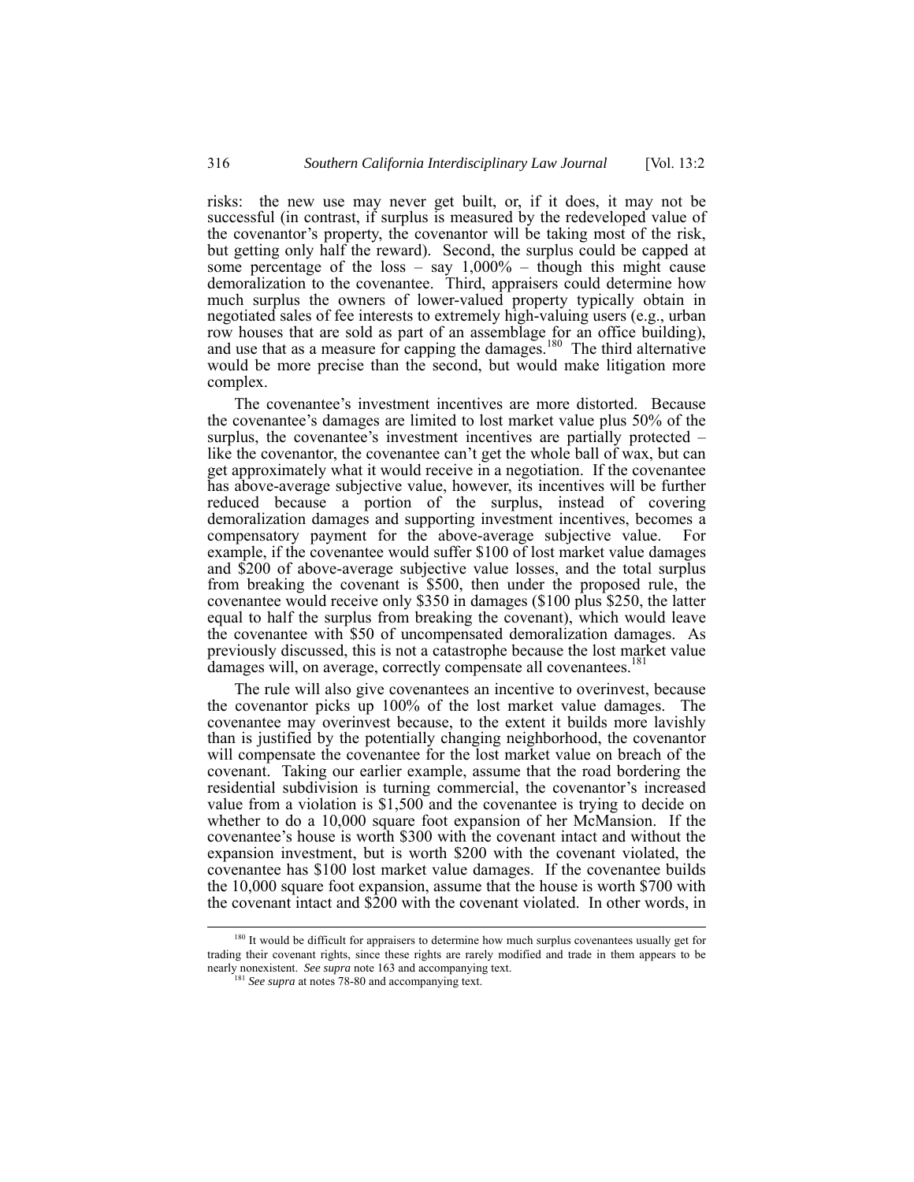risks: the new use may never get built, or, if it does, it may not be successful (in contrast, if surplus is measured by the redeveloped value of the covenantor's property, the covenantor will be taking most of the risk, but getting only half the reward). Second, the surplus could be capped at some percentage of the loss – say 1,000% – though this might cause demoralization to the covenantee. Third, appraisers could determine how much surplus the owners of lower-valued property typically obtain in negotiated sales of fee interests to extremely high-valuing users (e.g., urban row houses that are sold as part of an assemblage for an office building), and use that as a measure for capping the damages.[180] The third alternative would be more precise than the second, but would make litigation more complex.

The covenantee's investment incentives are more distorted. Because the covenantee's damages are limited to lost market value plus 50% of the surplus, the covenantee's investment incentives are partially protected – like the covenantor, the covenantee can't get the whole ball of wax, but can get approximately what it would receive in a negotiation. If the covenantee has above-average subjective value, however, its incentives will be further reduced because a portion of the surplus, instead of covering demoralization damages and supporting investment incentives, becomes a compensatory payment for the above-average subjective value. For example, if the covenantee would suffer $100 of lost market value damages and $200 of above-average subjective value losses, and the total surplus from breaking the covenant is $500, then under the proposed rule, the covenantee would receive only $350 in damages ($100 plus $250, the latter equal to half the surplus from breaking the covenant), which would leave the covenantee with $50 of uncompensated demoralization damages. As previously discussed, this is not a catastrophe because the lost market value damages will, on average, correctly compensate all covenantees.[181]

The rule will also give covenantees an incentive to overinvest, because the covenantor picks up 100% of the lost market value damages. The covenantee may overinvest because, to the extent it builds more lavishly than is justified by the potentially changing neighborhood, the covenantor will compensate the covenantee for the lost market value on breach of the covenant. Taking our earlier example, assume that the road bordering the residential subdivision is turning commercial, the covenantor's increased value from a violation is $1,500 and the covenantee is trying to decide on whether to do a 10,000 square foot expansion of her McMansion. If the covenantee's house is worth $300 with the covenant intact and without the expansion investment, but is worth $200 with the covenant violated, the covenantee has $100 lost market value damages. If the covenantee builds the 10,000 square foot expansion, assume that the house is worth $700 with the covenant intact and $200 with the covenant violated. In other words, in

---

[180] It would be difficult for appraisers to determine how much surplus covenantees usually get for trading their covenant rights, since these rights are rarely modified and trade in them appears to be nearly nonexistent. *See supra* note 163 and accompanying text.

[181] *See supra* at notes 78-80 and accompanying text.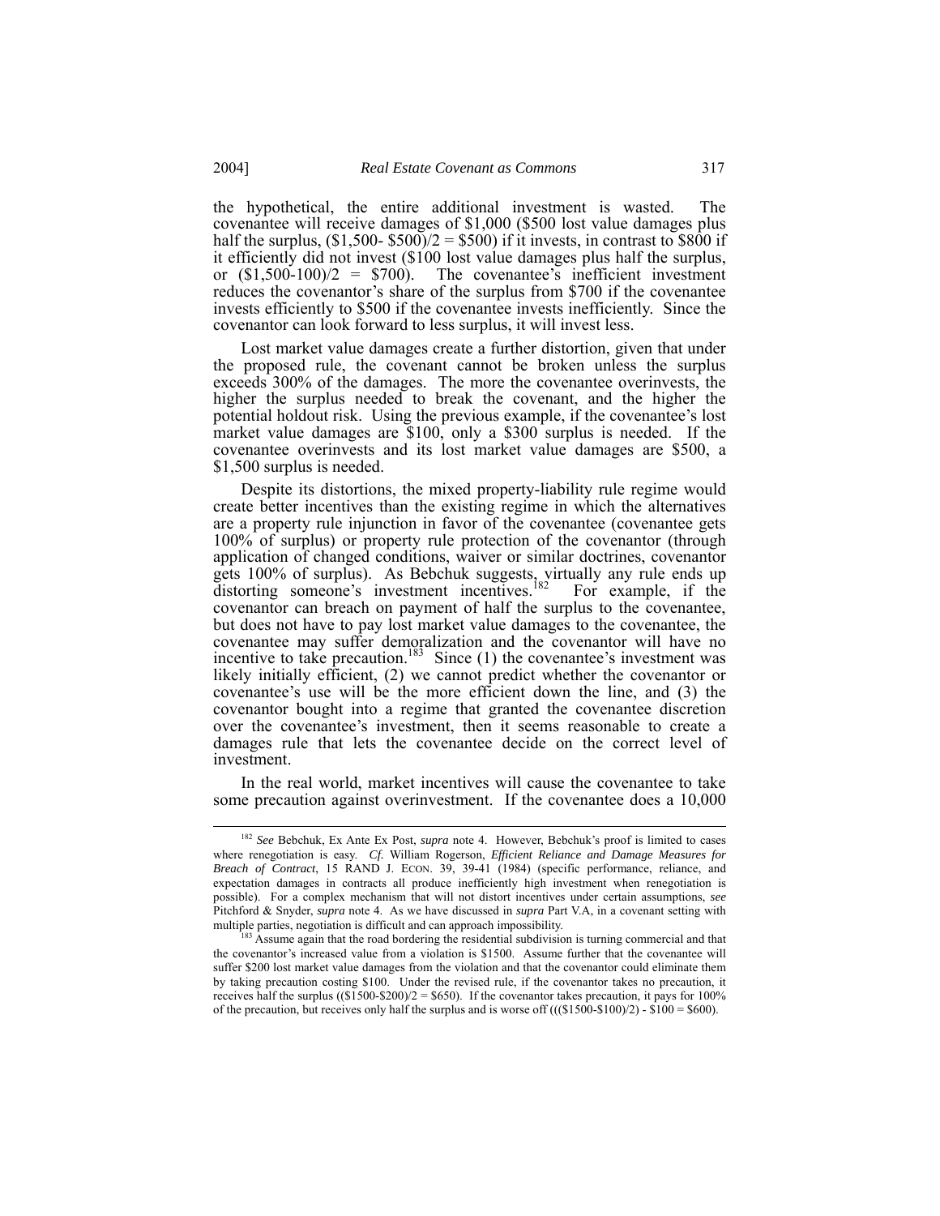the hypothetical, the entire additional investment is wasted. The covenantee will receive damages of \$1,000 (\$500 lost value damages plus half the surplus, (\$1,500- \$500)/2 = \$500) if it invests, in contrast to \$800 if it efficiently did not invest (\$100 lost value damages plus half the surplus, or (\$1,500-100)/2 = \$700). The covenantee's inefficient investment reduces the covenantor's share of the surplus from \$700 if the covenantee invests efficiently to \$500 if the covenantee invests inefficiently. Since the covenantor can look forward to less surplus, it will invest less.

Lost market value damages create a further distortion, given that under the proposed rule, the covenant cannot be broken unless the surplus exceeds 300% of the damages. The more the covenantee overinvests, the higher the surplus needed to break the covenant, and the higher the potential holdout risk. Using the previous example, if the covenantee's lost market value damages are \$100, only a \$300 surplus is needed. If the covenantee overinvests and its lost market value damages are \$500, a \$1,500 surplus is needed.

Despite its distortions, the mixed property-liability rule regime would create better incentives than the existing regime in which the alternatives are a property rule injunction in favor of the covenantee (covenantee gets 100% of surplus) or property rule protection of the covenantor (through application of changed conditions, waiver or similar doctrines, covenantor gets 100% of surplus). As Bebchuk suggests, virtually any rule ends up distorting someone's investment incentives.[182] For example, if the covenantor can breach on payment of half the surplus to the covenantee, but does not have to pay lost market value damages to the covenantee, the covenantee may suffer demoralization and the covenantor will have no incentive to take precaution.[183] Since (1) the covenantee's investment was likely initially efficient, (2) we cannot predict whether the covenantor or covenantee's use will be the more efficient down the line, and (3) the covenantor bought into a regime that granted the covenantee discretion over the covenantee's investment, then it seems reasonable to create a damages rule that lets the covenantee decide on the correct level of investment.

In the real world, market incentives will cause the covenantee to take some precaution against overinvestment. If the covenantee does a 10,000

---

[182] *See* Bebchuk, Ex Ante Ex Post, *supra* note 4. However, Bebchuk's proof is limited to cases where renegotiation is easy. *Cf.* William Rogerson, *Efficient Reliance and Damage Measures for Breach of Contract*, 15 RAND J. ECON. 39, 39-41 (1984) (specific performance, reliance, and expectation damages in contracts all produce inefficiently high investment when renegotiation is possible). For a complex mechanism that will not distort incentives under certain assumptions, *see* Pitchford & Snyder, *supra* note 4. As we have discussed in *supra* Part V.A, in a covenant setting with multiple parties, negotiation is difficult and can approach impossibility.

[183] Assume again that the road bordering the residential subdivision is turning commercial and that the covenantor's increased value from a violation is \$1500. Assume further that the covenantee will suffer \$200 lost market value damages from the violation and that the covenantor could eliminate them by taking precaution costing \$100. Under the revised rule, if the covenantor takes no precaution, it receives half the surplus ((\$1500-\$200)/2 = \$650). If the covenantor takes precaution, it pays for 100% of the precaution, but receives only half the surplus and is worse off (((\$1500-\$100)/2) - \$100 = \$600).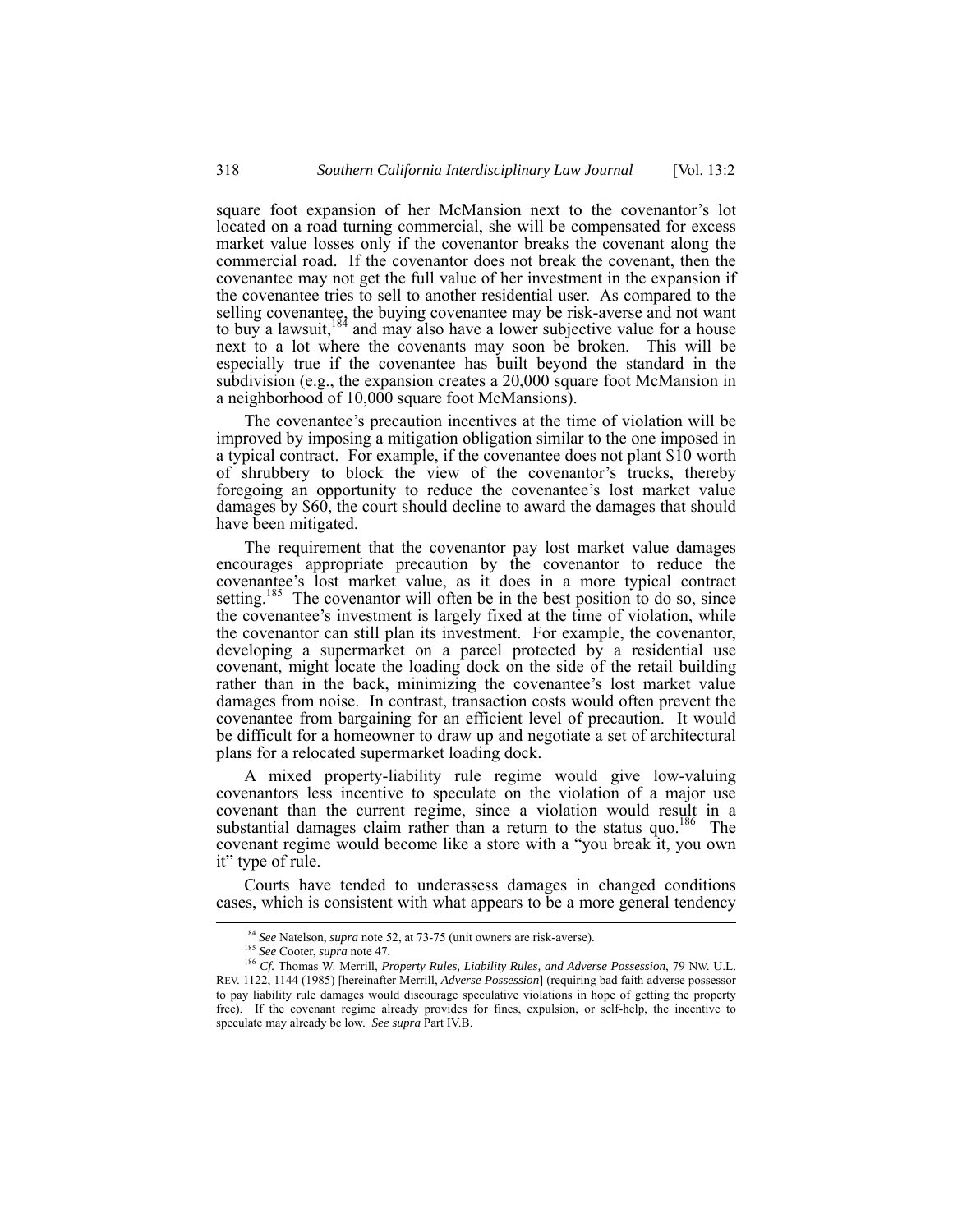square foot expansion of her McMansion next to the covenantor's lot located on a road turning commercial, she will be compensated for excess market value losses only if the covenantor breaks the covenant along the commercial road. If the covenantor does not break the covenant, then the covenantee may not get the full value of her investment in the expansion if the covenantee tries to sell to another residential user. As compared to the selling covenantee, the buying covenantee may be risk-averse and not want to buy a lawsuit,[184] and may also have a lower subjective value for a house next to a lot where the covenants may soon be broken. This will be especially true if the covenantee has built beyond the standard in the subdivision (e.g., the expansion creates a 20,000 square foot McMansion in a neighborhood of 10,000 square foot McMansions).

The covenantee's precaution incentives at the time of violation will be improved by imposing a mitigation obligation similar to the one imposed in a typical contract. For example, if the covenantee does not plant $10 worth of shrubbery to block the view of the covenantor's trucks, thereby foregoing an opportunity to reduce the covenantee's lost market value damages by $60, the court should decline to award the damages that should have been mitigated.

The requirement that the covenantor pay lost market value damages encourages appropriate precaution by the covenantor to reduce the covenantee's lost market value, as it does in a more typical contract setting.[185] The covenantor will often be in the best position to do so, since the covenantee's investment is largely fixed at the time of violation, while the covenantor can still plan its investment. For example, the covenantor, developing a supermarket on a parcel protected by a residential use covenant, might locate the loading dock on the side of the retail building rather than in the back, minimizing the covenantee's lost market value damages from noise. In contrast, transaction costs would often prevent the covenantee from bargaining for an efficient level of precaution. It would be difficult for a homeowner to draw up and negotiate a set of architectural plans for a relocated supermarket loading dock.

A mixed property-liability rule regime would give low-valuing covenantors less incentive to speculate on the violation of a major use covenant than the current regime, since a violation would result in a substantial damages claim rather than a return to the status quo.[186] The covenant regime would become like a store with a "you break it, you own it" type of rule.

Courts have tended to underassess damages in changed conditions cases, which is consistent with what appears to be a more general tendency

---

[184] *See* Natelson, *supra* note 52, at 73-75 (unit owners are risk-averse).

[185] *See* Cooter, *supra* note 47.

[186] *Cf.* Thomas W. Merrill, *Property Rules, Liability Rules, and Adverse Possession*, 79 NW. U.L. REV. 1122, 1144 (1985) [hereinafter Merrill, *Adverse Possession*] (requiring bad faith adverse possessor to pay liability rule damages would discourage speculative violations in hope of getting the property free). If the covenant regime already provides for fines, expulsion, or self-help, the incentive to speculate may already be low. *See supra* Part IV.B.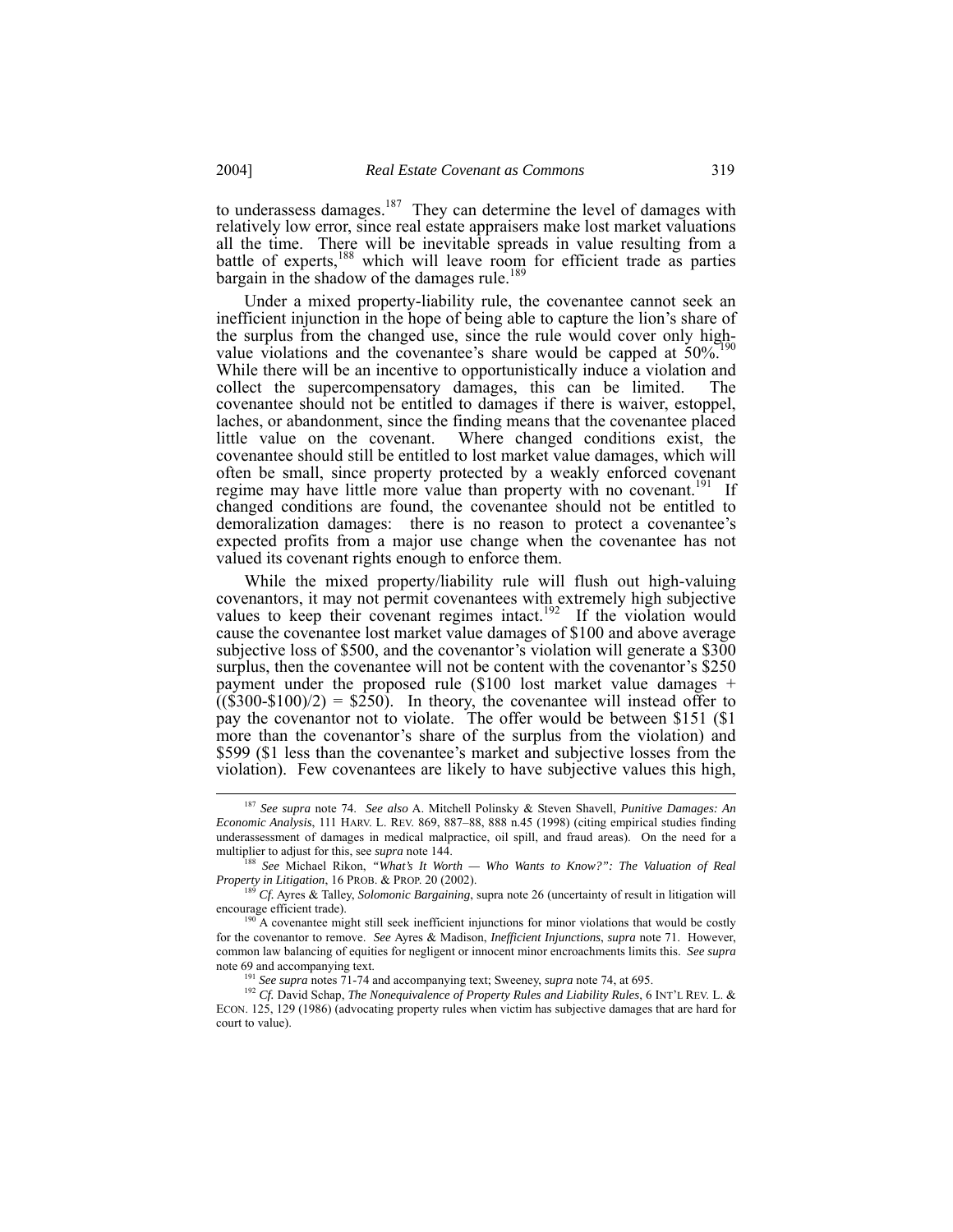to underassess damages.[187] They can determine the level of damages with relatively low error, since real estate appraisers make lost market valuations all the time. There will be inevitable spreads in value resulting from a battle of experts,[188] which will leave room for efficient trade as parties bargain in the shadow of the damages rule.[189]

Under a mixed property-liability rule, the covenantee cannot seek an inefficient injunction in the hope of being able to capture the lion's share of the surplus from the changed use, since the rule would cover only high-value violations and the covenantee's share would be capped at 50%.[190] While there will be an incentive to opportunistically induce a violation and collect the supercompensatory damages, this can be limited. The covenantee should not be entitled to damages if there is waiver, estoppel, laches, or abandonment, since the finding means that the covenantee placed little value on the covenant. Where changed conditions exist, the covenantee should still be entitled to lost market value damages, which will often be small, since property protected by a weakly enforced covenant regime may have little more value than property with no covenant.[191] If changed conditions are found, the covenantee should not be entitled to demoralization damages: there is no reason to protect a covenantee's expected profits from a major use change when the covenantee has not valued its covenant rights enough to enforce them.

While the mixed property/liability rule will flush out high-valuing covenantors, it may not permit covenantees with extremely high subjective values to keep their covenant regimes intact.[192] If the violation would cause the covenantee lost market value damages of $100 and above average subjective loss of $500, and the covenantor's violation will generate a $300 surplus, then the covenantee will not be content with the covenantor's $250 payment under the proposed rule ($100 lost market value damages + (($300-$100)/2) = $250). In theory, the covenantee will instead offer to pay the covenantor not to violate. The offer would be between $151 ($1 more than the covenantor's share of the surplus from the violation) and $599 ($1 less than the covenantee's market and subjective losses from the violation). Few covenantees are likely to have subjective values this high,

---

[187] *See supra* note 74. *See also* A. Mitchell Polinsky & Steven Shavell, *Punitive Damages: An Economic Analysis*, 111 HARV. L. REV. 869, 887–88, 888 n.45 (1998) (citing empirical studies finding underassessment of damages in medical malpractice, oil spill, and fraud areas). On the need for a multiplier to adjust for this, see *supra* note 144.

[188] *See* Michael Rikon, *"What's It Worth — Who Wants to Know?": The Valuation of Real Property in Litigation*, 16 PROB. & PROP. 20 (2002).

[189] *Cf.* Ayres & Talley, *Solomonic Bargaining*, supra note 26 (uncertainty of result in litigation will encourage efficient trade).

[190] A covenantee might still seek inefficient injunctions for minor violations that would be costly for the covenantor to remove. *See* Ayres & Madison, *Inefficient Injunctions*, *supra* note 71. However, common law balancing of equities for negligent or innocent minor encroachments limits this. *See supra* note 69 and accompanying text.

[191] *See supra* notes 71-74 and accompanying text; Sweeney, *supra* note 74, at 695.

[192] *Cf.* David Schap, *The Nonequivalence of Property Rules and Liability Rules*, 6 INT'L REV. L. & ECON. 125, 129 (1986) (advocating property rules when victim has subjective damages that are hard for court to value).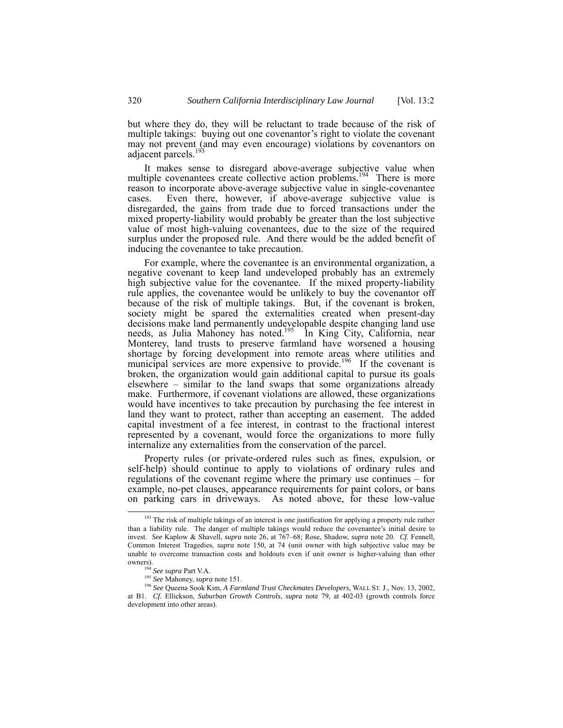but where they do, they will be reluctant to trade because of the risk of multiple takings: buying out one covenantor's right to violate the covenant may not prevent (and may even encourage) violations by covenantors on adjacent parcels.[193]

It makes sense to disregard above-average subjective value when multiple covenantees create collective action problems.[194] There is more reason to incorporate above-average subjective value in single-covenantee cases. Even there, however, if above-average subjective value is disregarded, the gains from trade due to forced transactions under the mixed property-liability would probably be greater than the lost subjective value of most high-valuing covenantees, due to the size of the required surplus under the proposed rule. And there would be the added benefit of inducing the covenantee to take precaution.

For example, where the covenantee is an environmental organization, a negative covenant to keep land undeveloped probably has an extremely high subjective value for the covenantee. If the mixed property-liability rule applies, the covenantee would be unlikely to buy the covenantor off because of the risk of multiple takings. But, if the covenant is broken, society might be spared the externalities created when present-day decisions make land permanently undevelopable despite changing land use needs, as Julia Mahoney has noted.[195] In King City, California, near Monterey, land trusts to preserve farmland have worsened a housing shortage by forcing development into remote areas where utilities and municipal services are more expensive to provide.[196] If the covenant is broken, the organization would gain additional capital to pursue its goals elsewhere – similar to the land swaps that some organizations already make. Furthermore, if covenant violations are allowed, these organizations would have incentives to take precaution by purchasing the fee interest in land they want to protect, rather than accepting an easement. The added capital investment of a fee interest, in contrast to the fractional interest represented by a covenant, would force the organizations to more fully internalize any externalities from the conservation of the parcel.

Property rules (or private-ordered rules such as fines, expulsion, or self-help) should continue to apply to violations of ordinary rules and regulations of the covenant regime where the primary use continues – for example, no-pet clauses, appearance requirements for paint colors, or bans on parking cars in driveways. As noted above, for these low-value

---

[193] The risk of multiple takings of an interest is one justification for applying a property rule rather than a liability rule. The danger of multiple takings would reduce the covenantee's initial desire to invest. *See* Kaplow & Shavell, *supra* note 26, at 767–68; Rose, Shadow, *supra* note 20. *Cf.* Fennell, Common Interest Tragedies, *supra* note 150, at 74 (unit owner with high subjective value may be unable to overcome transaction costs and holdouts even if unit owner is higher-valuing than other owners).

[194] *See supra* Part V.A.

[195] *See* Mahoney, *supra* note 151.

[196] *See* Queena Sook Kim, *A Farmland Trust Checkmates Developers*, WALL ST. J., Nov. 13, 2002, at B1. *Cf.* Ellickson, *Suburban Growth Controls*, *supra* note 79, at 402-03 (growth controls force development into other areas).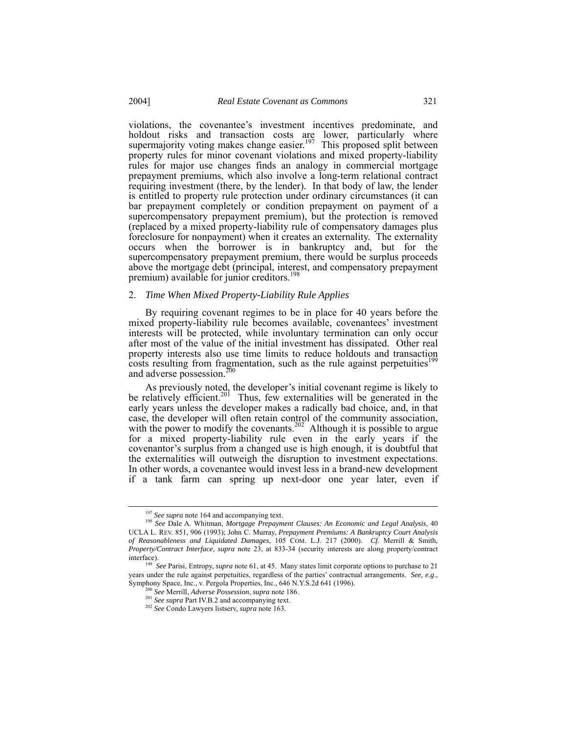violations, the covenantee's investment incentives predominate, and holdout risks and transaction costs are lower, particularly where supermajority voting makes change easier.[197] This proposed split between property rules for minor covenant violations and mixed property-liability rules for major use changes finds an analogy in commercial mortgage prepayment premiums, which also involve a long-term relational contract requiring investment (there, by the lender). In that body of law, the lender is entitled to property rule protection under ordinary circumstances (it can bar prepayment completely or condition prepayment on payment of a supercompensatory prepayment premium), but the protection is removed (replaced by a mixed property-liability rule of compensatory damages plus foreclosure for nonpayment) when it creates an externality. The externality occurs when the borrower is in bankruptcy and, but for the supercompensatory prepayment premium, there would be surplus proceeds above the mortgage debt (principal, interest, and compensatory prepayment premium) available for junior creditors.[198]

## 2. *Time When Mixed Property-Liability Rule Applies*

By requiring covenant regimes to be in place for 40 years before the mixed property-liability rule becomes available, covenantees' investment interests will be protected, while involuntary termination can only occur after most of the value of the initial investment has dissipated. Other real property interests also use time limits to reduce holdouts and transaction costs resulting from fragmentation, such as the rule against perpetuities[199] and adverse possession.[200]

As previously noted, the developer's initial covenant regime is likely to be relatively efficient.[201] Thus, few externalities will be generated in the early years unless the developer makes a radically bad choice, and, in that case, the developer will often retain control of the community association, with the power to modify the covenants.[202] Although it is possible to argue for a mixed property-liability rule even in the early years if the covenantor's surplus from a changed use is high enough, it is doubtful that the externalities will outweigh the disruption to investment expectations. In other words, a covenantee would invest less in a brand-new development if a tank farm can spring up next-door one year later, even if

---

[197] *See supra* note 164 and accompanying text.

[198] *See* Dale A. Whitman, *Mortgage Prepayment Clauses: An Economic and Legal Analysis*, 40 UCLA L. REV. 851, 906 (1993); John C. Murray, *Prepayment Premiums: A Bankruptcy Court Analysis of Reasonableness and Liquidated Damages*, 105 COM. L.J. 217 (2000). *Cf.* Merrill & Smith, *Property/Contract Interface*, *supra* note 23, at 833-34 (security interests are along property/contract interface).

[199] *See* Parisi, Entropy, *supra* note 61, at 45. Many states limit corporate options to purchase to 21 years under the rule against perpetuities, regardless of the parties' contractual arrangements. *See, e.g.*, Symphony Space, Inc., v. Pergola Properties, Inc., 646 N.Y.S.2d 641 (1996).

[200] *See* Merrill, *Adverse Possession*, *supra* note 186.

[201] *See supra* Part IV.B.2 and accompanying text.

[202] *See* Condo Lawyers listserv, *supra* note 163.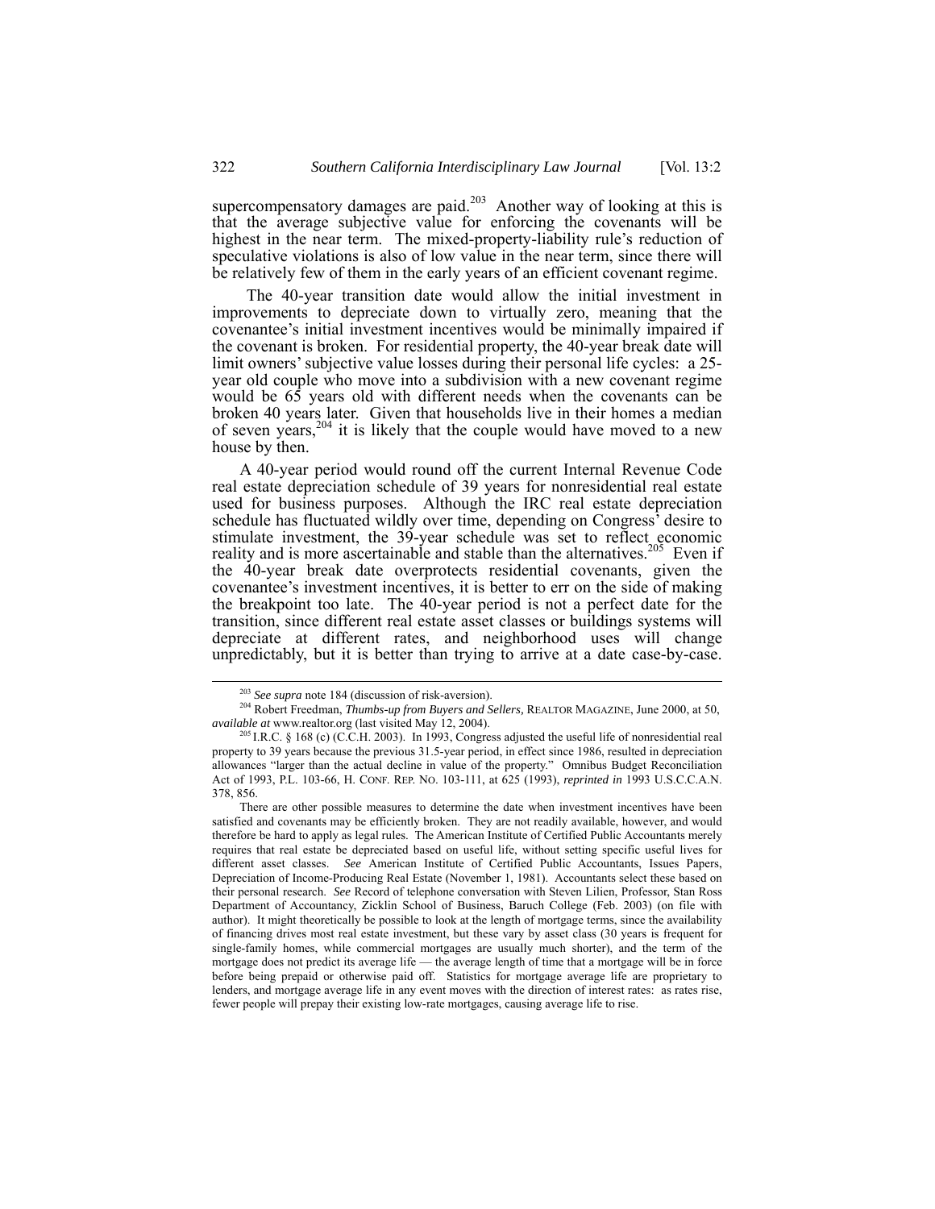supercompensatory damages are paid.[203] Another way of looking at this is that the average subjective value for enforcing the covenants will be highest in the near term. The mixed-property-liability rule's reduction of speculative violations is also of low value in the near term, since there will be relatively few of them in the early years of an efficient covenant regime.

The 40-year transition date would allow the initial investment in improvements to depreciate down to virtually zero, meaning that the covenantee's initial investment incentives would be minimally impaired if the covenant is broken. For residential property, the 40-year break date will limit owners' subjective value losses during their personal life cycles: a 25-year old couple who move into a subdivision with a new covenant regime would be 65 years old with different needs when the covenants can be broken 40 years later. Given that households live in their homes a median of seven years,[204] it is likely that the couple would have moved to a new house by then.

A 40-year period would round off the current Internal Revenue Code real estate depreciation schedule of 39 years for nonresidential real estate used for business purposes. Although the IRC real estate depreciation schedule has fluctuated wildly over time, depending on Congress' desire to stimulate investment, the 39-year schedule was set to reflect economic reality and is more ascertainable and stable than the alternatives.[205] Even if the 40-year break date overprotects residential covenants, given the covenantee's investment incentives, it is better to err on the side of making the breakpoint too late. The 40-year period is not a perfect date for the transition, since different real estate asset classes or buildings systems will depreciate at different rates, and neighborhood uses will change unpredictably, but it is better than trying to arrive at a date case-by-case.

---

[203] *See supra* note 184 (discussion of risk-aversion).

[204] Robert Freedman, *Thumbs-up from Buyers and Sellers,* REALTOR MAGAZINE, June 2000, at 50, *available at* www.realtor.org (last visited May 12, 2004).

[205] I.R.C. § 168 (c) (C.C.H. 2003). In 1993, Congress adjusted the useful life of nonresidential real property to 39 years because the previous 31.5-year period, in effect since 1986, resulted in depreciation allowances "larger than the actual decline in value of the property." Omnibus Budget Reconciliation Act of 1993, P.L. 103-66, H. CONF. REP. NO. 103-111, at 625 (1993), *reprinted in* 1993 U.S.C.C.A.N. 378, 856.

There are other possible measures to determine the date when investment incentives have been satisfied and covenants may be efficiently broken. They are not readily available, however, and would therefore be hard to apply as legal rules. The American Institute of Certified Public Accountants merely requires that real estate be depreciated based on useful life, without setting specific useful lives for different asset classes. *See* American Institute of Certified Public Accountants, Issues Papers, Depreciation of Income-Producing Real Estate (November 1, 1981). Accountants select these based on their personal research. *See* Record of telephone conversation with Steven Lilien, Professor, Stan Ross Department of Accountancy, Zicklin School of Business, Baruch College (Feb. 2003) (on file with author). It might theoretically be possible to look at the length of mortgage terms, since the availability of financing drives most real estate investment, but these vary by asset class (30 years is frequent for single-family homes, while commercial mortgages are usually much shorter), and the term of the mortgage does not predict its average life — the average length of time that a mortgage will be in force before being prepaid or otherwise paid off. Statistics for mortgage average life are proprietary to lenders, and mortgage average life in any event moves with the direction of interest rates: as rates rise, fewer people will prepay their existing low-rate mortgages, causing average life to rise.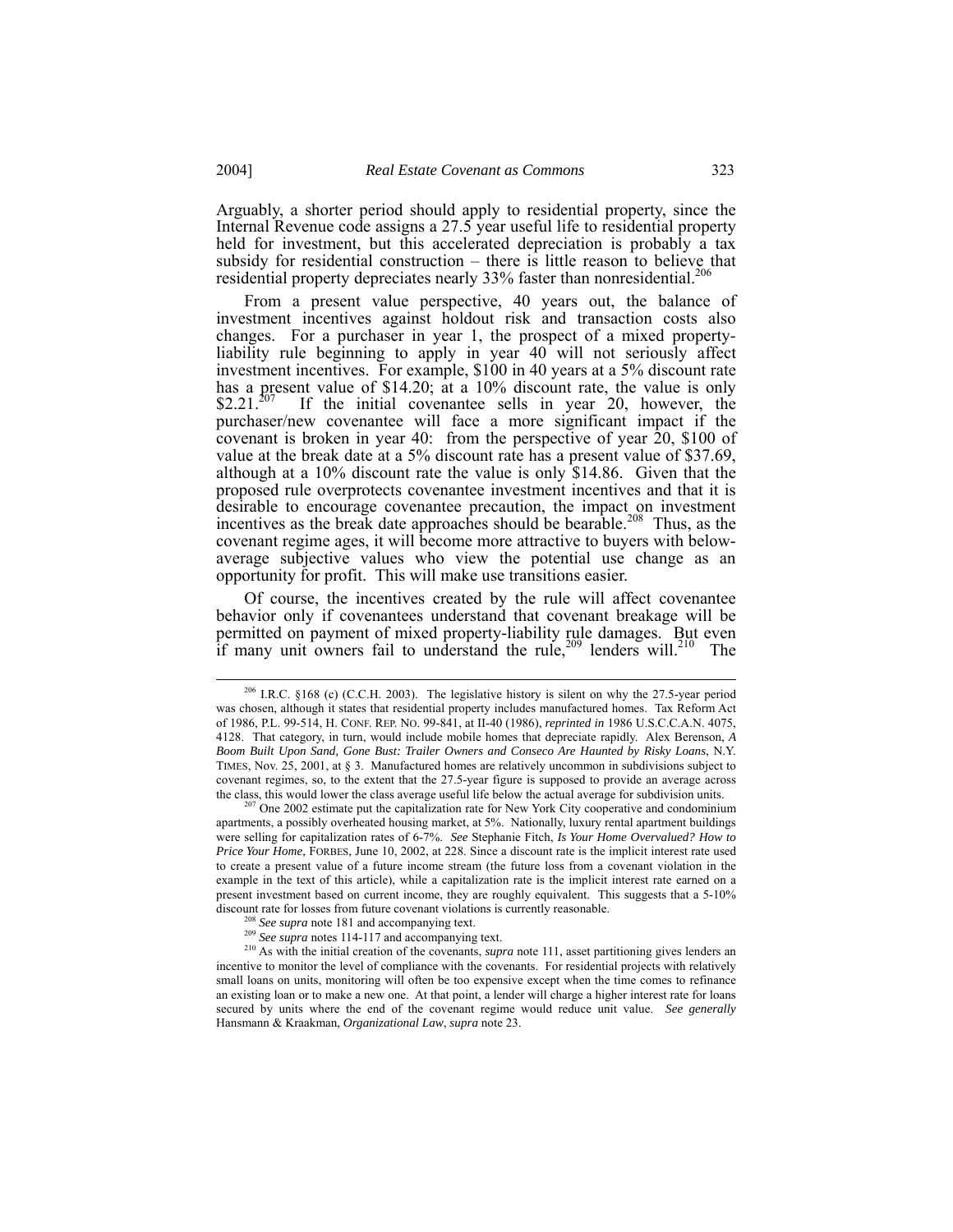Arguably, a shorter period should apply to residential property, since the Internal Revenue code assigns a 27.5 year useful life to residential property held for investment, but this accelerated depreciation is probably a tax subsidy for residential construction – there is little reason to believe that residential property depreciates nearly 33% faster than nonresidential.[206]

From a present value perspective, 40 years out, the balance of investment incentives against holdout risk and transaction costs also changes. For a purchaser in year 1, the prospect of a mixed property-liability rule beginning to apply in year 40 will not seriously affect investment incentives. For example, $100 in 40 years at a 5% discount rate has a present value of $14.20; at a 10% discount rate, the value is only $2.21.[207] If the initial covenantee sells in year 20, however, the purchaser/new covenantee will face a more significant impact if the covenant is broken in year 40: from the perspective of year 20, $100 of value at the break date at a 5% discount rate has a present value of $37.69, although at a 10% discount rate the value is only $14.86. Given that the proposed rule overprotects covenantee investment incentives and that it is desirable to encourage covenantee precaution, the impact on investment incentives as the break date approaches should be bearable.[208] Thus, as the covenant regime ages, it will become more attractive to buyers with below-average subjective values who view the potential use change as an opportunity for profit. This will make use transitions easier.

Of course, the incentives created by the rule will affect covenantee behavior only if covenantees understand that covenant breakage will be permitted on payment of mixed property-liability rule damages. But even if many unit owners fail to understand the rule,[209] lenders will.[210] The

---

[206] I.R.C. §168 (c) (C.C.H. 2003). The legislative history is silent on why the 27.5-year period was chosen, although it states that residential property includes manufactured homes. Tax Reform Act of 1986, P.L. 99-514, H. CONF. REP. NO. 99-841, at II-40 (1986), *reprinted in* 1986 U.S.C.C.A.N. 4075, 4128. That category, in turn, would include mobile homes that depreciate rapidly. Alex Berenson, *A Boom Built Upon Sand, Gone Bust: Trailer Owners and Conseco Are Haunted by Risky Loans*, N.Y. TIMES, Nov. 25, 2001, at § 3. Manufactured homes are relatively uncommon in subdivisions subject to covenant regimes, so, to the extent that the 27.5-year figure is supposed to provide an average across the class, this would lower the class average useful life below the actual average for subdivision units.

[207] One 2002 estimate put the capitalization rate for New York City cooperative and condominium apartments, a possibly overheated housing market, at 5%. Nationally, luxury rental apartment buildings were selling for capitalization rates of 6-7%. *See* Stephanie Fitch, *Is Your Home Overvalued? How to Price Your Home*, FORBES, June 10, 2002, at 228. Since a discount rate is the implicit interest rate used to create a present value of a future income stream (the future loss from a covenant violation in the example in the text of this article), while a capitalization rate is the implicit interest rate earned on a present investment based on current income, they are roughly equivalent. This suggests that a 5-10% discount rate for losses from future covenant violations is currently reasonable.

[208] *See supra* note 181 and accompanying text.

[209] *See supra* notes 114-117 and accompanying text.

[210] As with the initial creation of the covenants, *supra* note 111, asset partitioning gives lenders an incentive to monitor the level of compliance with the covenants. For residential projects with relatively small loans on units, monitoring will often be too expensive except when the time comes to refinance an existing loan or to make a new one. At that point, a lender will charge a higher interest rate for loans secured by units where the end of the covenant regime would reduce unit value. *See generally* Hansmann & Kraakman, *Organizational Law*, *supra* note 23.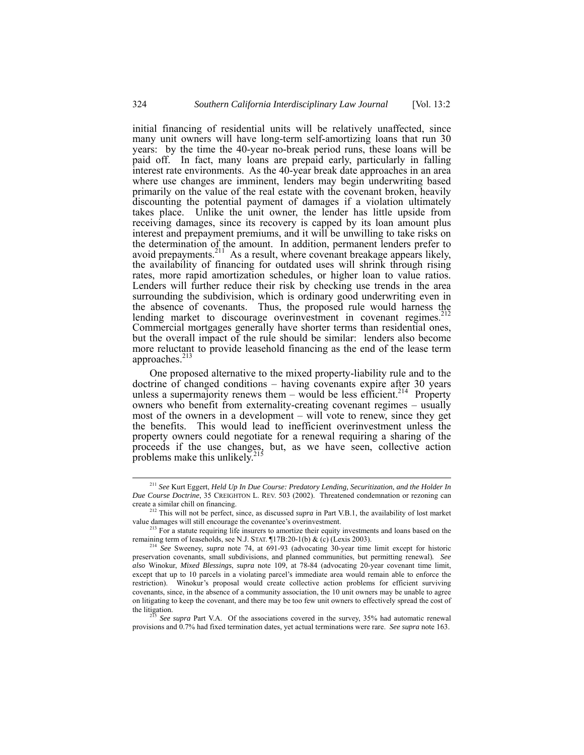initial financing of residential units will be relatively unaffected, since many unit owners will have long-term self-amortizing loans that run 30 years: by the time the 40-year no-break period runs, these loans will be paid off. In fact, many loans are prepaid early, particularly in falling interest rate environments. As the 40-year break date approaches in an area where use changes are imminent, lenders may begin underwriting based primarily on the value of the real estate with the covenant broken, heavily discounting the potential payment of damages if a violation ultimately takes place. Unlike the unit owner, the lender has little upside from receiving damages, since its recovery is capped by its loan amount plus interest and prepayment premiums, and it will be unwilling to take risks on the determination of the amount. In addition, permanent lenders prefer to avoid prepayments.[211] As a result, where covenant breakage appears likely, the availability of financing for outdated uses will shrink through rising rates, more rapid amortization schedules, or higher loan to value ratios. Lenders will further reduce their risk by checking use trends in the area surrounding the subdivision, which is ordinary good underwriting even in the absence of covenants. Thus, the proposed rule would harness the lending market to discourage overinvestment in covenant regimes.[212] Commercial mortgages generally have shorter terms than residential ones, but the overall impact of the rule should be similar: lenders also become more reluctant to provide leasehold financing as the end of the lease term approaches.[213]

One proposed alternative to the mixed property-liability rule and to the doctrine of changed conditions – having covenants expire after 30 years unless a supermajority renews them – would be less efficient.[214] Property owners who benefit from externality-creating covenant regimes – usually most of the owners in a development – will vote to renew, since they get the benefits. This would lead to inefficient overinvestment unless the property owners could negotiate for a renewal requiring a sharing of the proceeds if the use changes, but, as we have seen, collective action problems make this unlikely.[215]

---

[211] *See* Kurt Eggert, *Held Up In Due Course: Predatory Lending, Securitization, and the Holder In Due Course Doctrine*, 35 CREIGHTON L. REV. 503 (2002). Threatened condemnation or rezoning can create a similar chill on financing.

[212] This will not be perfect, since, as discussed *supra* in Part V.B.1, the availability of lost market value damages will still encourage the covenantee's overinvestment.

[213] For a statute requiring life insurers to amortize their equity investments and loans based on the remaining term of leaseholds, see N.J. STAT. ¶17B:20-1(b) & (c) (Lexis 2003).

[214] *See* Sweeney, *supra* note 74, at 691-93 (advocating 30-year time limit except for historic preservation covenants, small subdivisions, and planned communities, but permitting renewal). *See also* Winokur, *Mixed Blessings*, *supra* note 109, at 78-84 (advocating 20-year covenant time limit, except that up to 10 parcels in a violating parcel's immediate area would remain able to enforce the restriction). Winokur's proposal would create collective action problems for efficient surviving covenants, since, in the absence of a community association, the 10 unit owners may be unable to agree on litigating to keep the covenant, and there may be too few unit owners to effectively spread the cost of the litigation.

[215] *See supra* Part V.A. Of the associations covered in the survey, 35% had automatic renewal provisions and 0.7% had fixed termination dates, yet actual terminations were rare. *See supra* note 163.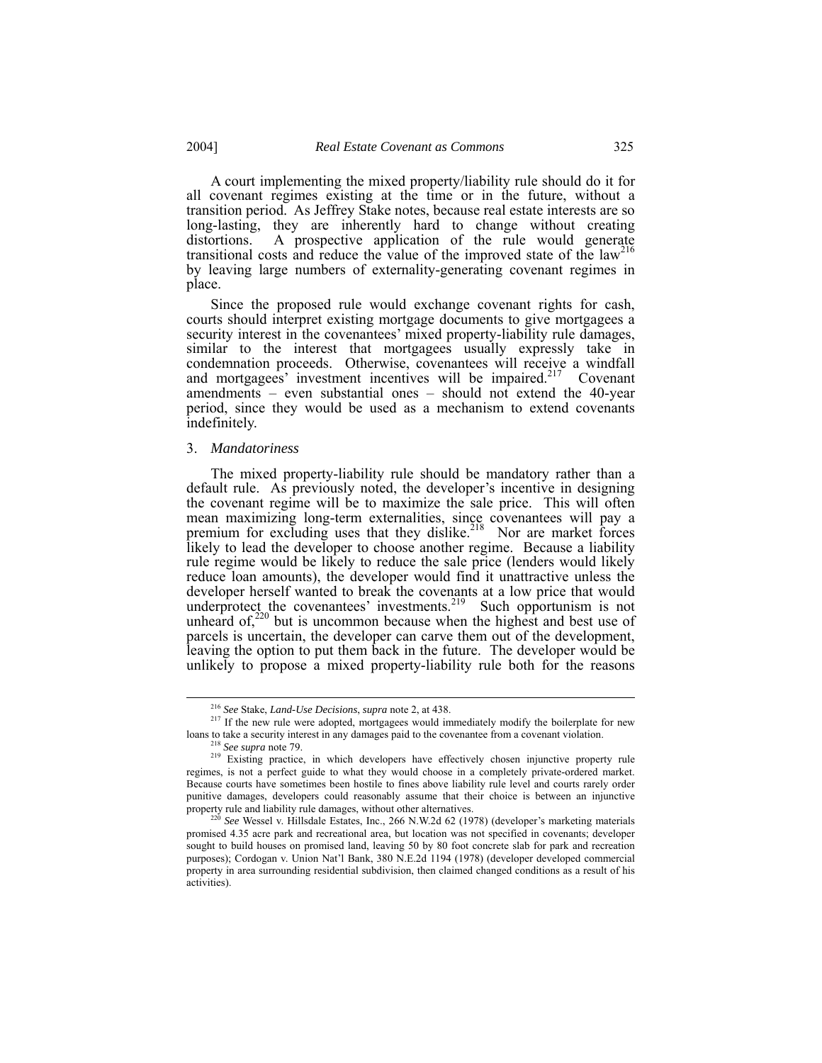A court implementing the mixed property/liability rule should do it for all covenant regimes existing at the time or in the future, without a transition period. As Jeffrey Stake notes, because real estate interests are so long-lasting, they are inherently hard to change without creating distortions. A prospective application of the rule would generate transitional costs and reduce the value of the improved state of the law[216] by leaving large numbers of externality-generating covenant regimes in place.

Since the proposed rule would exchange covenant rights for cash, courts should interpret existing mortgage documents to give mortgagees a security interest in the covenantees' mixed property-liability rule damages, similar to the interest that mortgagees usually expressly take in condemnation proceeds. Otherwise, covenantees will receive a windfall and mortgagees' investment incentives will be impaired.[217] Covenant amendments – even substantial ones – should not extend the 40-year period, since they would be used as a mechanism to extend covenants indefinitely.

3. *Mandatoriness*

The mixed property-liability rule should be mandatory rather than a default rule. As previously noted, the developer's incentive in designing the covenant regime will be to maximize the sale price. This will often mean maximizing long-term externalities, since covenantees will pay a premium for excluding uses that they dislike.[218] Nor are market forces likely to lead the developer to choose another regime. Because a liability rule regime would be likely to reduce the sale price (lenders would likely reduce loan amounts), the developer would find it unattractive unless the developer herself wanted to break the covenants at a low price that would underprotect the covenantees' investments.[219] Such opportunism is not unheard of,[220] but is uncommon because when the highest and best use of parcels is uncertain, the developer can carve them out of the development, leaving the option to put them back in the future. The developer would be unlikely to propose a mixed property-liability rule both for the reasons

---

[216] *See* Stake, *Land-Use Decisions*, *supra* note 2, at 438.

[217] If the new rule were adopted, mortgagees would immediately modify the boilerplate for new loans to take a security interest in any damages paid to the covenantee from a covenant violation.

[218] *See supra* note 79.

[219] Existing practice, in which developers have effectively chosen injunctive property rule regimes, is not a perfect guide to what they would choose in a completely private-ordered market. Because courts have sometimes been hostile to fines above liability rule level and courts rarely order punitive damages, developers could reasonably assume that their choice is between an injunctive property rule and liability rule damages, without other alternatives.

[220] *See* Wessel v. Hillsdale Estates, Inc., 266 N.W.2d 62 (1978) (developer's marketing materials promised 4.35 acre park and recreational area, but location was not specified in covenants; developer sought to build houses on promised land, leaving 50 by 80 foot concrete slab for park and recreation purposes); Cordogan v. Union Nat'l Bank, 380 N.E.2d 1194 (1978) (developer developed commercial property in area surrounding residential subdivision, then claimed changed conditions as a result of his activities).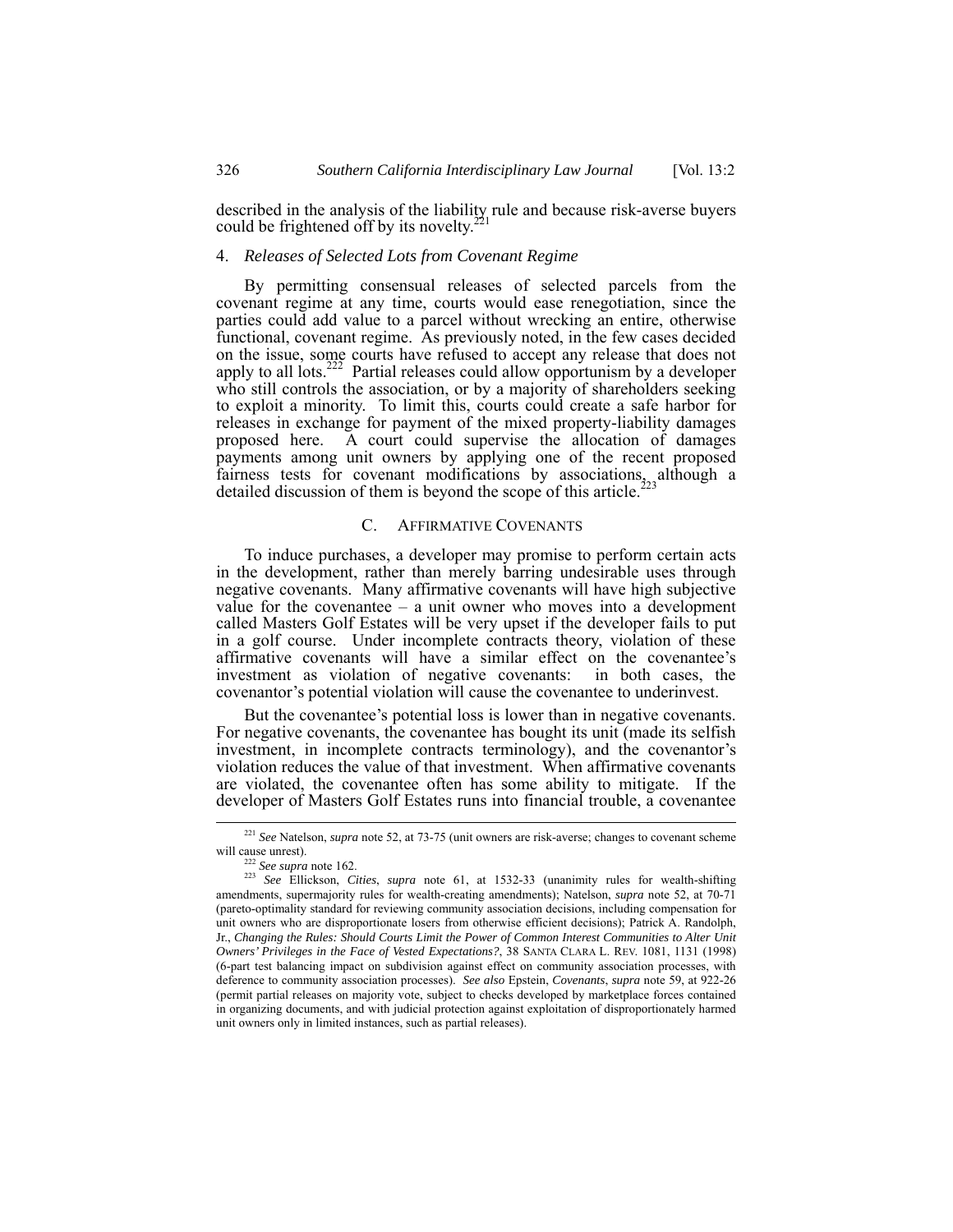described in the analysis of the liability rule and because risk-averse buyers could be frightened off by its novelty.[221]

### 4. *Releases of Selected Lots from Covenant Regime*

By permitting consensual releases of selected parcels from the covenant regime at any time, courts would ease renegotiation, since the parties could add value to a parcel without wrecking an entire, otherwise functional, covenant regime. As previously noted, in the few cases decided on the issue, some courts have refused to accept any release that does not apply to all lots.[222] Partial releases could allow opportunism by a developer who still controls the association, or by a majority of shareholders seeking to exploit a minority. To limit this, courts could create a safe harbor for releases in exchange for payment of the mixed property-liability damages proposed here. A court could supervise the allocation of damages payments among unit owners by applying one of the recent proposed fairness tests for covenant modifications by associations, although a detailed discussion of them is beyond the scope of this article.[223]

## C. AFFIRMATIVE COVENANTS

To induce purchases, a developer may promise to perform certain acts in the development, rather than merely barring undesirable uses through negative covenants. Many affirmative covenants will have high subjective value for the covenantee – a unit owner who moves into a development called Masters Golf Estates will be very upset if the developer fails to put in a golf course. Under incomplete contracts theory, violation of these affirmative covenants will have a similar effect on the covenantee's investment as violation of negative covenants: in both cases, the covenantor's potential violation will cause the covenantee to underinvest.

But the covenantee's potential loss is lower than in negative covenants. For negative covenants, the covenantee has bought its unit (made its selfish investment, in incomplete contracts terminology), and the covenantor's violation reduces the value of that investment. When affirmative covenants are violated, the covenantee often has some ability to mitigate. If the developer of Masters Golf Estates runs into financial trouble, a covenantee

---

[221] *See* Natelson, *supra* note 52, at 73-75 (unit owners are risk-averse; changes to covenant scheme will cause unrest).

[222] *See supra* note 162.

[223] *See* Ellickson, *Cities*, *supra* note 61, at 1532-33 (unanimity rules for wealth-shifting amendments, supermajority rules for wealth-creating amendments); Natelson, *supra* note 52, at 70-71 (pareto-optimality standard for reviewing community association decisions, including compensation for unit owners who are disproportionate losers from otherwise efficient decisions); Patrick A. Randolph, Jr., *Changing the Rules: Should Courts Limit the Power of Common Interest Communities to Alter Unit Owners' Privileges in the Face of Vested Expectations?*, 38 SANTA CLARA L. REV. 1081, 1131 (1998) (6-part test balancing impact on subdivision against effect on community association processes, with deference to community association processes). *See also* Epstein, *Covenants*, *supra* note 59, at 922-26 (permit partial releases on majority vote, subject to checks developed by marketplace forces contained in organizing documents, and with judicial protection against exploitation of disproportionately harmed unit owners only in limited instances, such as partial releases).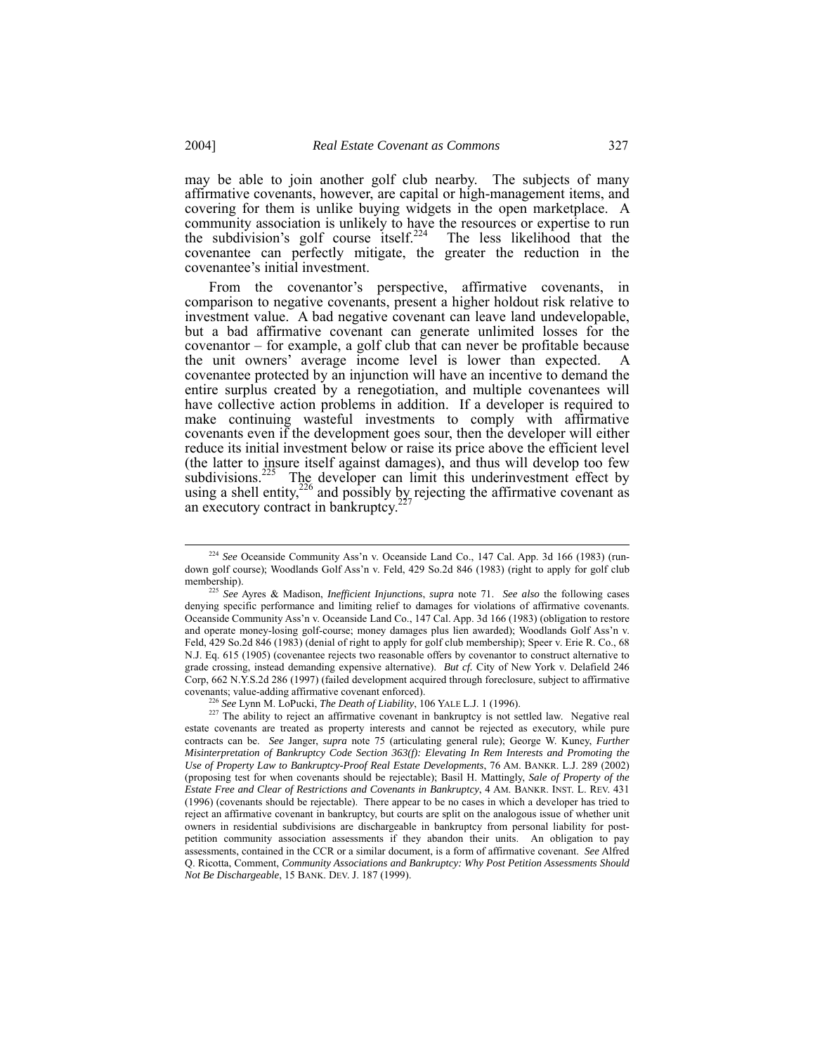may be able to join another golf club nearby. The subjects of many affirmative covenants, however, are capital or high-management items, and covering for them is unlike buying widgets in the open marketplace. A community association is unlikely to have the resources or expertise to run the subdivision's golf course itself.[224] The less likelihood that the covenantee can perfectly mitigate, the greater the reduction in the covenantee's initial investment.

From the covenantor's perspective, affirmative covenants, in comparison to negative covenants, present a higher holdout risk relative to investment value. A bad negative covenant can leave land undevelopable, but a bad affirmative covenant can generate unlimited losses for the covenantor – for example, a golf club that can never be profitable because the unit owners' average income level is lower than expected. A covenantee protected by an injunction will have an incentive to demand the entire surplus created by a renegotiation, and multiple covenantees will have collective action problems in addition. If a developer is required to make continuing wasteful investments to comply with affirmative covenants even if the development goes sour, then the developer will either reduce its initial investment below or raise its price above the efficient level (the latter to insure itself against damages), and thus will develop too few subdivisions.[225] The developer can limit this underinvestment effect by using a shell entity,[226] and possibly by rejecting the affirmative covenant as an executory contract in bankruptcy.[227]

---

[224] *See* Oceanside Community Ass'n v. Oceanside Land Co., 147 Cal. App. 3d 166 (1983) (run-down golf course); Woodlands Golf Ass'n v. Feld, 429 So.2d 846 (1983) (right to apply for golf club membership).

[225] *See* Ayres & Madison, *Inefficient Injunctions*, *supra* note 71. *See also* the following cases denying specific performance and limiting relief to damages for violations of affirmative covenants. Oceanside Community Ass'n v. Oceanside Land Co., 147 Cal. App. 3d 166 (1983) (obligation to restore and operate money-losing golf-course; money damages plus lien awarded); Woodlands Golf Ass'n v. Feld, 429 So.2d 846 (1983) (denial of right to apply for golf club membership); Speer v. Erie R. Co., 68 N.J. Eq. 615 (1905) (covenantee rejects two reasonable offers by covenantor to construct alternative to grade crossing, instead demanding expensive alternative). *But cf.* City of New York v. Delafield 246 Corp, 662 N.Y.S.2d 286 (1997) (failed development acquired through foreclosure, subject to affirmative covenants; value-adding affirmative covenant enforced).

[226] *See* Lynn M. LoPucki, *The Death of Liability*, 106 YALE L.J. 1 (1996).

[227] The ability to reject an affirmative covenant in bankruptcy is not settled law. Negative real estate covenants are treated as property interests and cannot be rejected as executory, while pure contracts can be. *See* Janger, *supra* note 75 (articulating general rule); George W. Kuney, *Further Misinterpretation of Bankruptcy Code Section 363(f): Elevating In Rem Interests and Promoting the Use of Property Law to Bankruptcy-Proof Real Estate Developments*, 76 AM. BANKR. L.J. 289 (2002) (proposing test for when covenants should be rejectable); Basil H. Mattingly, *Sale of Property of the Estate Free and Clear of Restrictions and Covenants in Bankruptcy*, 4 AM. BANKR. INST. L. REV. 431 (1996) (covenants should be rejectable). There appear to be no cases in which a developer has tried to reject an affirmative covenant in bankruptcy, but courts are split on the analogous issue of whether unit owners in residential subdivisions are dischargeable in bankruptcy from personal liability for post-petition community association assessments if they abandon their units. An obligation to pay assessments, contained in the CCR or a similar document, is a form of affirmative covenant. *See* Alfred Q. Ricotta, Comment, *Community Associations and Bankruptcy: Why Post Petition Assessments Should Not Be Dischargeable*, 15 BANK. DEV. J. 187 (1999).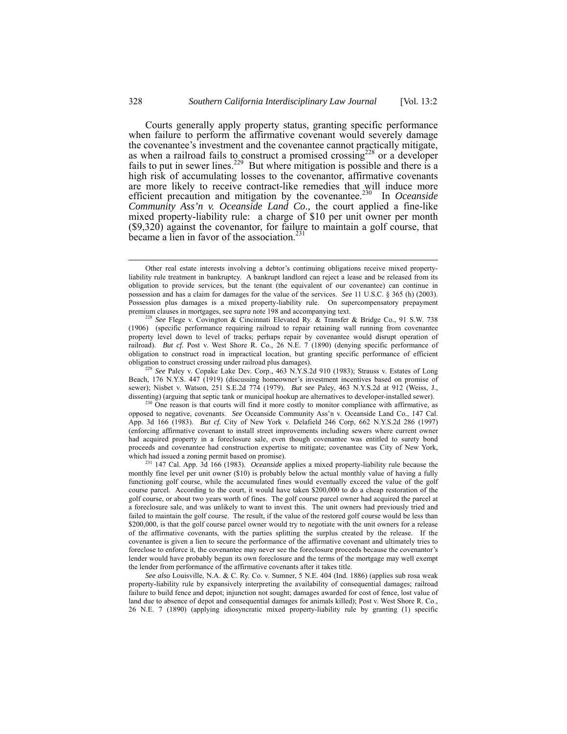Courts generally apply property status, granting specific performance when failure to perform the affirmative covenant would severely damage the covenantee's investment and the covenantee cannot practically mitigate, as when a railroad fails to construct a promised crossing[228] or a developer fails to put in sewer lines.[229] But where mitigation is possible and there is a high risk of accumulating losses to the covenantor, affirmative covenants are more likely to receive contract-like remedies that will induce more efficient precaution and mitigation by the covenantee.[230] In *Oceanside Community Ass'n v. Oceanside Land Co.,* the court applied a fine-like mixed property-liability rule: a charge of $10 per unit owner per month ($9,320) against the covenantor, for failure to maintain a golf course, that became a lien in favor of the association.[231]

---

Other real estate interests involving a debtor's continuing obligations receive mixed property-liability rule treatment in bankruptcy. A bankrupt landlord can reject a lease and be released from its obligation to provide services, but the tenant (the equivalent of our covenantee) can continue in possession and has a claim for damages for the value of the services. *See* 11 U.S.C. § 365 (h) (2003). Possession plus damages is a mixed property-liability rule. On supercompensatory prepayment premium clauses in mortgages, see *supra* note 198 and accompanying text.

[228] *See* Flege v. Covington & Cincinnati Elevated Ry. & Transfer & Bridge Co., 91 S.W. 738 (1906) (specific performance requiring railroad to repair retaining wall running from covenantee property level down to level of tracks; perhaps repair by covenantee would disrupt operation of railroad). *But cf.* Post v. West Shore R. Co., 26 N.E. 7 (1890) (denying specific performance of obligation to construct road in impractical location, but granting specific performance of efficient obligation to construct crossing under railroad plus damages).

[229] *See* Paley v. Copake Lake Dev. Corp., 463 N.Y.S.2d 910 (1983); Strauss v. Estates of Long Beach, 176 N.Y.S. 447 (1919) (discussing homeowner's investment incentives based on promise of sewer); Nisbet v. Watson, 251 S.E.2d 774 (1979). *But see* Paley, 463 N.Y.S.2d at 912 (Weiss, J., dissenting) (arguing that septic tank or municipal hookup are alternatives to developer-installed sewer).

[230] One reason is that courts will find it more costly to monitor compliance with affirmative, as opposed to negative, covenants. *See* Oceanside Community Ass'n v. Oceanside Land Co., 147 Cal. App. 3d 166 (1983). *But cf.* City of New York v. Delafield 246 Corp, 662 N.Y.S.2d 286 (1997) (enforcing affirmative covenant to install street improvements including sewers where current owner had acquired property in a foreclosure sale, even though covenantee was entitled to surety bond proceeds and covenantee had construction expertise to mitigate; covenantee was City of New York, which had issued a zoning permit based on promise).

[231] 147 Cal. App. 3d 166 (1983). *Oceanside* applies a mixed property-liability rule because the monthly fine level per unit owner ($10) is probably below the actual monthly value of having a fully functioning golf course, while the accumulated fines would eventually exceed the value of the golf course parcel. According to the court, it would have taken $200,000 to do a cheap restoration of the golf course, or about two years worth of fines. The golf course parcel owner had acquired the parcel at a foreclosure sale, and was unlikely to want to invest this. The unit owners had previously tried and failed to maintain the golf course. The result, if the value of the restored golf course would be less than $200,000, is that the golf course parcel owner would try to negotiate with the unit owners for a release of the affirmative covenants, with the parties splitting the surplus created by the release. If the covenantee is given a lien to secure the performance of the affirmative covenant and ultimately tries to foreclose to enforce it, the covenantee may never see the foreclosure proceeds because the covenantor's lender would have probably begun its own foreclosure and the terms of the mortgage may well exempt the lender from performance of the affirmative covenants after it takes title.

*See also* Louisville, N.A. & C. Ry. Co. v. Sumner, 5 N.E. 404 (Ind. 1886) (applies sub rosa weak property-liability rule by expansively interpreting the availability of consequential damages; railroad failure to build fence and depot; injunction not sought; damages awarded for cost of fence, lost value of land due to absence of depot and consequential damages for animals killed); Post v. West Shore R. Co., 26 N.E. 7 (1890) (applying idiosyncratic mixed property-liability rule by granting (1) specific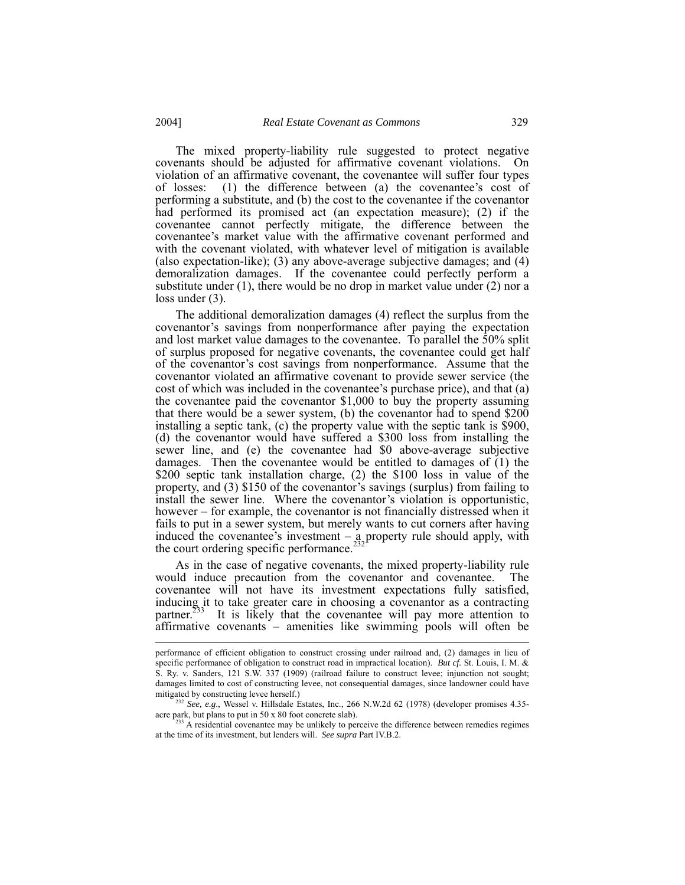The mixed property-liability rule suggested to protect negative covenants should be adjusted for affirmative covenant violations. On violation of an affirmative covenant, the covenantee will suffer four types of losses: (1) the difference between (a) the covenantee's cost of performing a substitute, and (b) the cost to the covenantee if the covenantor had performed its promised act (an expectation measure); (2) if the covenantee cannot perfectly mitigate, the difference between the covenantee's market value with the affirmative covenant performed and with the covenant violated, with whatever level of mitigation is available (also expectation-like); (3) any above-average subjective damages; and (4) demoralization damages. If the covenantee could perfectly perform a substitute under (1), there would be no drop in market value under (2) nor a loss under (3).

The additional demoralization damages (4) reflect the surplus from the covenantor's savings from nonperformance after paying the expectation and lost market value damages to the covenantee. To parallel the 50% split of surplus proposed for negative covenants, the covenantee could get half of the covenantor's cost savings from nonperformance. Assume that the covenantor violated an affirmative covenant to provide sewer service (the cost of which was included in the covenantee's purchase price), and that (a) the covenantee paid the covenantor \$1,000 to buy the property assuming that there would be a sewer system, (b) the covenantor had to spend \$200 installing a septic tank, (c) the property value with the septic tank is \$900, (d) the covenantor would have suffered a \$300 loss from installing the sewer line, and (e) the covenantee had \$0 above-average subjective damages. Then the covenantee would be entitled to damages of (1) the \$200 septic tank installation charge, (2) the \$100 loss in value of the property, and (3) \$150 of the covenantor's savings (surplus) from failing to install the sewer line. Where the covenantor's violation is opportunistic, however – for example, the covenantor is not financially distressed when it fails to put in a sewer system, but merely wants to cut corners after having induced the covenantee's investment – a property rule should apply, with the court ordering specific performance.[232]

As in the case of negative covenants, the mixed property-liability rule would induce precaution from the covenantor and covenantee. The covenantee will not have its investment expectations fully satisfied, inducing it to take greater care in choosing a covenantor as a contracting partner.[233] It is likely that the covenantee will pay more attention to affirmative covenants – amenities like swimming pools will often be

---

performance of efficient obligation to construct crossing under railroad and, (2) damages in lieu of specific performance of obligation to construct road in impractical location). *But cf.* St. Louis, I. M. & S. Ry. v. Sanders, 121 S.W. 337 (1909) (railroad failure to construct levee; injunction not sought; damages limited to cost of constructing levee, not consequential damages, since landowner could have mitigated by constructing levee herself.)

[232] *See, e.g.*, Wessel v. Hillsdale Estates, Inc., 266 N.W.2d 62 (1978) (developer promises 4.35-acre park, but plans to put in 50 x 80 foot concrete slab).

[233] A residential covenantee may be unlikely to perceive the difference between remedies regimes at the time of its investment, but lenders will. *See supra* Part IV.B.2.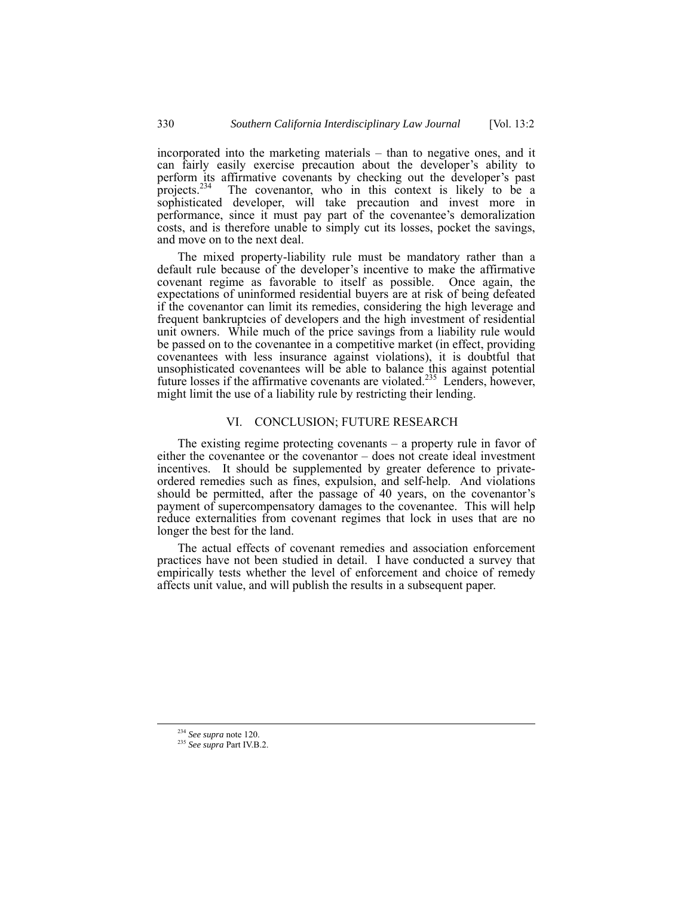incorporated into the marketing materials – than to negative ones, and it can fairly easily exercise precaution about the developer's ability to perform its affirmative covenants by checking out the developer's past projects.[234] The covenantor, who in this context is likely to be a sophisticated developer, will take precaution and invest more in performance, since it must pay part of the covenantee's demoralization costs, and is therefore unable to simply cut its losses, pocket the savings, and move on to the next deal.

The mixed property-liability rule must be mandatory rather than a default rule because of the developer's incentive to make the affirmative covenant regime as favorable to itself as possible. Once again, the expectations of uninformed residential buyers are at risk of being defeated if the covenantor can limit its remedies, considering the high leverage and frequent bankruptcies of developers and the high investment of residential unit owners. While much of the price savings from a liability rule would be passed on to the covenantee in a competitive market (in effect, providing covenantees with less insurance against violations), it is doubtful that unsophisticated covenantees will be able to balance this against potential future losses if the affirmative covenants are violated.[235] Lenders, however, might limit the use of a liability rule by restricting their lending.

## VI. CONCLUSION; FUTURE RESEARCH

The existing regime protecting covenants – a property rule in favor of either the covenantee or the covenantor – does not create ideal investment incentives. It should be supplemented by greater deference to private-ordered remedies such as fines, expulsion, and self-help. And violations should be permitted, after the passage of 40 years, on the covenantor's payment of supercompensatory damages to the covenantee. This will help reduce externalities from covenant regimes that lock in uses that are no longer the best for the land.

The actual effects of covenant remedies and association enforcement practices have not been studied in detail. I have conducted a survey that empirically tests whether the level of enforcement and choice of remedy affects unit value, and will publish the results in a subsequent paper.

[234] *See supra* note 120.

[235] *See supra* Part IV.B.2.